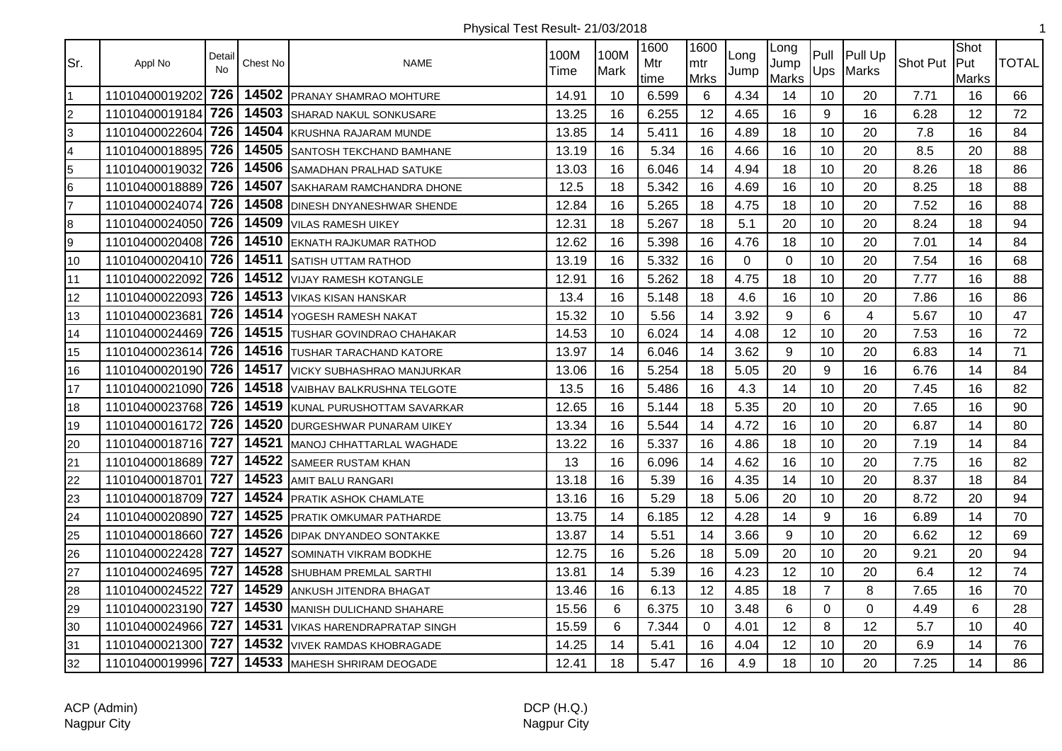# Physical Test Result- 21/03/2018

| Sr. | Appl No | Detail No | Chest No | NAME | 100M Time | 100M Mark | 1600 Mtr time | 1600 mtr Mrks | Long Jump | Long Jump Marks | Pull Ups | Pull Up Marks | Shot Put | Shot Put Marks | TOTAL |
|---|---|---|---|---|---|---|---|---|---|---|---|---|---|---|---|
| 1 | 11010400019202 | 726 | 14502 | PRANAY SHAMRAO MOHTURE | 14.91 | 10 | 6.599 | 6 | 4.34 | 14 | 10 | 20 | 7.71 | 16 | 66 |
| 2 | 11010400019184 | 726 | 14503 | SHARAD NAKUL SONKUSARE | 13.25 | 16 | 6.255 | 12 | 4.65 | 16 | 9 | 16 | 6.28 | 12 | 72 |
| 3 | 11010400022604 | 726 | 14504 | KRUSHNA RAJARAM MUNDE | 13.85 | 14 | 5.411 | 16 | 4.89 | 18 | 10 | 20 | 7.8 | 16 | 84 |
| 4 | 11010400018895 | 726 | 14505 | SANTOSH TEKCHAND BAMHANE | 13.19 | 16 | 5.34 | 16 | 4.66 | 16 | 10 | 20 | 8.5 | 20 | 88 |
| 5 | 11010400019032 | 726 | 14506 | SAMADHAN PRALHAD SATUKE | 13.03 | 16 | 6.046 | 14 | 4.94 | 18 | 10 | 20 | 8.26 | 18 | 86 |
| 6 | 11010400018889 | 726 | 14507 | SAKHARAM RAMCHANDRA DHONE | 12.5 | 18 | 5.342 | 16 | 4.69 | 16 | 10 | 20 | 8.25 | 18 | 88 |
| 7 | 11010400024074 | 726 | 14508 | DINESH DNYANESHWAR SHENDE | 12.84 | 16 | 5.265 | 18 | 4.75 | 18 | 10 | 20 | 7.52 | 16 | 88 |
| 8 | 11010400024050 | 726 | 14509 | VILAS RAMESH UIKEY | 12.31 | 18 | 5.267 | 18 | 5.1 | 20 | 10 | 20 | 8.24 | 18 | 94 |
| 9 | 11010400020408 | 726 | 14510 | EKNATH RAJKUMAR RATHOD | 12.62 | 16 | 5.398 | 16 | 4.76 | 18 | 10 | 20 | 7.01 | 14 | 84 |
| 10 | 11010400020410 | 726 | 14511 | SATISH UTTAM RATHOD | 13.19 | 16 | 5.332 | 16 | 0 | 0 | 10 | 20 | 7.54 | 16 | 68 |
| 11 | 11010400022092 | 726 | 14512 | VIJAY RAMESH KOTANGLE | 12.91 | 16 | 5.262 | 18 | 4.75 | 18 | 10 | 20 | 7.77 | 16 | 88 |
| 12 | 11010400022093 | 726 | 14513 | VIKAS KISAN HANSKAR | 13.4 | 16 | 5.148 | 18 | 4.6 | 16 | 10 | 20 | 7.86 | 16 | 86 |
| 13 | 11010400023681 | 726 | 14514 | YOGESH RAMESH NAKAT | 15.32 | 10 | 5.56 | 14 | 3.92 | 9 | 6 | 4 | 5.67 | 10 | 47 |
| 14 | 11010400024469 | 726 | 14515 | TUSHAR GOVINDRAO CHAHAKAR | 14.53 | 10 | 6.024 | 14 | 4.08 | 12 | 10 | 20 | 7.53 | 16 | 72 |
| 15 | 11010400023614 | 726 | 14516 | TUSHAR TARACHAND KATORE | 13.97 | 14 | 6.046 | 14 | 3.62 | 9 | 10 | 20 | 6.83 | 14 | 71 |
| 16 | 11010400020190 | 726 | 14517 | VICKY SUBHASHRAO MANJURKAR | 13.06 | 16 | 5.254 | 18 | 5.05 | 20 | 9 | 16 | 6.76 | 14 | 84 |
| 17 | 11010400021090 | 726 | 14518 | VAIBHAV BALKRUSHNA TELGOTE | 13.5 | 16 | 5.486 | 16 | 4.3 | 14 | 10 | 20 | 7.45 | 16 | 82 |
| 18 | 11010400023768 | 726 | 14519 | KUNAL PURUSHOTTAM SAVARKAR | 12.65 | 16 | 5.144 | 18 | 5.35 | 20 | 10 | 20 | 7.65 | 16 | 90 |
| 19 | 11010400016172 | 726 | 14520 | DURGESHWAR PUNARAM UIKEY | 13.34 | 16 | 5.544 | 14 | 4.72 | 16 | 10 | 20 | 6.87 | 14 | 80 |
| 20 | 11010400018716 | 727 | 14521 | MANOJ CHHATTARLAL WAGHADE | 13.22 | 16 | 5.337 | 16 | 4.86 | 18 | 10 | 20 | 7.19 | 14 | 84 |
| 21 | 11010400018689 | 727 | 14522 | SAMEER RUSTAM KHAN | 13 | 16 | 6.096 | 14 | 4.62 | 16 | 10 | 20 | 7.75 | 16 | 82 |
| 22 | 11010400018701 | 727 | 14523 | AMIT BALU RANGARI | 13.18 | 16 | 5.39 | 16 | 4.35 | 14 | 10 | 20 | 8.37 | 18 | 84 |
| 23 | 11010400018709 | 727 | 14524 | PRATIK ASHOK CHAMLATE | 13.16 | 16 | 5.29 | 18 | 5.06 | 20 | 10 | 20 | 8.72 | 20 | 94 |
| 24 | 11010400020890 | 727 | 14525 | PRATIK OMKUMAR PATHARDE | 13.75 | 14 | 6.185 | 12 | 4.28 | 14 | 9 | 16 | 6.89 | 14 | 70 |
| 25 | 11010400018660 | 727 | 14526 | DIPAK DNYANDEO SONTAKKE | 13.87 | 14 | 5.51 | 14 | 3.66 | 9 | 10 | 20 | 6.62 | 12 | 69 |
| 26 | 11010400022428 | 727 | 14527 | SOMINATH VIKRAM BODKHE | 12.75 | 16 | 5.26 | 18 | 5.09 | 20 | 10 | 20 | 9.21 | 20 | 94 |
| 27 | 11010400024695 | 727 | 14528 | SHUBHAM PREMLAL SARTHI | 13.81 | 14 | 5.39 | 16 | 4.23 | 12 | 10 | 20 | 6.4 | 12 | 74 |
| 28 | 11010400024522 | 727 | 14529 | ANKUSH JITENDRA BHAGAT | 13.46 | 16 | 6.13 | 12 | 4.85 | 18 | 7 | 8 | 7.65 | 16 | 70 |
| 29 | 11010400023190 | 727 | 14530 | MANISH DULICHAND SHAHARE | 15.56 | 6 | 6.375 | 10 | 3.48 | 6 | 0 | 0 | 4.49 | 6 | 28 |
| 30 | 11010400024966 | 727 | 14531 | VIKAS HARENDRAPRATAP SINGH | 15.59 | 6 | 7.344 | 0 | 4.01 | 12 | 8 | 12 | 5.7 | 10 | 40 |
| 31 | 11010400021300 | 727 | 14532 | VIVEK RAMDAS KHOBRAGADE | 14.25 | 14 | 5.41 | 16 | 4.04 | 12 | 10 | 20 | 6.9 | 14 | 76 |
| 32 | 11010400019996 | 727 | 14533 | MAHESH SHRIRAM DEOGADE | 12.41 | 18 | 5.47 | 16 | 4.9 | 18 | 10 | 20 | 7.25 | 14 | 86 |

ACP (Admin)
Nagpur City

DCP (H.Q.)
Nagpur City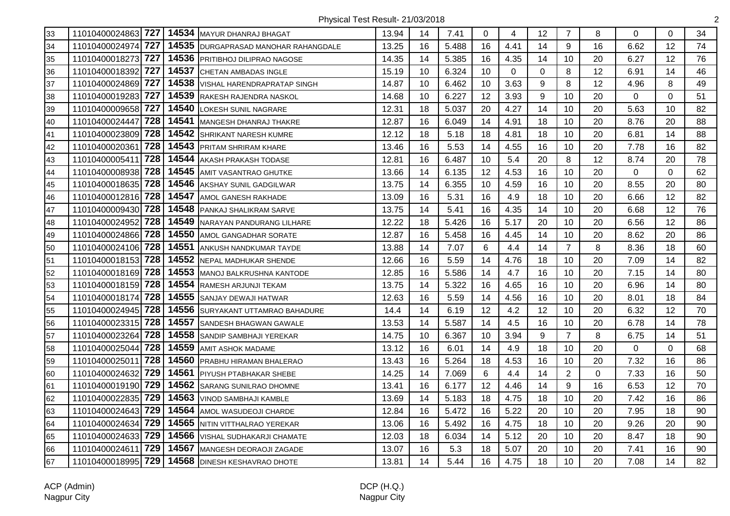Physical Test Result- 21/03/2018

| | | | | | | | | | | | | | | | |
|---|---|---|---|---|---|---|---|---|---|---|---|---|---|---|---|
| 33 | 11010400024863 | **727** | **14534** | MAYUR DHANRAJ BHAGAT | 13.94 | 14 | 7.41 | 0 | 4 | 12 | 7 | 8 | 0 | 0 | 34 |
| 34 | 11010400024974 | **727** | **14535** | DURGAPRASAD MANOHAR RAHANGDALE | 13.25 | 16 | 5.488 | 16 | 4.41 | 14 | 9 | 16 | 6.62 | 12 | 74 |
| 35 | 11010400018273 | **727** | **14536** | PRITIBHOJ DILIPRAO NAGOSE | 14.35 | 14 | 5.385 | 16 | 4.35 | 14 | 10 | 20 | 6.27 | 12 | 76 |
| 36 | 11010400018392 | **727** | **14537** | CHETAN AMBADAS INGLE | 15.19 | 10 | 6.324 | 10 | 0 | 0 | 8 | 12 | 6.91 | 14 | 46 |
| 37 | 11010400024869 | **727** | **14538** | VISHAL HARENDRAPRATAP SINGH | 14.87 | 10 | 6.462 | 10 | 3.63 | 9 | 8 | 12 | 4.96 | 8 | 49 |
| 38 | 11010400019283 | **727** | **14539** | RAKESH RAJENDRA NASKOL | 14.68 | 10 | 6.227 | 12 | 3.93 | 9 | 10 | 20 | 0 | 0 | 51 |
| 39 | 11010400009658 | **727** | **14540** | LOKESH SUNIL NAGRARE | 12.31 | 18 | 5.037 | 20 | 4.27 | 14 | 10 | 20 | 5.63 | 10 | 82 |
| 40 | 11010400024447 | **728** | **14541** | MANGESH DHANRAJ THAKRE | 12.87 | 16 | 6.049 | 14 | 4.91 | 18 | 10 | 20 | 8.76 | 20 | 88 |
| 41 | 11010400023809 | **728** | **14542** | SHRIKANT NARESH KUMRE | 12.12 | 18 | 5.18 | 18 | 4.81 | 18 | 10 | 20 | 6.81 | 14 | 88 |
| 42 | 11010400020361 | **728** | **14543** | PRITAM SHRIRAM KHARE | 13.46 | 16 | 5.53 | 14 | 4.55 | 16 | 10 | 20 | 7.78 | 16 | 82 |
| 43 | 11010400005411 | **728** | **14544** | AKASH PRAKASH TODASE | 12.81 | 16 | 6.487 | 10 | 5.4 | 20 | 8 | 12 | 8.74 | 20 | 78 |
| 44 | 11010400008938 | **728** | **14545** | AMIT VASANTRAO GHUTKE | 13.66 | 14 | 6.135 | 12 | 4.53 | 16 | 10 | 20 | 0 | 0 | 62 |
| 45 | 11010400018635 | **728** | **14546** | AKSHAY SUNIL GADGILWAR | 13.75 | 14 | 6.355 | 10 | 4.59 | 16 | 10 | 20 | 8.55 | 20 | 80 |
| 46 | 11010400012816 | **728** | **14547** | AMOL GANESH RAKHADE | 13.09 | 16 | 5.31 | 16 | 4.9 | 18 | 10 | 20 | 6.66 | 12 | 82 |
| 47 | 11010400009430 | **728** | **14548** | PANKAJ SHALIKRAM SARVE | 13.75 | 14 | 5.41 | 16 | 4.35 | 14 | 10 | 20 | 6.68 | 12 | 76 |
| 48 | 11010400024952 | **728** | **14549** | NARAYAN PANDURANG LILHARE | 12.22 | 18 | 5.426 | 16 | 5.17 | 20 | 10 | 20 | 6.56 | 12 | 86 |
| 49 | 11010400024866 | **728** | **14550** | AMOL GANGADHAR SORATE | 12.87 | 16 | 5.458 | 16 | 4.45 | 14 | 10 | 20 | 8.62 | 20 | 86 |
| 50 | 11010400024106 | **728** | **14551** | ANKUSH NANDKUMAR TAYDE | 13.88 | 14 | 7.07 | 6 | 4.4 | 14 | 7 | 8 | 8.36 | 18 | 60 |
| 51 | 11010400018153 | **728** | **14552** | NEPAL MADHUKAR SHENDE | 12.66 | 16 | 5.59 | 14 | 4.76 | 18 | 10 | 20 | 7.09 | 14 | 82 |
| 52 | 11010400018169 | **728** | **14553** | MANOJ BALKRUSHNA KANTODE | 12.85 | 16 | 5.586 | 14 | 4.7 | 16 | 10 | 20 | 7.15 | 14 | 80 |
| 53 | 11010400018159 | **728** | **14554** | RAMESH ARJUNJI TEKAM | 13.75 | 14 | 5.322 | 16 | 4.65 | 16 | 10 | 20 | 6.96 | 14 | 80 |
| 54 | 11010400018174 | **728** | **14555** | SANJAY DEWAJI HATWAR | 12.63 | 16 | 5.59 | 14 | 4.56 | 16 | 10 | 20 | 8.01 | 18 | 84 |
| 55 | 11010400024945 | **728** | **14556** | SURYAKANT UTTAMRAO BAHADURE | 14.4 | 14 | 6.19 | 12 | 4.2 | 12 | 10 | 20 | 6.32 | 12 | 70 |
| 56 | 11010400023315 | **728** | **14557** | SANDESH BHAGWAN GAWALE | 13.53 | 14 | 5.587 | 14 | 4.5 | 16 | 10 | 20 | 6.78 | 14 | 78 |
| 57 | 11010400023264 | **728** | **14558** | SANDIP SAMBHAJI YEREKAR | 14.75 | 10 | 6.367 | 10 | 3.94 | 9 | 7 | 8 | 6.75 | 14 | 51 |
| 58 | 11010400025044 | **728** | **14559** | AMIT ASHOK MADAME | 13.12 | 16 | 6.01 | 14 | 4.9 | 18 | 10 | 20 | 0 | 0 | 68 |
| 59 | 11010400025011 | **728** | **14560** | PRABHU HIRAMAN BHALERAO | 13.43 | 16 | 5.264 | 18 | 4.53 | 16 | 10 | 20 | 7.32 | 16 | 86 |
| 60 | 11010400024632 | **729** | **14561** | PIYUSH PTABHAKAR SHEBE | 14.25 | 14 | 7.069 | 6 | 4.4 | 14 | 2 | 0 | 7.33 | 16 | 50 |
| 61 | 11010400019190 | **729** | **14562** | SARANG SUNILRAO DHOMNE | 13.41 | 16 | 6.177 | 12 | 4.46 | 14 | 9 | 16 | 6.53 | 12 | 70 |
| 62 | 11010400022835 | **729** | **14563** | VINOD SAMBHAJI KAMBLE | 13.69 | 14 | 5.183 | 18 | 4.75 | 18 | 10 | 20 | 7.42 | 16 | 86 |
| 63 | 11010400024643 | **729** | **14564** | AMOL WASUDEOJI CHARDE | 12.84 | 16 | 5.472 | 16 | 5.22 | 20 | 10 | 20 | 7.95 | 18 | 90 |
| 64 | 11010400024634 | **729** | **14565** | NITIN VITTHALRAO YEREKAR | 13.06 | 16 | 5.492 | 16 | 4.75 | 18 | 10 | 20 | 9.26 | 20 | 90 |
| 65 | 11010400024633 | **729** | **14566** | VISHAL SUDHAKARJI CHAMATE | 12.03 | 18 | 6.034 | 14 | 5.12 | 20 | 10 | 20 | 8.47 | 18 | 90 |
| 66 | 11010400024611 | **729** | **14567** | MANGESH DEORAOJI ZAGADE | 13.07 | 16 | 5.3 | 18 | 5.07 | 20 | 10 | 20 | 7.41 | 16 | 90 |
| 67 | 11010400018995 | **729** | **14568** | DINESH KESHAVRAO DHOTE | 13.81 | 14 | 5.44 | 16 | 4.75 | 18 | 10 | 20 | 7.08 | 14 | 82 |

ACP (Admin)
Nagpur City

DCP (H.Q.)
Nagpur City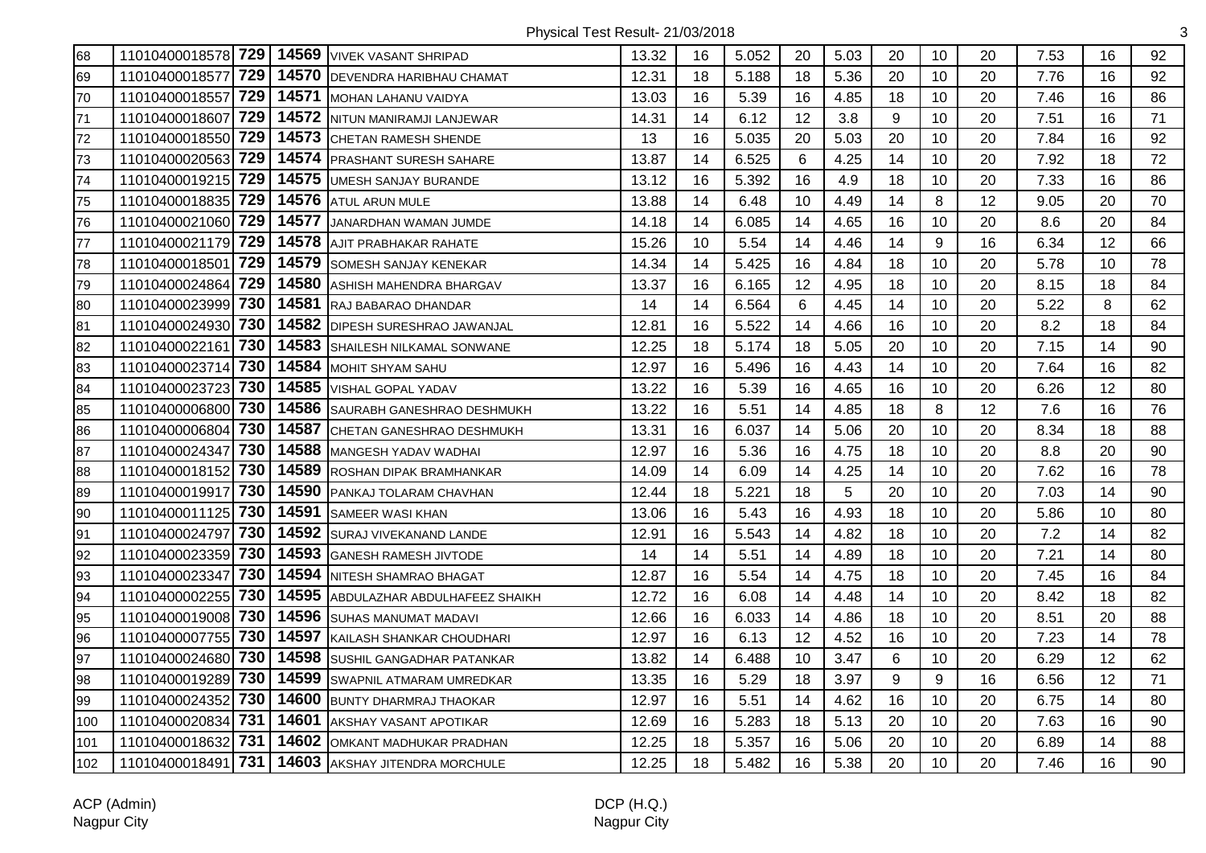| 68 | 11010400018578 | 729 | 14569 | VIVEK VASANT SHRIPAD | 13.32 | 16 | 5.052 | 20 | 5.03 | 20 | 10 | 20 | 7.53 | 16 | 92 |
|---|---|---|---|---|---|---|---|---|---|---|---|---|---|---|---|
| 69 | 11010400018577 | 729 | 14570 | DEVENDRA HARIBHAU CHAMAT | 12.31 | 18 | 5.188 | 18 | 5.36 | 20 | 10 | 20 | 7.76 | 16 | 92 |
| 70 | 11010400018557 | 729 | 14571 | MOHAN LAHANU VAIDYA | 13.03 | 16 | 5.39 | 16 | 4.85 | 18 | 10 | 20 | 7.46 | 16 | 86 |
| 71 | 11010400018607 | 729 | 14572 | NITUN MANIRAMJI LANJEWAR | 14.31 | 14 | 6.12 | 12 | 3.8 | 9 | 10 | 20 | 7.51 | 16 | 71 |
| 72 | 11010400018550 | 729 | 14573 | CHETAN RAMESH SHENDE | 13 | 16 | 5.035 | 20 | 5.03 | 20 | 10 | 20 | 7.84 | 16 | 92 |
| 73 | 11010400020563 | 729 | 14574 | PRASHANT SURESH SAHARE | 13.87 | 14 | 6.525 | 6 | 4.25 | 14 | 10 | 20 | 7.92 | 18 | 72 |
| 74 | 11010400019215 | 729 | 14575 | UMESH SANJAY BURANDE | 13.12 | 16 | 5.392 | 16 | 4.9 | 18 | 10 | 20 | 7.33 | 16 | 86 |
| 75 | 11010400018835 | 729 | 14576 | ATUL ARUN MULE | 13.88 | 14 | 6.48 | 10 | 4.49 | 14 | 8 | 12 | 9.05 | 20 | 70 |
| 76 | 11010400021060 | 729 | 14577 | JANARDHAN WAMAN JUMDE | 14.18 | 14 | 6.085 | 14 | 4.65 | 16 | 10 | 20 | 8.6 | 20 | 84 |
| 77 | 11010400021179 | 729 | 14578 | AJIT PRABHAKAR RAHATE | 15.26 | 10 | 5.54 | 14 | 4.46 | 14 | 9 | 16 | 6.34 | 12 | 66 |
| 78 | 11010400018501 | 729 | 14579 | SOMESH SANJAY KENEKAR | 14.34 | 14 | 5.425 | 16 | 4.84 | 18 | 10 | 20 | 5.78 | 10 | 78 |
| 79 | 11010400024864 | 729 | 14580 | ASHISH MAHENDRA BHARGAV | 13.37 | 16 | 6.165 | 12 | 4.95 | 18 | 10 | 20 | 8.15 | 18 | 84 |
| 80 | 11010400023999 | 730 | 14581 | RAJ BABARAO DHANDAR | 14 | 14 | 6.564 | 6 | 4.45 | 14 | 10 | 20 | 5.22 | 8 | 62 |
| 81 | 11010400024930 | 730 | 14582 | DIPESH SURESHRAO JAWANJAL | 12.81 | 16 | 5.522 | 14 | 4.66 | 16 | 10 | 20 | 8.2 | 18 | 84 |
| 82 | 11010400022161 | 730 | 14583 | SHAILESH NILKAMAL SONWANE | 12.25 | 18 | 5.174 | 18 | 5.05 | 20 | 10 | 20 | 7.15 | 14 | 90 |
| 83 | 11010400023714 | 730 | 14584 | MOHIT SHYAM SAHU | 12.97 | 16 | 5.496 | 16 | 4.43 | 14 | 10 | 20 | 7.64 | 16 | 82 |
| 84 | 11010400023723 | 730 | 14585 | VISHAL GOPAL YADAV | 13.22 | 16 | 5.39 | 16 | 4.65 | 16 | 10 | 20 | 6.26 | 12 | 80 |
| 85 | 11010400006800 | 730 | 14586 | SAURABH GANESHRAO DESHMUKH | 13.22 | 16 | 5.51 | 14 | 4.85 | 18 | 8 | 12 | 7.6 | 16 | 76 |
| 86 | 11010400006804 | 730 | 14587 | CHETAN GANESHRAO DESHMUKH | 13.31 | 16 | 6.037 | 14 | 5.06 | 20 | 10 | 20 | 8.34 | 18 | 88 |
| 87 | 11010400024347 | 730 | 14588 | MANGESH YADAV WADHAI | 12.97 | 16 | 5.36 | 16 | 4.75 | 18 | 10 | 20 | 8.8 | 20 | 90 |
| 88 | 11010400018152 | 730 | 14589 | ROSHAN DIPAK BRAMHANKAR | 14.09 | 14 | 6.09 | 14 | 4.25 | 14 | 10 | 20 | 7.62 | 16 | 78 |
| 89 | 11010400019917 | 730 | 14590 | PANKAJ TOLARAM CHAVHAN | 12.44 | 18 | 5.221 | 18 | 5 | 20 | 10 | 20 | 7.03 | 14 | 90 |
| 90 | 11010400011125 | 730 | 14591 | SAMEER WASI KHAN | 13.06 | 16 | 5.43 | 16 | 4.93 | 18 | 10 | 20 | 5.86 | 10 | 80 |
| 91 | 11010400024797 | 730 | 14592 | SURAJ VIVEKANAND LANDE | 12.91 | 16 | 5.543 | 14 | 4.82 | 18 | 10 | 20 | 7.2 | 14 | 82 |
| 92 | 11010400023359 | 730 | 14593 | GANESH RAMESH JIVTODE | 14 | 14 | 5.51 | 14 | 4.89 | 18 | 10 | 20 | 7.21 | 14 | 80 |
| 93 | 11010400023347 | 730 | 14594 | NITESH SHAMRAO BHAGAT | 12.87 | 16 | 5.54 | 14 | 4.75 | 18 | 10 | 20 | 7.45 | 16 | 84 |
| 94 | 11010400002255 | 730 | 14595 | ABDULAZHAR ABDULHAFEEZ SHAIKH | 12.72 | 16 | 6.08 | 14 | 4.48 | 14 | 10 | 20 | 8.42 | 18 | 82 |
| 95 | 11010400019008 | 730 | 14596 | SUHAS MANUMAT MADAVI | 12.66 | 16 | 6.033 | 14 | 4.86 | 18 | 10 | 20 | 8.51 | 20 | 88 |
| 96 | 11010400007755 | 730 | 14597 | KAILASH SHANKAR CHOUDHARI | 12.97 | 16 | 6.13 | 12 | 4.52 | 16 | 10 | 20 | 7.23 | 14 | 78 |
| 97 | 11010400024680 | 730 | 14598 | SUSHIL GANGADHAR PATANKAR | 13.82 | 14 | 6.488 | 10 | 3.47 | 6 | 10 | 20 | 6.29 | 12 | 62 |
| 98 | 11010400019289 | 730 | 14599 | SWAPNIL ATMARAM UMREDKAR | 13.35 | 16 | 5.29 | 18 | 3.97 | 9 | 9 | 16 | 6.56 | 12 | 71 |
| 99 | 11010400024352 | 730 | 14600 | BUNTY DHARMRAJ THAOKAR | 12.97 | 16 | 5.51 | 14 | 4.62 | 16 | 10 | 20 | 6.75 | 14 | 80 |
| 100 | 11010400020834 | 731 | 14601 | AKSHAY VASANT APOTIKAR | 12.69 | 16 | 5.283 | 18 | 5.13 | 20 | 10 | 20 | 7.63 | 16 | 90 |
| 101 | 11010400018632 | 731 | 14602 | OMKANT MADHUKAR PRADHAN | 12.25 | 18 | 5.357 | 16 | 5.06 | 20 | 10 | 20 | 6.89 | 14 | 88 |
| 102 | 11010400018491 | 731 | 14603 | AKSHAY JITENDRA MORCHULE | 12.25 | 18 | 5.482 | 16 | 5.38 | 20 | 10 | 20 | 7.46 | 16 | 90 |

ACP (Admin)
Nagpur City

DCP (H.Q.)
Nagpur City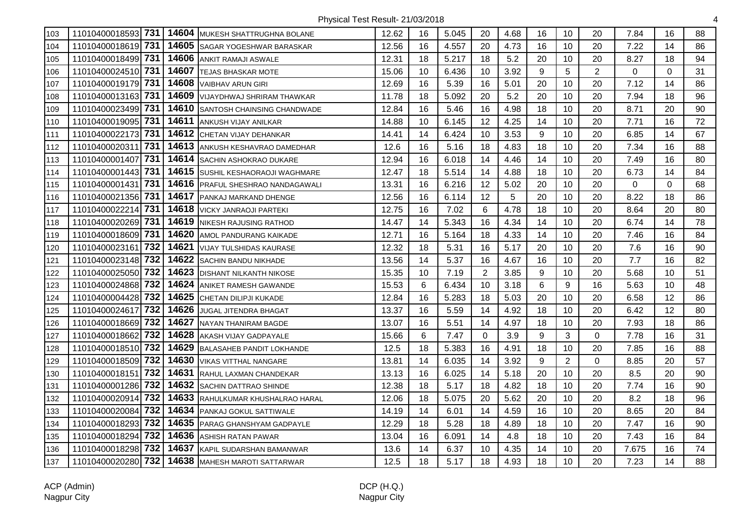Physical Test Result- 21/03/2018

| | | | | | | | | | | | | | | | |
|---|---|---|---|---|---|---|---|---|---|---|---|---|---|---|---|
| 103 | 11010400018593 | 731 | 14604 | MUKESH SHATTRUGHNA BOLANE | 12.62 | 16 | 5.045 | 20 | 4.68 | 16 | 10 | 20 | 7.84 | 16 | 88 |
| 104 | 11010400018619 | 731 | 14605 | SAGAR YOGESHWAR BARASKAR | 12.56 | 16 | 4.557 | 20 | 4.73 | 16 | 10 | 20 | 7.22 | 14 | 86 |
| 105 | 11010400018499 | 731 | 14606 | ANKIT RAMAJI ASWALE | 12.31 | 18 | 5.217 | 18 | 5.2 | 20 | 10 | 20 | 8.27 | 18 | 94 |
| 106 | 11010400024510 | 731 | 14607 | TEJAS BHASKAR MOTE | 15.06 | 10 | 6.436 | 10 | 3.92 | 9 | 5 | 2 | 0 | 0 | 31 |
| 107 | 11010400019179 | 731 | 14608 | VAIBHAV ARUN GIRI | 12.69 | 16 | 5.39 | 16 | 5.01 | 20 | 10 | 20 | 7.12 | 14 | 86 |
| 108 | 11010400013163 | 731 | 14609 | VIJAYDHWAJ SHRIRAM THAWKAR | 11.78 | 18 | 5.092 | 20 | 5.2 | 20 | 10 | 20 | 7.94 | 18 | 96 |
| 109 | 11010400023499 | 731 | 14610 | SANTOSH CHAINSING CHANDWADE | 12.84 | 16 | 5.46 | 16 | 4.98 | 18 | 10 | 20 | 8.71 | 20 | 90 |
| 110 | 11010400019095 | 731 | 14611 | ANKUSH VIJAY ANILKAR | 14.88 | 10 | 6.145 | 12 | 4.25 | 14 | 10 | 20 | 7.71 | 16 | 72 |
| 111 | 11010400022173 | 731 | 14612 | CHETAN VIJAY DEHANKAR | 14.41 | 14 | 6.424 | 10 | 3.53 | 9 | 10 | 20 | 6.85 | 14 | 67 |
| 112 | 11010400020311 | 731 | 14613 | ANKUSH KESHAVRAO DAMEDHAR | 12.6 | 16 | 5.16 | 18 | 4.83 | 18 | 10 | 20 | 7.34 | 16 | 88 |
| 113 | 11010400001407 | 731 | 14614 | SACHIN ASHOKRAO DUKARE | 12.94 | 16 | 6.018 | 14 | 4.46 | 14 | 10 | 20 | 7.49 | 16 | 80 |
| 114 | 11010400001443 | 731 | 14615 | SUSHIL KESHAORAOJI WAGHMARE | 12.47 | 18 | 5.514 | 14 | 4.88 | 18 | 10 | 20 | 6.73 | 14 | 84 |
| 115 | 11010400001431 | 731 | 14616 | PRAFUL SHESHRAO NANDAGAWALI | 13.31 | 16 | 6.216 | 12 | 5.02 | 20 | 10 | 20 | 0 | 0 | 68 |
| 116 | 11010400021356 | 731 | 14617 | PANKAJ MARKAND DHENGE | 12.56 | 16 | 6.114 | 12 | 5 | 20 | 10 | 20 | 8.22 | 18 | 86 |
| 117 | 11010400022214 | 731 | 14618 | VICKY JANRAOJI PARTEKI | 12.75 | 16 | 7.02 | 6 | 4.78 | 18 | 10 | 20 | 8.64 | 20 | 80 |
| 118 | 11010400020269 | 731 | 14619 | NIKESH RAJUSING RATHOD | 14.47 | 14 | 5.343 | 16 | 4.34 | 14 | 10 | 20 | 6.74 | 14 | 78 |
| 119 | 11010400018609 | 731 | 14620 | AMOL PANDURANG KAIKADE | 12.71 | 16 | 5.164 | 18 | 4.33 | 14 | 10 | 20 | 7.46 | 16 | 84 |
| 120 | 11010400023161 | 732 | 14621 | VIJAY TULSHIDAS KAURASE | 12.32 | 18 | 5.31 | 16 | 5.17 | 20 | 10 | 20 | 7.6 | 16 | 90 |
| 121 | 11010400023148 | 732 | 14622 | SACHIN BANDU NIKHADE | 13.56 | 14 | 5.37 | 16 | 4.67 | 16 | 10 | 20 | 7.7 | 16 | 82 |
| 122 | 11010400025050 | 732 | 14623 | DISHANT NILKANTH NIKOSE | 15.35 | 10 | 7.19 | 2 | 3.85 | 9 | 10 | 20 | 5.68 | 10 | 51 |
| 123 | 11010400024868 | 732 | 14624 | ANIKET RAMESH GAWANDE | 15.53 | 6 | 6.434 | 10 | 3.18 | 6 | 9 | 16 | 5.63 | 10 | 48 |
| 124 | 11010400004428 | 732 | 14625 | CHETAN DILIPJI KUKADE | 12.84 | 16 | 5.283 | 18 | 5.03 | 20 | 10 | 20 | 6.58 | 12 | 86 |
| 125 | 11010400024617 | 732 | 14626 | JUGAL JITENDRA BHAGAT | 13.37 | 16 | 5.59 | 14 | 4.92 | 18 | 10 | 20 | 6.42 | 12 | 80 |
| 126 | 11010400018669 | 732 | 14627 | NAYAN THANIRAM BAGDE | 13.07 | 16 | 5.51 | 14 | 4.97 | 18 | 10 | 20 | 7.93 | 18 | 86 |
| 127 | 11010400018662 | 732 | 14628 | AKASH VIJAY GADPAYALE | 15.66 | 6 | 7.47 | 0 | 3.9 | 9 | 3 | 0 | 7.78 | 16 | 31 |
| 128 | 11010400018510 | 732 | 14629 | BALASAHEB PANDIT LOKHANDE | 12.5 | 18 | 5.383 | 16 | 4.91 | 18 | 10 | 20 | 7.85 | 16 | 88 |
| 129 | 11010400018509 | 732 | 14630 | VIKAS VITTHAL NANGARE | 13.81 | 14 | 6.035 | 14 | 3.92 | 9 | 2 | 0 | 8.85 | 20 | 57 |
| 130 | 11010400018151 | 732 | 14631 | RAHUL LAXMAN CHANDEKAR | 13.13 | 16 | 6.025 | 14 | 5.18 | 20 | 10 | 20 | 8.5 | 20 | 90 |
| 131 | 11010400001286 | 732 | 14632 | SACHIN DATTRAO SHINDE | 12.38 | 18 | 5.17 | 18 | 4.82 | 18 | 10 | 20 | 7.74 | 16 | 90 |
| 132 | 11010400020914 | 732 | 14633 | RAHULKUMAR KHUSHALRAO HARAL | 12.06 | 18 | 5.075 | 20 | 5.62 | 20 | 10 | 20 | 8.2 | 18 | 96 |
| 133 | 11010400020084 | 732 | 14634 | PANKAJ GOKUL SATTIWALE | 14.19 | 14 | 6.01 | 14 | 4.59 | 16 | 10 | 20 | 8.65 | 20 | 84 |
| 134 | 11010400018293 | 732 | 14635 | PARAG GHANSHYAM GADPAYLE | 12.29 | 18 | 5.28 | 18 | 4.89 | 18 | 10 | 20 | 7.47 | 16 | 90 |
| 135 | 11010400018294 | 732 | 14636 | ASHISH RATAN PAWAR | 13.04 | 16 | 6.091 | 14 | 4.8 | 18 | 10 | 20 | 7.43 | 16 | 84 |
| 136 | 11010400018298 | 732 | 14637 | KAPIL SUDARSHAN BAMANWAR | 13.6 | 14 | 6.37 | 10 | 4.35 | 14 | 10 | 20 | 7.675 | 16 | 74 |
| 137 | 11010400020280 | 732 | 14638 | MAHESH MAROTI SATTARWAR | 12.5 | 18 | 5.17 | 18 | 4.93 | 18 | 10 | 20 | 7.23 | 14 | 88 |

ACP (Admin)
Nagpur City

DCP (H.Q.)
Nagpur City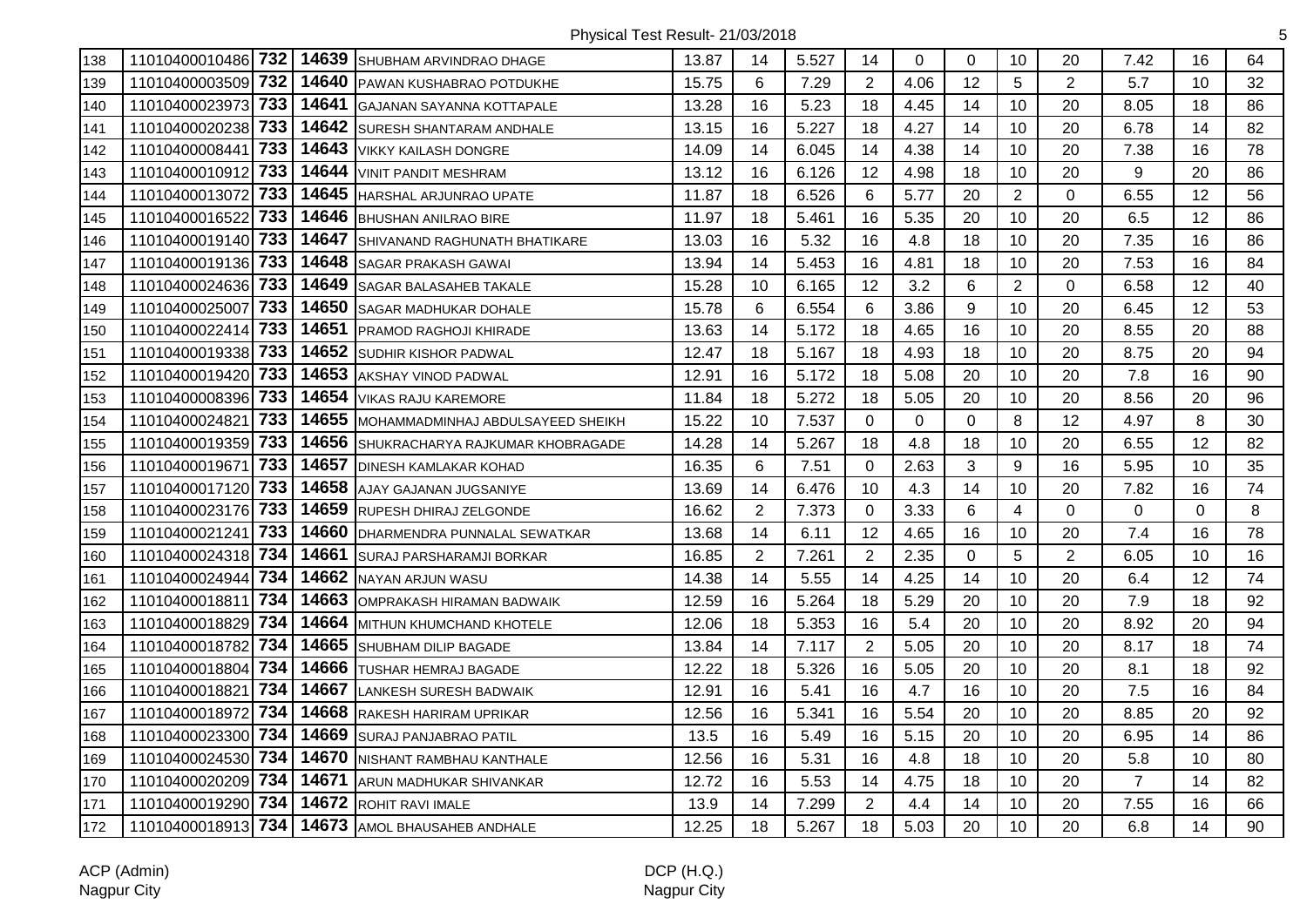| | | | | | | | | | | | | | | | |
|---|---|---|---|---|---|---|---|---|---|---|---|---|---|---|---|
| 138 | 11010400010486 | 732 | 14639 | SHUBHAM ARVINDRAO DHAGE | 13.87 | 14 | 5.527 | 14 | 0 | 0 | 10 | 20 | 7.42 | 16 | 64 |
| 139 | 11010400003509 | 732 | 14640 | PAWAN KUSHABRAO POTDUKHE | 15.75 | 6 | 7.29 | 2 | 4.06 | 12 | 5 | 2 | 5.7 | 10 | 32 |
| 140 | 11010400023973 | 733 | 14641 | GAJANAN SAYANNA KOTTAPALE | 13.28 | 16 | 5.23 | 18 | 4.45 | 14 | 10 | 20 | 8.05 | 18 | 86 |
| 141 | 11010400020238 | 733 | 14642 | SURESH SHANTARAM ANDHALE | 13.15 | 16 | 5.227 | 18 | 4.27 | 14 | 10 | 20 | 6.78 | 14 | 82 |
| 142 | 11010400008441 | 733 | 14643 | VIKKY KAILASH DONGRE | 14.09 | 14 | 6.045 | 14 | 4.38 | 14 | 10 | 20 | 7.38 | 16 | 78 |
| 143 | 11010400010912 | 733 | 14644 | VINIT PANDIT MESHRAM | 13.12 | 16 | 6.126 | 12 | 4.98 | 18 | 10 | 20 | 9 | 20 | 86 |
| 144 | 11010400013072 | 733 | 14645 | HARSHAL ARJUNRAO UPATE | 11.87 | 18 | 6.526 | 6 | 5.77 | 20 | 2 | 0 | 6.55 | 12 | 56 |
| 145 | 11010400016522 | 733 | 14646 | BHUSHAN ANILRAO BIRE | 11.97 | 18 | 5.461 | 16 | 5.35 | 20 | 10 | 20 | 6.5 | 12 | 86 |
| 146 | 11010400019140 | 733 | 14647 | SHIVANAND RAGHUNATH BHATIKARE | 13.03 | 16 | 5.32 | 16 | 4.8 | 18 | 10 | 20 | 7.35 | 16 | 86 |
| 147 | 11010400019136 | 733 | 14648 | SAGAR PRAKASH GAWAI | 13.94 | 14 | 5.453 | 16 | 4.81 | 18 | 10 | 20 | 7.53 | 16 | 84 |
| 148 | 11010400024636 | 733 | 14649 | SAGAR BALASAHEB TAKALE | 15.28 | 10 | 6.165 | 12 | 3.2 | 6 | 2 | 0 | 6.58 | 12 | 40 |
| 149 | 11010400025007 | 733 | 14650 | SAGAR MADHUKAR DOHALE | 15.78 | 6 | 6.554 | 6 | 3.86 | 9 | 10 | 20 | 6.45 | 12 | 53 |
| 150 | 11010400022414 | 733 | 14651 | PRAMOD RAGHOJI KHIRADE | 13.63 | 14 | 5.172 | 18 | 4.65 | 16 | 10 | 20 | 8.55 | 20 | 88 |
| 151 | 11010400019338 | 733 | 14652 | SUDHIR KISHOR PADWAL | 12.47 | 18 | 5.167 | 18 | 4.93 | 18 | 10 | 20 | 8.75 | 20 | 94 |
| 152 | 11010400019420 | 733 | 14653 | AKSHAY VINOD PADWAL | 12.91 | 16 | 5.172 | 18 | 5.08 | 20 | 10 | 20 | 7.8 | 16 | 90 |
| 153 | 11010400008396 | 733 | 14654 | VIKAS RAJU KAREMORE | 11.84 | 18 | 5.272 | 18 | 5.05 | 20 | 10 | 20 | 8.56 | 20 | 96 |
| 154 | 11010400024821 | 733 | 14655 | MOHAMMADMINHAJ ABDULSAYEED SHEIKH | 15.22 | 10 | 7.537 | 0 | 0 | 0 | 8 | 12 | 4.97 | 8 | 30 |
| 155 | 11010400019359 | 733 | 14656 | SHUKRACHARYA RAJKUMAR KHOBRAGADE | 14.28 | 14 | 5.267 | 18 | 4.8 | 18 | 10 | 20 | 6.55 | 12 | 82 |
| 156 | 11010400019671 | 733 | 14657 | DINESH KAMLAKAR KOHAD | 16.35 | 6 | 7.51 | 0 | 2.63 | 3 | 9 | 16 | 5.95 | 10 | 35 |
| 157 | 11010400017120 | 733 | 14658 | AJAY GAJANAN JUGSANIYE | 13.69 | 14 | 6.476 | 10 | 4.3 | 14 | 10 | 20 | 7.82 | 16 | 74 |
| 158 | 11010400023176 | 733 | 14659 | RUPESH DHIRAJ ZELGONDE | 16.62 | 2 | 7.373 | 0 | 3.33 | 6 | 4 | 0 | 0 | 0 | 8 |
| 159 | 11010400021241 | 733 | 14660 | DHARMENDRA PUNNALAL SEWATKAR | 13.68 | 14 | 6.11 | 12 | 4.65 | 16 | 10 | 20 | 7.4 | 16 | 78 |
| 160 | 11010400024318 | 734 | 14661 | SURAJ PARSHARAMJI BORKAR | 16.85 | 2 | 7.261 | 2 | 2.35 | 0 | 5 | 2 | 6.05 | 10 | 16 |
| 161 | 11010400024944 | 734 | 14662 | NAYAN ARJUN WASU | 14.38 | 14 | 5.55 | 14 | 4.25 | 14 | 10 | 20 | 6.4 | 12 | 74 |
| 162 | 11010400018811 | 734 | 14663 | OMPRAKASH HIRAMAN BADWAIK | 12.59 | 16 | 5.264 | 18 | 5.29 | 20 | 10 | 20 | 7.9 | 18 | 92 |
| 163 | 11010400018829 | 734 | 14664 | MITHUN KHUMCHAND KHOTELE | 12.06 | 18 | 5.353 | 16 | 5.4 | 20 | 10 | 20 | 8.92 | 20 | 94 |
| 164 | 11010400018782 | 734 | 14665 | SHUBHAM DILIP BAGADE | 13.84 | 14 | 7.117 | 2 | 5.05 | 20 | 10 | 20 | 8.17 | 18 | 74 |
| 165 | 11010400018804 | 734 | 14666 | TUSHAR HEMRAJ BAGADE | 12.22 | 18 | 5.326 | 16 | 5.05 | 20 | 10 | 20 | 8.1 | 18 | 92 |
| 166 | 11010400018821 | 734 | 14667 | LANKESH SURESH BADWAIK | 12.91 | 16 | 5.41 | 16 | 4.7 | 16 | 10 | 20 | 7.5 | 16 | 84 |
| 167 | 11010400018972 | 734 | 14668 | RAKESH HARIRAM UPRIKAR | 12.56 | 16 | 5.341 | 16 | 5.54 | 20 | 10 | 20 | 8.85 | 20 | 92 |
| 168 | 11010400023300 | 734 | 14669 | SURAJ PANJABRAO PATIL | 13.5 | 16 | 5.49 | 16 | 5.15 | 20 | 10 | 20 | 6.95 | 14 | 86 |
| 169 | 11010400024530 | 734 | 14670 | NISHANT RAMBHAU KANTHALE | 12.56 | 16 | 5.31 | 16 | 4.8 | 18 | 10 | 20 | 5.8 | 10 | 80 |
| 170 | 11010400020209 | 734 | 14671 | ARUN MADHUKAR SHIVANKAR | 12.72 | 16 | 5.53 | 14 | 4.75 | 18 | 10 | 20 | 7 | 14 | 82 |
| 171 | 11010400019290 | 734 | 14672 | ROHIT RAVI IMALE | 13.9 | 14 | 7.299 | 2 | 4.4 | 14 | 10 | 20 | 7.55 | 16 | 66 |
| 172 | 11010400018913 | 734 | 14673 | AMOL BHAUSAHEB ANDHALE | 12.25 | 18 | 5.267 | 18 | 5.03 | 20 | 10 | 20 | 6.8 | 14 | 90 |

ACP (Admin)
Nagpur City

DCP (H.Q.)
Nagpur City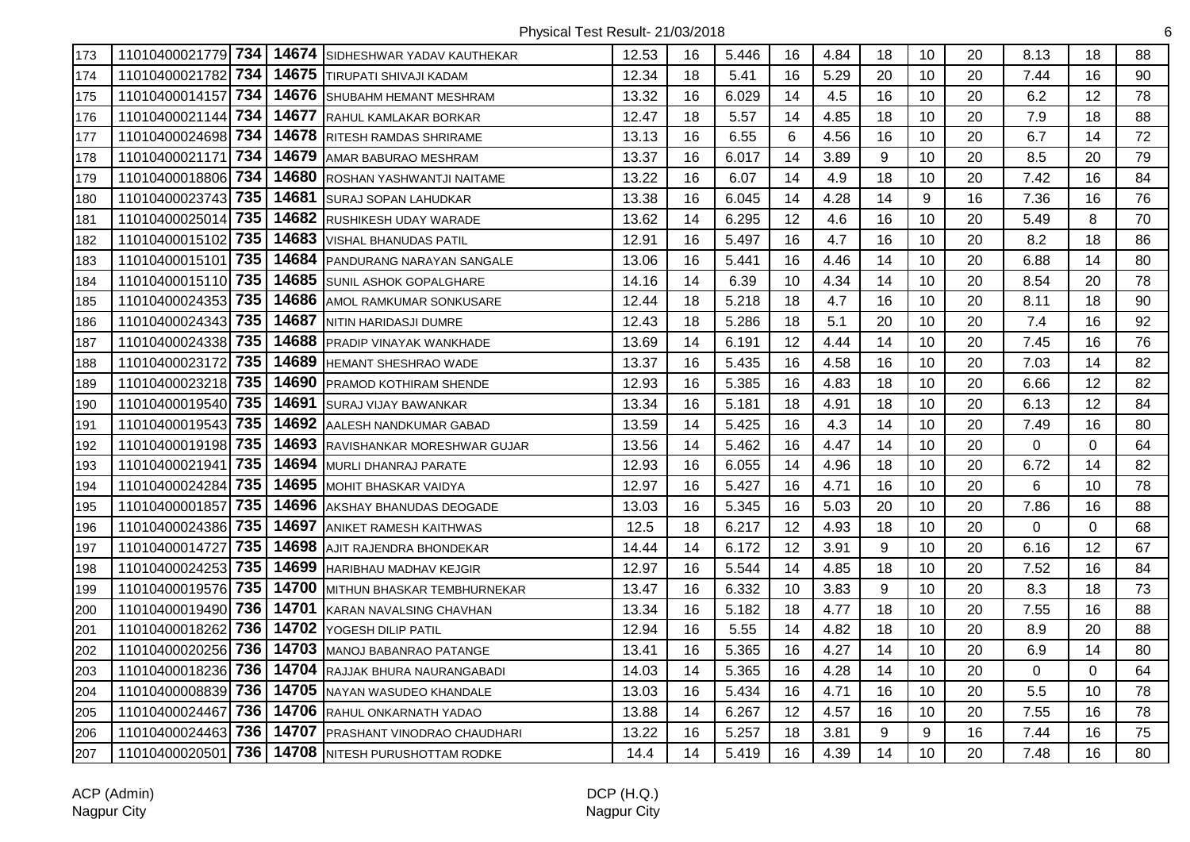Physical Test Result- 21/03/2018

| | | | | | | | | | | | | | | | |
|---|---|---|---|---|---|---|---|---|---|---|---|---|---|---|---|
| 173 | 11010400021779 | **734** | **14674** | SIDHESHWAR YADAV KAUTHEKAR | 12.53 | 16 | 5.446 | 16 | 4.84 | 18 | 10 | 20 | 8.13 | 18 | 88 |
| 174 | 11010400021782 | **734** | **14675** | TIRUPATI SHIVAJI KADAM | 12.34 | 18 | 5.41 | 16 | 5.29 | 20 | 10 | 20 | 7.44 | 16 | 90 |
| 175 | 11010400014157 | **734** | **14676** | SHUBAHM HEMANT MESHRAM | 13.32 | 16 | 6.029 | 14 | 4.5 | 16 | 10 | 20 | 6.2 | 12 | 78 |
| 176 | 11010400021144 | **734** | **14677** | RAHUL KAMLAKAR BORKAR | 12.47 | 18 | 5.57 | 14 | 4.85 | 18 | 10 | 20 | 7.9 | 18 | 88 |
| 177 | 11010400024698 | **734** | **14678** | RITESH RAMDAS SHRIRAME | 13.13 | 16 | 6.55 | 6 | 4.56 | 16 | 10 | 20 | 6.7 | 14 | 72 |
| 178 | 11010400021171 | **734** | **14679** | AMAR BABURAO MESHRAM | 13.37 | 16 | 6.017 | 14 | 3.89 | 9 | 10 | 20 | 8.5 | 20 | 79 |
| 179 | 11010400018806 | **734** | **14680** | ROSHAN YASHWANTJI NAITAME | 13.22 | 16 | 6.07 | 14 | 4.9 | 18 | 10 | 20 | 7.42 | 16 | 84 |
| 180 | 11010400023743 | **735** | **14681** | SURAJ SOPAN LAHUDKAR | 13.38 | 16 | 6.045 | 14 | 4.28 | 14 | 9 | 16 | 7.36 | 16 | 76 |
| 181 | 11010400025014 | **735** | **14682** | RUSHIKESH UDAY WARADE | 13.62 | 14 | 6.295 | 12 | 4.6 | 16 | 10 | 20 | 5.49 | 8 | 70 |
| 182 | 11010400015102 | **735** | **14683** | VISHAL BHANUDAS PATIL | 12.91 | 16 | 5.497 | 16 | 4.7 | 16 | 10 | 20 | 8.2 | 18 | 86 |
| 183 | 11010400015101 | **735** | **14684** | PANDURANG NARAYAN SANGALE | 13.06 | 16 | 5.441 | 16 | 4.46 | 14 | 10 | 20 | 6.88 | 14 | 80 |
| 184 | 11010400015110 | **735** | **14685** | SUNIL ASHOK GOPALGHARE | 14.16 | 14 | 6.39 | 10 | 4.34 | 14 | 10 | 20 | 8.54 | 20 | 78 |
| 185 | 11010400024353 | **735** | **14686** | AMOL RAMKUMAR SONKUSARE | 12.44 | 18 | 5.218 | 18 | 4.7 | 16 | 10 | 20 | 8.11 | 18 | 90 |
| 186 | 11010400024343 | **735** | **14687** | NITIN HARIDASJI DUMRE | 12.43 | 18 | 5.286 | 18 | 5.1 | 20 | 10 | 20 | 7.4 | 16 | 92 |
| 187 | 11010400024338 | **735** | **14688** | PRADIP VINAYAK WANKHADE | 13.69 | 14 | 6.191 | 12 | 4.44 | 14 | 10 | 20 | 7.45 | 16 | 76 |
| 188 | 11010400023172 | **735** | **14689** | HEMANT SHESHRAO WADE | 13.37 | 16 | 5.435 | 16 | 4.58 | 16 | 10 | 20 | 7.03 | 14 | 82 |
| 189 | 11010400023218 | **735** | **14690** | PRAMOD KOTHIRAM SHENDE | 12.93 | 16 | 5.385 | 16 | 4.83 | 18 | 10 | 20 | 6.66 | 12 | 82 |
| 190 | 11010400019540 | **735** | **14691** | SURAJ VIJAY BAWANKAR | 13.34 | 16 | 5.181 | 18 | 4.91 | 18 | 10 | 20 | 6.13 | 12 | 84 |
| 191 | 11010400019543 | **735** | **14692** | AALESH NANDKUMAR GABAD | 13.59 | 14 | 5.425 | 16 | 4.3 | 14 | 10 | 20 | 7.49 | 16 | 80 |
| 192 | 11010400019198 | **735** | **14693** | RAVISHANKAR MORESHWAR GUJAR | 13.56 | 14 | 5.462 | 16 | 4.47 | 14 | 10 | 20 | 0 | 0 | 64 |
| 193 | 11010400021941 | **735** | **14694** | MURLI DHANRAJ PARATE | 12.93 | 16 | 6.055 | 14 | 4.96 | 18 | 10 | 20 | 6.72 | 14 | 82 |
| 194 | 11010400024284 | **735** | **14695** | MOHIT BHASKAR VAIDYA | 12.97 | 16 | 5.427 | 16 | 4.71 | 16 | 10 | 20 | 6 | 10 | 78 |
| 195 | 11010400001857 | **735** | **14696** | AKSHAY BHANUDAS DEOGADE | 13.03 | 16 | 5.345 | 16 | 5.03 | 20 | 10 | 20 | 7.86 | 16 | 88 |
| 196 | 11010400024386 | **735** | **14697** | ANIKET RAMESH KAITHWAS | 12.5 | 18 | 6.217 | 12 | 4.93 | 18 | 10 | 20 | 0 | 0 | 68 |
| 197 | 11010400014727 | **735** | **14698** | AJIT RAJENDRA BHONDEKAR | 14.44 | 14 | 6.172 | 12 | 3.91 | 9 | 10 | 20 | 6.16 | 12 | 67 |
| 198 | 11010400024253 | **735** | **14699** | HARIBHAU MADHAV KEJGIR | 12.97 | 16 | 5.544 | 14 | 4.85 | 18 | 10 | 20 | 7.52 | 16 | 84 |
| 199 | 11010400019576 | **735** | **14700** | MITHUN BHASKAR TEMBHURNEKAR | 13.47 | 16 | 6.332 | 10 | 3.83 | 9 | 10 | 20 | 8.3 | 18 | 73 |
| 200 | 11010400019490 | **736** | **14701** | KARAN NAVALSING CHAVHAN | 13.34 | 16 | 5.182 | 18 | 4.77 | 18 | 10 | 20 | 7.55 | 16 | 88 |
| 201 | 11010400018262 | **736** | **14702** | YOGESH DILIP PATIL | 12.94 | 16 | 5.55 | 14 | 4.82 | 18 | 10 | 20 | 8.9 | 20 | 88 |
| 202 | 11010400020256 | **736** | **14703** | MANOJ BABANRAO PATANGE | 13.41 | 16 | 5.365 | 16 | 4.27 | 14 | 10 | 20 | 6.9 | 14 | 80 |
| 203 | 11010400018236 | **736** | **14704** | RAJJAK BHURA NAURANGABADI | 14.03 | 14 | 5.365 | 16 | 4.28 | 14 | 10 | 20 | 0 | 0 | 64 |
| 204 | 11010400008839 | **736** | **14705** | NAYAN WASUDEO KHANDALE | 13.03 | 16 | 5.434 | 16 | 4.71 | 16 | 10 | 20 | 5.5 | 10 | 78 |
| 205 | 11010400024467 | **736** | **14706** | RAHUL ONKARNATH YADAO | 13.88 | 14 | 6.267 | 12 | 4.57 | 16 | 10 | 20 | 7.55 | 16 | 78 |
| 206 | 11010400024463 | **736** | **14707** | PRASHANT VINODRAO CHAUDHARI | 13.22 | 16 | 5.257 | 18 | 3.81 | 9 | 9 | 16 | 7.44 | 16 | 75 |
| 207 | 11010400020501 | **736** | **14708** | NITESH PURUSHOTTAM RODKE | 14.4 | 14 | 5.419 | 16 | 4.39 | 14 | 10 | 20 | 7.48 | 16 | 80 |

ACP (Admin)
Nagpur City

DCP (H.Q.)
Nagpur City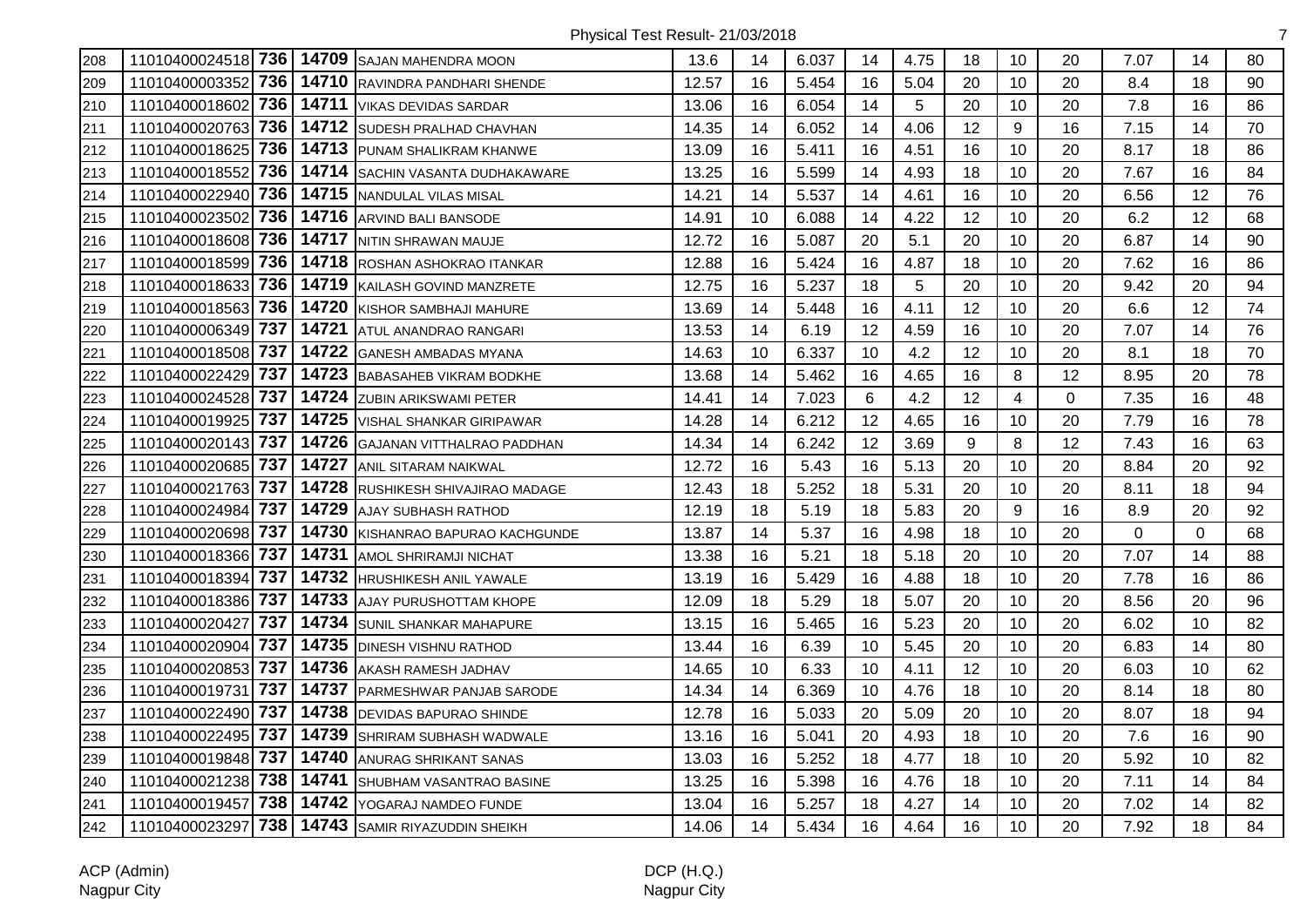Physical Test Result- 21/03/2018

| | | | | | | | | | | | | | | | |
|---|---|---|---|---|---|---|---|---|---|---|---|---|---|---|---|
| 208 | 11010400024518 | 736 | 14709 | SAJAN MAHENDRA MOON | 13.6 | 14 | 6.037 | 14 | 4.75 | 18 | 10 | 20 | 7.07 | 14 | 80 |
| 209 | 11010400003352 | 736 | 14710 | RAVINDRA PANDHARI SHENDE | 12.57 | 16 | 5.454 | 16 | 5.04 | 20 | 10 | 20 | 8.4 | 18 | 90 |
| 210 | 11010400018602 | 736 | 14711 | VIKAS DEVIDAS SARDAR | 13.06 | 16 | 6.054 | 14 | 5 | 20 | 10 | 20 | 7.8 | 16 | 86 |
| 211 | 11010400020763 | 736 | 14712 | SUDESH PRALHAD CHAVHAN | 14.35 | 14 | 6.052 | 14 | 4.06 | 12 | 9 | 16 | 7.15 | 14 | 70 |
| 212 | 11010400018625 | 736 | 14713 | PUNAM SHALIKRAM KHANWE | 13.09 | 16 | 5.411 | 16 | 4.51 | 16 | 10 | 20 | 8.17 | 18 | 86 |
| 213 | 11010400018552 | 736 | 14714 | SACHIN VASANTA DUDHAKAWARE | 13.25 | 16 | 5.599 | 14 | 4.93 | 18 | 10 | 20 | 7.67 | 16 | 84 |
| 214 | 11010400022940 | 736 | 14715 | NANDULAL VILAS MISAL | 14.21 | 14 | 5.537 | 14 | 4.61 | 16 | 10 | 20 | 6.56 | 12 | 76 |
| 215 | 11010400023502 | 736 | 14716 | ARVIND BALI BANSODE | 14.91 | 10 | 6.088 | 14 | 4.22 | 12 | 10 | 20 | 6.2 | 12 | 68 |
| 216 | 11010400018608 | 736 | 14717 | NITIN SHRAWAN MAUJE | 12.72 | 16 | 5.087 | 20 | 5.1 | 20 | 10 | 20 | 6.87 | 14 | 90 |
| 217 | 11010400018599 | 736 | 14718 | ROSHAN ASHOKRAO ITANKAR | 12.88 | 16 | 5.424 | 16 | 4.87 | 18 | 10 | 20 | 7.62 | 16 | 86 |
| 218 | 11010400018633 | 736 | 14719 | KAILASH GOVIND MANZRETE | 12.75 | 16 | 5.237 | 18 | 5 | 20 | 10 | 20 | 9.42 | 20 | 94 |
| 219 | 11010400018563 | 736 | 14720 | KISHOR SAMBHAJI MAHURE | 13.69 | 14 | 5.448 | 16 | 4.11 | 12 | 10 | 20 | 6.6 | 12 | 74 |
| 220 | 11010400006349 | 737 | 14721 | ATUL ANANDRAO RANGARI | 13.53 | 14 | 6.19 | 12 | 4.59 | 16 | 10 | 20 | 7.07 | 14 | 76 |
| 221 | 11010400018508 | 737 | 14722 | GANESH AMBADAS MYANA | 14.63 | 10 | 6.337 | 10 | 4.2 | 12 | 10 | 20 | 8.1 | 18 | 70 |
| 222 | 11010400022429 | 737 | 14723 | BABASAHEB VIKRAM BODKHE | 13.68 | 14 | 5.462 | 16 | 4.65 | 16 | 8 | 12 | 8.95 | 20 | 78 |
| 223 | 11010400024528 | 737 | 14724 | ZUBIN ARIKSWAMI PETER | 14.41 | 14 | 7.023 | 6 | 4.2 | 12 | 4 | 0 | 7.35 | 16 | 48 |
| 224 | 11010400019925 | 737 | 14725 | VISHAL SHANKAR GIRIPAWAR | 14.28 | 14 | 6.212 | 12 | 4.65 | 16 | 10 | 20 | 7.79 | 16 | 78 |
| 225 | 11010400020143 | 737 | 14726 | GAJANAN VITTHALRAO PADDHAN | 14.34 | 14 | 6.242 | 12 | 3.69 | 9 | 8 | 12 | 7.43 | 16 | 63 |
| 226 | 11010400020685 | 737 | 14727 | ANIL SITARAM NAIKWAL | 12.72 | 16 | 5.43 | 16 | 5.13 | 20 | 10 | 20 | 8.84 | 20 | 92 |
| 227 | 11010400021763 | 737 | 14728 | RUSHIKESH SHIVAJIRAO MADAGE | 12.43 | 18 | 5.252 | 18 | 5.31 | 20 | 10 | 20 | 8.11 | 18 | 94 |
| 228 | 11010400024984 | 737 | 14729 | AJAY SUBHASH RATHOD | 12.19 | 18 | 5.19 | 18 | 5.83 | 20 | 9 | 16 | 8.9 | 20 | 92 |
| 229 | 11010400020698 | 737 | 14730 | KISHANRAO BAPURAO KACHGUNDE | 13.87 | 14 | 5.37 | 16 | 4.98 | 18 | 10 | 20 | 0 | 0 | 68 |
| 230 | 11010400018366 | 737 | 14731 | AMOL SHRIRAMJI NICHAT | 13.38 | 16 | 5.21 | 18 | 5.18 | 20 | 10 | 20 | 7.07 | 14 | 88 |
| 231 | 11010400018394 | 737 | 14732 | HRUSHIKESH ANIL YAWALE | 13.19 | 16 | 5.429 | 16 | 4.88 | 18 | 10 | 20 | 7.78 | 16 | 86 |
| 232 | 11010400018386 | 737 | 14733 | AJAY PURUSHOTTAM KHOPE | 12.09 | 18 | 5.29 | 18 | 5.07 | 20 | 10 | 20 | 8.56 | 20 | 96 |
| 233 | 11010400020427 | 737 | 14734 | SUNIL SHANKAR MAHAPURE | 13.15 | 16 | 5.465 | 16 | 5.23 | 20 | 10 | 20 | 6.02 | 10 | 82 |
| 234 | 11010400020904 | 737 | 14735 | DINESH VISHNU RATHOD | 13.44 | 16 | 6.39 | 10 | 5.45 | 20 | 10 | 20 | 6.83 | 14 | 80 |
| 235 | 11010400020853 | 737 | 14736 | AKASH RAMESH JADHAV | 14.65 | 10 | 6.33 | 10 | 4.11 | 12 | 10 | 20 | 6.03 | 10 | 62 |
| 236 | 11010400019731 | 737 | 14737 | PARMESHWAR PANJAB SARODE | 14.34 | 14 | 6.369 | 10 | 4.76 | 18 | 10 | 20 | 8.14 | 18 | 80 |
| 237 | 11010400022490 | 737 | 14738 | DEVIDAS BAPURAO SHINDE | 12.78 | 16 | 5.033 | 20 | 5.09 | 20 | 10 | 20 | 8.07 | 18 | 94 |
| 238 | 11010400022495 | 737 | 14739 | SHRIRAM SUBHASH WADWALE | 13.16 | 16 | 5.041 | 20 | 4.93 | 18 | 10 | 20 | 7.6 | 16 | 90 |
| 239 | 11010400019848 | 737 | 14740 | ANURAG SHRIKANT SANAS | 13.03 | 16 | 5.252 | 18 | 4.77 | 18 | 10 | 20 | 5.92 | 10 | 82 |
| 240 | 11010400021238 | 738 | 14741 | SHUBHAM VASANTRAO BASINE | 13.25 | 16 | 5.398 | 16 | 4.76 | 18 | 10 | 20 | 7.11 | 14 | 84 |
| 241 | 11010400019457 | 738 | 14742 | YOGARAJ NAMDEO FUNDE | 13.04 | 16 | 5.257 | 18 | 4.27 | 14 | 10 | 20 | 7.02 | 14 | 82 |
| 242 | 11010400023297 | 738 | 14743 | SAMIR RIYAZUDDIN SHEIKH | 14.06 | 14 | 5.434 | 16 | 4.64 | 16 | 10 | 20 | 7.92 | 18 | 84 |

ACP (Admin)
Nagpur City

DCP (H.Q.)
Nagpur City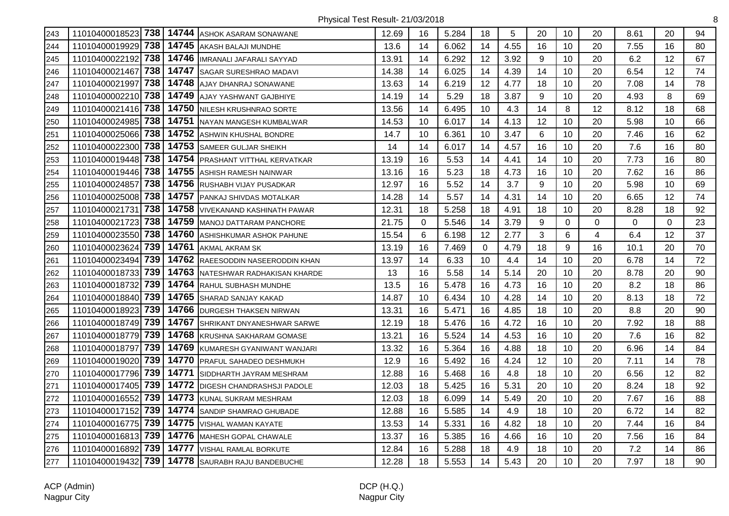Physical Test Result- 21/03/2018

| | | | | | | | | | | | | | | | | |
|---|---|---|---|---|---|---|---|---|---|---|---|---|---|---|---|---|
| 243 | 11010400018523 | 738 | 14744 | ASHOK ASARAM SONAWANE | 12.69 | 16 | 5.284 | 18 | 5 | 20 | 10 | 20 | 8.61 | 20 | 94 |
| 244 | 11010400019929 | 738 | 14745 | AKASH BALAJI MUNDHE | 13.6 | 14 | 6.062 | 14 | 4.55 | 16 | 10 | 20 | 7.55 | 16 | 80 |
| 245 | 11010400022192 | 738 | 14746 | IMRANALI JAFARALI SAYYAD | 13.91 | 14 | 6.292 | 12 | 3.92 | 9 | 10 | 20 | 6.2 | 12 | 67 |
| 246 | 11010400021467 | 738 | 14747 | SAGAR SURESHRAO MADAVI | 14.38 | 14 | 6.025 | 14 | 4.39 | 14 | 10 | 20 | 6.54 | 12 | 74 |
| 247 | 11010400021997 | 738 | 14748 | AJAY DHANRAJ SONAWANE | 13.63 | 14 | 6.219 | 12 | 4.77 | 18 | 10 | 20 | 7.08 | 14 | 78 |
| 248 | 11010400002210 | 738 | 14749 | AJAY YASHWANT GAJBHIYE | 14.19 | 14 | 5.29 | 18 | 3.87 | 9 | 10 | 20 | 4.93 | 8 | 69 |
| 249 | 11010400021416 | 738 | 14750 | NILESH KRUSHNRAO SORTE | 13.56 | 14 | 6.495 | 10 | 4.3 | 14 | 8 | 12 | 8.12 | 18 | 68 |
| 250 | 11010400024985 | 738 | 14751 | NAYAN MANGESH KUMBALWAR | 14.53 | 10 | 6.017 | 14 | 4.13 | 12 | 10 | 20 | 5.98 | 10 | 66 |
| 251 | 11010400025066 | 738 | 14752 | ASHWIN KHUSHAL BONDRE | 14.7 | 10 | 6.361 | 10 | 3.47 | 6 | 10 | 20 | 7.46 | 16 | 62 |
| 252 | 11010400022300 | 738 | 14753 | SAMEER GULJAR SHEIKH | 14 | 14 | 6.017 | 14 | 4.57 | 16 | 10 | 20 | 7.6 | 16 | 80 |
| 253 | 11010400019448 | 738 | 14754 | PRASHANT VITTHAL KERVATKAR | 13.19 | 16 | 5.53 | 14 | 4.41 | 14 | 10 | 20 | 7.73 | 16 | 80 |
| 254 | 11010400019446 | 738 | 14755 | ASHISH RAMESH NAINWAR | 13.16 | 16 | 5.23 | 18 | 4.73 | 16 | 10 | 20 | 7.62 | 16 | 86 |
| 255 | 11010400024857 | 738 | 14756 | RUSHABH VIJAY PUSADKAR | 12.97 | 16 | 5.52 | 14 | 3.7 | 9 | 10 | 20 | 5.98 | 10 | 69 |
| 256 | 11010400025008 | 738 | 14757 | PANKAJ SHIVDAS MOTALKAR | 14.28 | 14 | 5.57 | 14 | 4.31 | 14 | 10 | 20 | 6.65 | 12 | 74 |
| 257 | 11010400021731 | 738 | 14758 | VIVEKANAND KASHINATH PAWAR | 12.31 | 18 | 5.258 | 18 | 4.91 | 18 | 10 | 20 | 8.28 | 18 | 92 |
| 258 | 11010400021723 | 738 | 14759 | MANOJ DATTARAM PANCHORE | 21.75 | 0 | 5.546 | 14 | 3.79 | 9 | 0 | 0 | 0 | 0 | 23 |
| 259 | 11010400023550 | 738 | 14760 | ASHISHKUMAR ASHOK PAHUNE | 15.54 | 6 | 6.198 | 12 | 2.77 | 3 | 6 | 4 | 6.4 | 12 | 37 |
| 260 | 11010400023624 | 739 | 14761 | AKMAL AKRAM SK | 13.19 | 16 | 7.469 | 0 | 4.79 | 18 | 9 | 16 | 10.1 | 20 | 70 |
| 261 | 11010400023494 | 739 | 14762 | RAEESODDIN NASEERODDIN KHAN | 13.97 | 14 | 6.33 | 10 | 4.4 | 14 | 10 | 20 | 6.78 | 14 | 72 |
| 262 | 11010400018733 | 739 | 14763 | NATESHWAR RADHAKISAN KHARDE | 13 | 16 | 5.58 | 14 | 5.14 | 20 | 10 | 20 | 8.78 | 20 | 90 |
| 263 | 11010400018732 | 739 | 14764 | RAHUL SUBHASH MUNDHE | 13.5 | 16 | 5.478 | 16 | 4.73 | 16 | 10 | 20 | 8.2 | 18 | 86 |
| 264 | 11010400018840 | 739 | 14765 | SHARAD SANJAY KAKAD | 14.87 | 10 | 6.434 | 10 | 4.28 | 14 | 10 | 20 | 8.13 | 18 | 72 |
| 265 | 11010400018923 | 739 | 14766 | DURGESH THAKSEN NIRWAN | 13.31 | 16 | 5.471 | 16 | 4.85 | 18 | 10 | 20 | 8.8 | 20 | 90 |
| 266 | 11010400018749 | 739 | 14767 | SHRIKANT DNYANESHWAR SARWE | 12.19 | 18 | 5.476 | 16 | 4.72 | 16 | 10 | 20 | 7.92 | 18 | 88 |
| 267 | 11010400018779 | 739 | 14768 | KRUSHNA SAKHARAM GOMASE | 13.21 | 16 | 5.524 | 14 | 4.53 | 16 | 10 | 20 | 7.6 | 16 | 82 |
| 268 | 11010400018797 | 739 | 14769 | KUMARESH GYANIWANT WANJARI | 13.32 | 16 | 5.364 | 16 | 4.88 | 18 | 10 | 20 | 6.96 | 14 | 84 |
| 269 | 11010400019020 | 739 | 14770 | PRAFUL SAHADEO DESHMUKH | 12.9 | 16 | 5.492 | 16 | 4.24 | 12 | 10 | 20 | 7.11 | 14 | 78 |
| 270 | 11010400017796 | 739 | 14771 | SIDDHARTH JAYRAM MESHRAM | 12.88 | 16 | 5.468 | 16 | 4.8 | 18 | 10 | 20 | 6.56 | 12 | 82 |
| 271 | 11010400017405 | 739 | 14772 | DIGESH CHANDRASHSJI PADOLE | 12.03 | 18 | 5.425 | 16 | 5.31 | 20 | 10 | 20 | 8.24 | 18 | 92 |
| 272 | 11010400016552 | 739 | 14773 | KUNAL SUKRAM MESHRAM | 12.03 | 18 | 6.099 | 14 | 5.49 | 20 | 10 | 20 | 7.67 | 16 | 88 |
| 273 | 11010400017152 | 739 | 14774 | SANDIP SHAMRAO GHUBADE | 12.88 | 16 | 5.585 | 14 | 4.9 | 18 | 10 | 20 | 6.72 | 14 | 82 |
| 274 | 11010400016775 | 739 | 14775 | VISHAL WAMAN KAYATE | 13.53 | 14 | 5.331 | 16 | 4.82 | 18 | 10 | 20 | 7.44 | 16 | 84 |
| 275 | 11010400016813 | 739 | 14776 | MAHESH GOPAL CHAWALE | 13.37 | 16 | 5.385 | 16 | 4.66 | 16 | 10 | 20 | 7.56 | 16 | 84 |
| 276 | 11010400016892 | 739 | 14777 | VISHAL RAMLAL BORKUTE | 12.84 | 16 | 5.288 | 18 | 4.9 | 18 | 10 | 20 | 7.2 | 14 | 86 |
| 277 | 11010400019432 | 739 | 14778 | SAURABH RAJU BANDEBUCHE | 12.28 | 18 | 5.553 | 14 | 5.43 | 20 | 10 | 20 | 7.97 | 18 | 90 |

ACP (Admin)
Nagpur City

DCP (H.Q.)
Nagpur City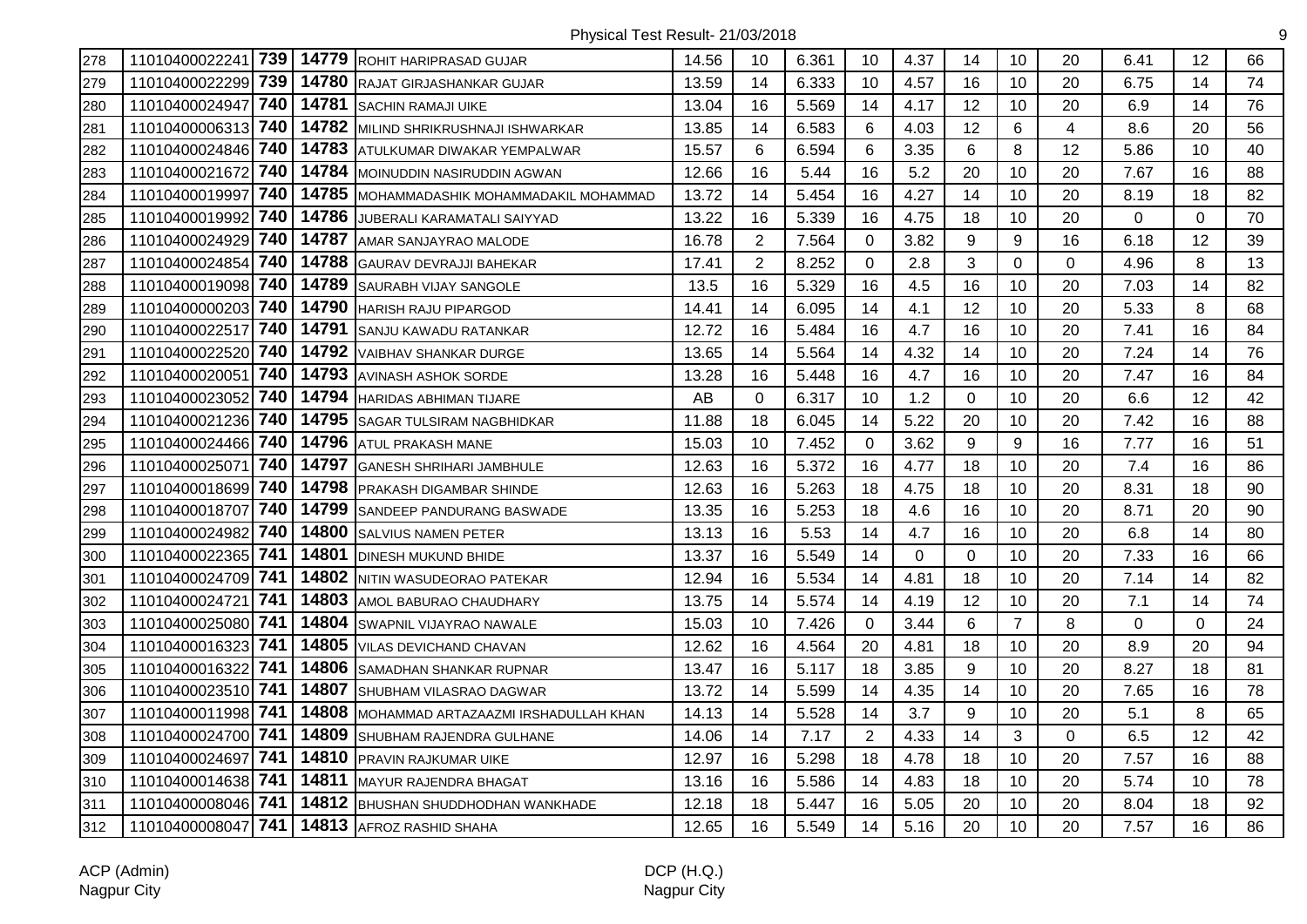Physical Test Result- 21/03/2018

| | | | | | | | | | | | | | | | |
|---|---|---|---|---|---|---|---|---|---|---|---|---|---|---|---|
| 278 | 11010400022241 | **739** | **14779** | ROHIT HARIPRASAD GUJAR | 14.56 | 10 | 6.361 | 10 | 4.37 | 14 | 10 | 20 | 6.41 | 12 | 66 |
| 279 | 11010400022299 | **739** | **14780** | RAJAT GIRJASHANKAR GUJAR | 13.59 | 14 | 6.333 | 10 | 4.57 | 16 | 10 | 20 | 6.75 | 14 | 74 |
| 280 | 11010400024947 | **740** | **14781** | SACHIN RAMAJI UIKE | 13.04 | 16 | 5.569 | 14 | 4.17 | 12 | 10 | 20 | 6.9 | 14 | 76 |
| 281 | 11010400006313 | **740** | **14782** | MILIND SHRIKRUSHNAJI ISHWARKAR | 13.85 | 14 | 6.583 | 6 | 4.03 | 12 | 6 | 4 | 8.6 | 20 | 56 |
| 282 | 11010400024846 | **740** | **14783** | ATULKUMAR DIWAKAR YEMPALWAR | 15.57 | 6 | 6.594 | 6 | 3.35 | 6 | 8 | 12 | 5.86 | 10 | 40 |
| 283 | 11010400021672 | **740** | **14784** | MOINUDDIN NASIRUDDIN AGWAN | 12.66 | 16 | 5.44 | 16 | 5.2 | 20 | 10 | 20 | 7.67 | 16 | 88 |
| 284 | 11010400019997 | **740** | **14785** | MOHAMMADASHIK MOHAMMADAKIL MOHAMMAD | 13.72 | 14 | 5.454 | 16 | 4.27 | 14 | 10 | 20 | 8.19 | 18 | 82 |
| 285 | 11010400019992 | **740** | **14786** | JUBERALI KARAMATALI SAIYYAD | 13.22 | 16 | 5.339 | 16 | 4.75 | 18 | 10 | 20 | 0 | 0 | 70 |
| 286 | 11010400024929 | **740** | **14787** | AMAR SANJAYRAO MALODE | 16.78 | 2 | 7.564 | 0 | 3.82 | 9 | 9 | 16 | 6.18 | 12 | 39 |
| 287 | 11010400024854 | **740** | **14788** | GAURAV DEVRAJJI BAHEKAR | 17.41 | 2 | 8.252 | 0 | 2.8 | 3 | 0 | 0 | 4.96 | 8 | 13 |
| 288 | 11010400019098 | **740** | **14789** | SAURABH VIJAY SANGOLE | 13.5 | 16 | 5.329 | 16 | 4.5 | 16 | 10 | 20 | 7.03 | 14 | 82 |
| 289 | 11010400000203 | **740** | **14790** | HARISH RAJU PIPARGOD | 14.41 | 14 | 6.095 | 14 | 4.1 | 12 | 10 | 20 | 5.33 | 8 | 68 |
| 290 | 11010400022517 | **740** | **14791** | SANJU KAWADU RATANKAR | 12.72 | 16 | 5.484 | 16 | 4.7 | 16 | 10 | 20 | 7.41 | 16 | 84 |
| 291 | 11010400022520 | **740** | **14792** | VAIBHAV SHANKAR DURGE | 13.65 | 14 | 5.564 | 14 | 4.32 | 14 | 10 | 20 | 7.24 | 14 | 76 |
| 292 | 11010400020051 | **740** | **14793** | AVINASH ASHOK SORDE | 13.28 | 16 | 5.448 | 16 | 4.7 | 16 | 10 | 20 | 7.47 | 16 | 84 |
| 293 | 11010400023052 | **740** | **14794** | HARIDAS ABHIMAN TIJARE | AB | 0 | 6.317 | 10 | 1.2 | 0 | 10 | 20 | 6.6 | 12 | 42 |
| 294 | 11010400021236 | **740** | **14795** | SAGAR TULSIRAM NAGBHIDKAR | 11.88 | 18 | 6.045 | 14 | 5.22 | 20 | 10 | 20 | 7.42 | 16 | 88 |
| 295 | 11010400024466 | **740** | **14796** | ATUL PRAKASH MANE | 15.03 | 10 | 7.452 | 0 | 3.62 | 9 | 9 | 16 | 7.77 | 16 | 51 |
| 296 | 11010400025071 | **740** | **14797** | GANESH SHRIHARI JAMBHULE | 12.63 | 16 | 5.372 | 16 | 4.77 | 18 | 10 | 20 | 7.4 | 16 | 86 |
| 297 | 11010400018699 | **740** | **14798** | PRAKASH DIGAMBAR SHINDE | 12.63 | 16 | 5.263 | 18 | 4.75 | 18 | 10 | 20 | 8.31 | 18 | 90 |
| 298 | 11010400018707 | **740** | **14799** | SANDEEP PANDURANG BASWADE | 13.35 | 16 | 5.253 | 18 | 4.6 | 16 | 10 | 20 | 8.71 | 20 | 90 |
| 299 | 11010400024982 | **740** | **14800** | SALVIUS NAMEN PETER | 13.13 | 16 | 5.53 | 14 | 4.7 | 16 | 10 | 20 | 6.8 | 14 | 80 |
| 300 | 11010400022365 | **741** | **14801** | DINESH MUKUND BHIDE | 13.37 | 16 | 5.549 | 14 | 0 | 0 | 10 | 20 | 7.33 | 16 | 66 |
| 301 | 11010400024709 | **741** | **14802** | NITIN WASUDEORAO PATEKAR | 12.94 | 16 | 5.534 | 14 | 4.81 | 18 | 10 | 20 | 7.14 | 14 | 82 |
| 302 | 11010400024721 | **741** | **14803** | AMOL BABURAO CHAUDHARY | 13.75 | 14 | 5.574 | 14 | 4.19 | 12 | 10 | 20 | 7.1 | 14 | 74 |
| 303 | 11010400025080 | **741** | **14804** | SWAPNIL VIJAYRAO NAWALE | 15.03 | 10 | 7.426 | 0 | 3.44 | 6 | 7 | 8 | 0 | 0 | 24 |
| 304 | 11010400016323 | **741** | **14805** | VILAS DEVICHAND CHAVAN | 12.62 | 16 | 4.564 | 20 | 4.81 | 18 | 10 | 20 | 8.9 | 20 | 94 |
| 305 | 11010400016322 | **741** | **14806** | SAMADHAN SHANKAR RUPNAR | 13.47 | 16 | 5.117 | 18 | 3.85 | 9 | 10 | 20 | 8.27 | 18 | 81 |
| 306 | 11010400023510 | **741** | **14807** | SHUBHAM VILASRAO DAGWAR | 13.72 | 14 | 5.599 | 14 | 4.35 | 14 | 10 | 20 | 7.65 | 16 | 78 |
| 307 | 11010400011998 | **741** | **14808** | MOHAMMAD ARTAZAAZMI IRSHADULLAH KHAN | 14.13 | 14 | 5.528 | 14 | 3.7 | 9 | 10 | 20 | 5.1 | 8 | 65 |
| 308 | 11010400024700 | **741** | **14809** | SHUBHAM RAJENDRA GULHANE | 14.06 | 14 | 7.17 | 2 | 4.33 | 14 | 3 | 0 | 6.5 | 12 | 42 |
| 309 | 11010400024697 | **741** | **14810** | PRAVIN RAJKUMAR UIKE | 12.97 | 16 | 5.298 | 18 | 4.78 | 18 | 10 | 20 | 7.57 | 16 | 88 |
| 310 | 11010400014638 | **741** | **14811** | MAYUR RAJENDRA BHAGAT | 13.16 | 16 | 5.586 | 14 | 4.83 | 18 | 10 | 20 | 5.74 | 10 | 78 |
| 311 | 11010400008046 | **741** | **14812** | BHUSHAN SHUDDHODHAN WANKHADE | 12.18 | 18 | 5.447 | 16 | 5.05 | 20 | 10 | 20 | 8.04 | 18 | 92 |
| 312 | 11010400008047 | **741** | **14813** | AFROZ RASHID SHAHA | 12.65 | 16 | 5.549 | 14 | 5.16 | 20 | 10 | 20 | 7.57 | 16 | 86 |

ACP (Admin)
Nagpur City

DCP (H.Q.)
Nagpur City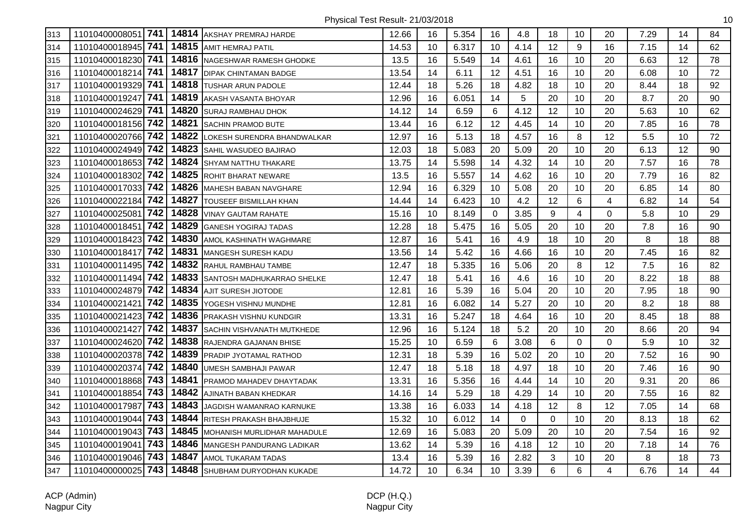Physical Test Result- 21/03/2018

| | | | | | | | | | | | | | | | |
|---|---|---|---|---|---|---|---|---|---|---|---|---|---|---|---|
| 313 | 11010400008051 | 741 | 14814 | AKSHAY PREMRAJ HARDE | 12.66 | 16 | 5.354 | 16 | 4.8 | 18 | 10 | 20 | 7.29 | 14 | 84 |
| 314 | 11010400018945 | 741 | 14815 | AMIT HEMRAJ PATIL | 14.53 | 10 | 6.317 | 10 | 4.14 | 12 | 9 | 16 | 7.15 | 14 | 62 |
| 315 | 11010400018230 | 741 | 14816 | NAGESHWAR RAMESH GHODKE | 13.5 | 16 | 5.549 | 14 | 4.61 | 16 | 10 | 20 | 6.63 | 12 | 78 |
| 316 | 11010400018214 | 741 | 14817 | DIPAK CHINTAMAN BADGE | 13.54 | 14 | 6.11 | 12 | 4.51 | 16 | 10 | 20 | 6.08 | 10 | 72 |
| 317 | 11010400019329 | 741 | 14818 | TUSHAR ARUN PADOLE | 12.44 | 18 | 5.26 | 18 | 4.82 | 18 | 10 | 20 | 8.44 | 18 | 92 |
| 318 | 11010400019247 | 741 | 14819 | AKASH VASANTA BHOYAR | 12.96 | 16 | 6.051 | 14 | 5 | 20 | 10 | 20 | 8.7 | 20 | 90 |
| 319 | 11010400024629 | 741 | 14820 | SURAJ RAMBHAU DHOK | 14.12 | 14 | 6.59 | 6 | 4.12 | 12 | 10 | 20 | 5.63 | 10 | 62 |
| 320 | 11010400018156 | 742 | 14821 | SACHIN PRAMOD BUTE | 13.44 | 16 | 6.12 | 12 | 4.45 | 14 | 10 | 20 | 7.85 | 16 | 78 |
| 321 | 11010400020766 | 742 | 14822 | LOKESH SURENDRA BHANDWALKAR | 12.97 | 16 | 5.13 | 18 | 4.57 | 16 | 8 | 12 | 5.5 | 10 | 72 |
| 322 | 11010400024949 | 742 | 14823 | SAHIL WASUDEO BAJIRAO | 12.03 | 18 | 5.083 | 20 | 5.09 | 20 | 10 | 20 | 6.13 | 12 | 90 |
| 323 | 11010400018653 | 742 | 14824 | SHYAM NATTHU THAKARE | 13.75 | 14 | 5.598 | 14 | 4.32 | 14 | 10 | 20 | 7.57 | 16 | 78 |
| 324 | 11010400018302 | 742 | 14825 | ROHIT BHARAT NEWARE | 13.5 | 16 | 5.557 | 14 | 4.62 | 16 | 10 | 20 | 7.79 | 16 | 82 |
| 325 | 11010400017033 | 742 | 14826 | MAHESH BABAN NAVGHARE | 12.94 | 16 | 6.329 | 10 | 5.08 | 20 | 10 | 20 | 6.85 | 14 | 80 |
| 326 | 11010400022184 | 742 | 14827 | TOUSEEF BISMILLAH KHAN | 14.44 | 14 | 6.423 | 10 | 4.2 | 12 | 6 | 4 | 6.82 | 14 | 54 |
| 327 | 11010400025081 | 742 | 14828 | VINAY GAUTAM RAHATE | 15.16 | 10 | 8.149 | 0 | 3.85 | 9 | 4 | 0 | 5.8 | 10 | 29 |
| 328 | 11010400018451 | 742 | 14829 | GANESH YOGIRAJ TADAS | 12.28 | 18 | 5.475 | 16 | 5.05 | 20 | 10 | 20 | 7.8 | 16 | 90 |
| 329 | 11010400018423 | 742 | 14830 | AMOL KASHINATH WAGHMARE | 12.87 | 16 | 5.41 | 16 | 4.9 | 18 | 10 | 20 | 8 | 18 | 88 |
| 330 | 11010400018417 | 742 | 14831 | MANGESH SURESH KADU | 13.56 | 14 | 5.42 | 16 | 4.66 | 16 | 10 | 20 | 7.45 | 16 | 82 |
| 331 | 11010400011495 | 742 | 14832 | RAHUL RAMBHAU TAMBE | 12.47 | 18 | 5.335 | 16 | 5.06 | 20 | 8 | 12 | 7.5 | 16 | 82 |
| 332 | 11010400011494 | 742 | 14833 | SANTOSH MADHUKARRAO SHELKE | 12.47 | 18 | 5.41 | 16 | 4.6 | 16 | 10 | 20 | 8.22 | 18 | 88 |
| 333 | 11010400024879 | 742 | 14834 | AJIT SURESH JIOTODE | 12.81 | 16 | 5.39 | 16 | 5.04 | 20 | 10 | 20 | 7.95 | 18 | 90 |
| 334 | 11010400021421 | 742 | 14835 | YOGESH VISHNU MUNDHE | 12.81 | 16 | 6.082 | 14 | 5.27 | 20 | 10 | 20 | 8.2 | 18 | 88 |
| 335 | 11010400021423 | 742 | 14836 | PRAKASH VISHNU KUNDGIR | 13.31 | 16 | 5.247 | 18 | 4.64 | 16 | 10 | 20 | 8.45 | 18 | 88 |
| 336 | 11010400021427 | 742 | 14837 | SACHIN VISHVANATH MUTKHEDE | 12.96 | 16 | 5.124 | 18 | 5.2 | 20 | 10 | 20 | 8.66 | 20 | 94 |
| 337 | 11010400024620 | 742 | 14838 | RAJENDRA GAJANAN BHISE | 15.25 | 10 | 6.59 | 6 | 3.08 | 6 | 0 | 0 | 5.9 | 10 | 32 |
| 338 | 11010400020378 | 742 | 14839 | PRADIP JYOTAMAL RATHOD | 12.31 | 18 | 5.39 | 16 | 5.02 | 20 | 10 | 20 | 7.52 | 16 | 90 |
| 339 | 11010400020374 | 742 | 14840 | UMESH SAMBHAJI PAWAR | 12.47 | 18 | 5.18 | 18 | 4.97 | 18 | 10 | 20 | 7.46 | 16 | 90 |
| 340 | 11010400018868 | 743 | 14841 | PRAMOD MAHADEV DHAYTADAK | 13.31 | 16 | 5.356 | 16 | 4.44 | 14 | 10 | 20 | 9.31 | 20 | 86 |
| 341 | 11010400018854 | 743 | 14842 | AJINATH BABAN KHEDKAR | 14.16 | 14 | 5.29 | 18 | 4.29 | 14 | 10 | 20 | 7.55 | 16 | 82 |
| 342 | 11010400017987 | 743 | 14843 | JAGDISH WAMANRAO KARNUKE | 13.38 | 16 | 6.033 | 14 | 4.18 | 12 | 8 | 12 | 7.05 | 14 | 68 |
| 343 | 11010400019044 | 743 | 14844 | RITESH PRAKASH BHAJBHUJE | 15.32 | 10 | 6.012 | 14 | 0 | 0 | 10 | 20 | 8.13 | 18 | 62 |
| 344 | 11010400019043 | 743 | 14845 | MOHANISH MURLIDHAR MAHADULE | 12.69 | 16 | 5.083 | 20 | 5.09 | 20 | 10 | 20 | 7.54 | 16 | 92 |
| 345 | 11010400019041 | 743 | 14846 | MANGESH PANDURANG LADIKAR | 13.62 | 14 | 5.39 | 16 | 4.18 | 12 | 10 | 20 | 7.18 | 14 | 76 |
| 346 | 11010400019046 | 743 | 14847 | AMOL TUKARAM TADAS | 13.4 | 16 | 5.39 | 16 | 2.82 | 3 | 10 | 20 | 8 | 18 | 73 |
| 347 | 11010400000025 | 743 | 14848 | SHUBHAM DURYODHAN KUKADE | 14.72 | 10 | 6.34 | 10 | 3.39 | 6 | 6 | 4 | 6.76 | 14 | 44 |

ACP (Admin)
Nagpur City

DCP (H.Q.)
Nagpur City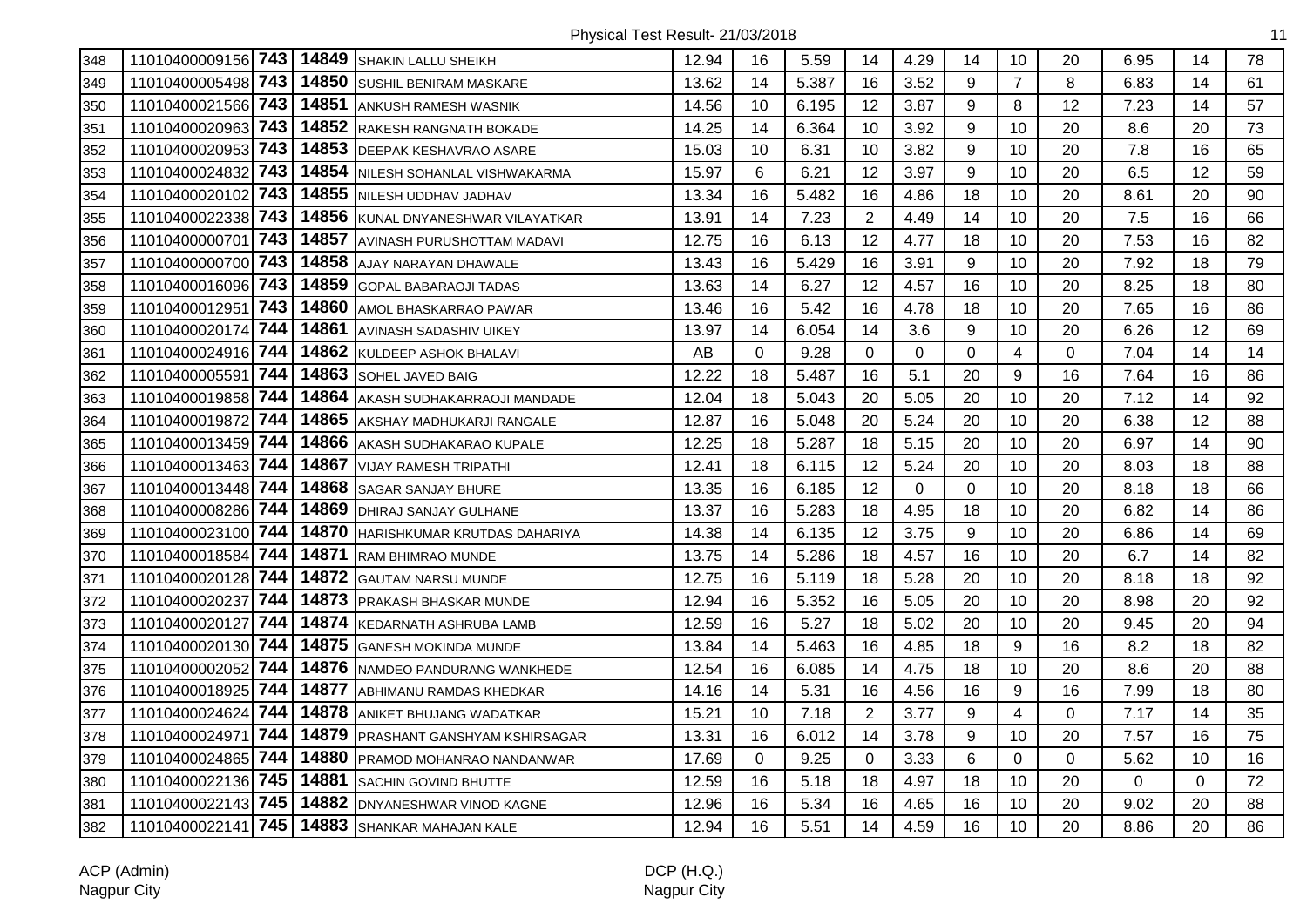Physical Test Result- 21/03/2018

| | | | | | | | | | | | | | | | |
|---|---|---|---|---|---|---|---|---|---|---|---|---|---|---|---|
| 348 | 11010400009156 | **743** | **14849** | SHAKIN LALLU SHEIKH | 12.94 | 16 | 5.59 | 14 | 4.29 | 14 | 10 | 20 | 6.95 | 14 | 78 |
| 349 | 11010400005498 | **743** | **14850** | SUSHIL BENIRAM MASKARE | 13.62 | 14 | 5.387 | 16 | 3.52 | 9 | 7 | 8 | 6.83 | 14 | 61 |
| 350 | 11010400021566 | **743** | **14851** | ANKUSH RAMESH WASNIK | 14.56 | 10 | 6.195 | 12 | 3.87 | 9 | 8 | 12 | 7.23 | 14 | 57 |
| 351 | 11010400020963 | **743** | **14852** | RAKESH RANGNATH BOKADE | 14.25 | 14 | 6.364 | 10 | 3.92 | 9 | 10 | 20 | 8.6 | 20 | 73 |
| 352 | 11010400020953 | **743** | **14853** | DEEPAK KESHAVRAO ASARE | 15.03 | 10 | 6.31 | 10 | 3.82 | 9 | 10 | 20 | 7.8 | 16 | 65 |
| 353 | 11010400024832 | **743** | **14854** | NILESH SOHANLAL VISHWAKARMA | 15.97 | 6 | 6.21 | 12 | 3.97 | 9 | 10 | 20 | 6.5 | 12 | 59 |
| 354 | 11010400020102 | **743** | **14855** | NILESH UDDHAV JADHAV | 13.34 | 16 | 5.482 | 16 | 4.86 | 18 | 10 | 20 | 8.61 | 20 | 90 |
| 355 | 11010400022338 | **743** | **14856** | KUNAL DNYANESHWAR VILAYATKAR | 13.91 | 14 | 7.23 | 2 | 4.49 | 14 | 10 | 20 | 7.5 | 16 | 66 |
| 356 | 11010400000701 | **743** | **14857** | AVINASH PURUSHOTTAM MADAVI | 12.75 | 16 | 6.13 | 12 | 4.77 | 18 | 10 | 20 | 7.53 | 16 | 82 |
| 357 | 11010400000700 | **743** | **14858** | AJAY NARAYAN DHAWALE | 13.43 | 16 | 5.429 | 16 | 3.91 | 9 | 10 | 20 | 7.92 | 18 | 79 |
| 358 | 11010400016096 | **743** | **14859** | GOPAL BABARAOJI TADAS | 13.63 | 14 | 6.27 | 12 | 4.57 | 16 | 10 | 20 | 8.25 | 18 | 80 |
| 359 | 11010400012951 | **743** | **14860** | AMOL BHASKARRAO PAWAR | 13.46 | 16 | 5.42 | 16 | 4.78 | 18 | 10 | 20 | 7.65 | 16 | 86 |
| 360 | 11010400020174 | **744** | **14861** | AVINASH SADASHIV UIKEY | 13.97 | 14 | 6.054 | 14 | 3.6 | 9 | 10 | 20 | 6.26 | 12 | 69 |
| 361 | 11010400024916 | **744** | **14862** | KULDEEP ASHOK BHALAVI | AB | 0 | 9.28 | 0 | 0 | 0 | 4 | 0 | 7.04 | 14 | 14 |
| 362 | 11010400005591 | **744** | **14863** | SOHEL JAVED BAIG | 12.22 | 18 | 5.487 | 16 | 5.1 | 20 | 9 | 16 | 7.64 | 16 | 86 |
| 363 | 11010400019858 | **744** | **14864** | AKASH SUDHAKARRAOJI MANDADE | 12.04 | 18 | 5.043 | 20 | 5.05 | 20 | 10 | 20 | 7.12 | 14 | 92 |
| 364 | 11010400019872 | **744** | **14865** | AKSHAY MADHUKARJI RANGALE | 12.87 | 16 | 5.048 | 20 | 5.24 | 20 | 10 | 20 | 6.38 | 12 | 88 |
| 365 | 11010400013459 | **744** | **14866** | AKASH SUDHAKARAO KUPALE | 12.25 | 18 | 5.287 | 18 | 5.15 | 20 | 10 | 20 | 6.97 | 14 | 90 |
| 366 | 11010400013463 | **744** | **14867** | VIJAY RAMESH TRIPATHI | 12.41 | 18 | 6.115 | 12 | 5.24 | 20 | 10 | 20 | 8.03 | 18 | 88 |
| 367 | 11010400013448 | **744** | **14868** | SAGAR SANJAY BHURE | 13.35 | 16 | 6.185 | 12 | 0 | 0 | 10 | 20 | 8.18 | 18 | 66 |
| 368 | 11010400008286 | **744** | **14869** | DHIRAJ SANJAY GULHANE | 13.37 | 16 | 5.283 | 18 | 4.95 | 18 | 10 | 20 | 6.82 | 14 | 86 |
| 369 | 11010400023100 | **744** | **14870** | HARISHKUMAR KRUTDAS DAHARIYA | 14.38 | 14 | 6.135 | 12 | 3.75 | 9 | 10 | 20 | 6.86 | 14 | 69 |
| 370 | 11010400018584 | **744** | **14871** | RAM BHIMRAO MUNDE | 13.75 | 14 | 5.286 | 18 | 4.57 | 16 | 10 | 20 | 6.7 | 14 | 82 |
| 371 | 11010400020128 | **744** | **14872** | GAUTAM NARSU MUNDE | 12.75 | 16 | 5.119 | 18 | 5.28 | 20 | 10 | 20 | 8.18 | 18 | 92 |
| 372 | 11010400020237 | **744** | **14873** | PRAKASH BHASKAR MUNDE | 12.94 | 16 | 5.352 | 16 | 5.05 | 20 | 10 | 20 | 8.98 | 20 | 92 |
| 373 | 11010400020127 | **744** | **14874** | KEDARNATH ASHRUBA LAMB | 12.59 | 16 | 5.27 | 18 | 5.02 | 20 | 10 | 20 | 9.45 | 20 | 94 |
| 374 | 11010400020130 | **744** | **14875** | GANESH MOKINDA MUNDE | 13.84 | 14 | 5.463 | 16 | 4.85 | 18 | 9 | 16 | 8.2 | 18 | 82 |
| 375 | 11010400002052 | **744** | **14876** | NAMDEO PANDURANG WANKHEDE | 12.54 | 16 | 6.085 | 14 | 4.75 | 18 | 10 | 20 | 8.6 | 20 | 88 |
| 376 | 11010400018925 | **744** | **14877** | ABHIMANU RAMDAS KHEDKAR | 14.16 | 14 | 5.31 | 16 | 4.56 | 16 | 9 | 16 | 7.99 | 18 | 80 |
| 377 | 11010400024624 | **744** | **14878** | ANIKET BHUJANG WADATKAR | 15.21 | 10 | 7.18 | 2 | 3.77 | 9 | 4 | 0 | 7.17 | 14 | 35 |
| 378 | 11010400024971 | **744** | **14879** | PRASHANT GANSHYAM KSHIRSAGAR | 13.31 | 16 | 6.012 | 14 | 3.78 | 9 | 10 | 20 | 7.57 | 16 | 75 |
| 379 | 11010400024865 | **744** | **14880** | PRAMOD MOHANRAO NANDANWAR | 17.69 | 0 | 9.25 | 0 | 3.33 | 6 | 0 | 0 | 5.62 | 10 | 16 |
| 380 | 11010400022136 | **745** | **14881** | SACHIN GOVIND BHUTTE | 12.59 | 16 | 5.18 | 18 | 4.97 | 18 | 10 | 20 | 0 | 0 | 72 |
| 381 | 11010400022143 | **745** | **14882** | DNYANESHWAR VINOD KAGNE | 12.96 | 16 | 5.34 | 16 | 4.65 | 16 | 10 | 20 | 9.02 | 20 | 88 |
| 382 | 11010400022141 | **745** | **14883** | SHANKAR MAHAJAN KALE | 12.94 | 16 | 5.51 | 14 | 4.59 | 16 | 10 | 20 | 8.86 | 20 | 86 |

ACP (Admin)
Nagpur City

DCP (H.Q.)
Nagpur City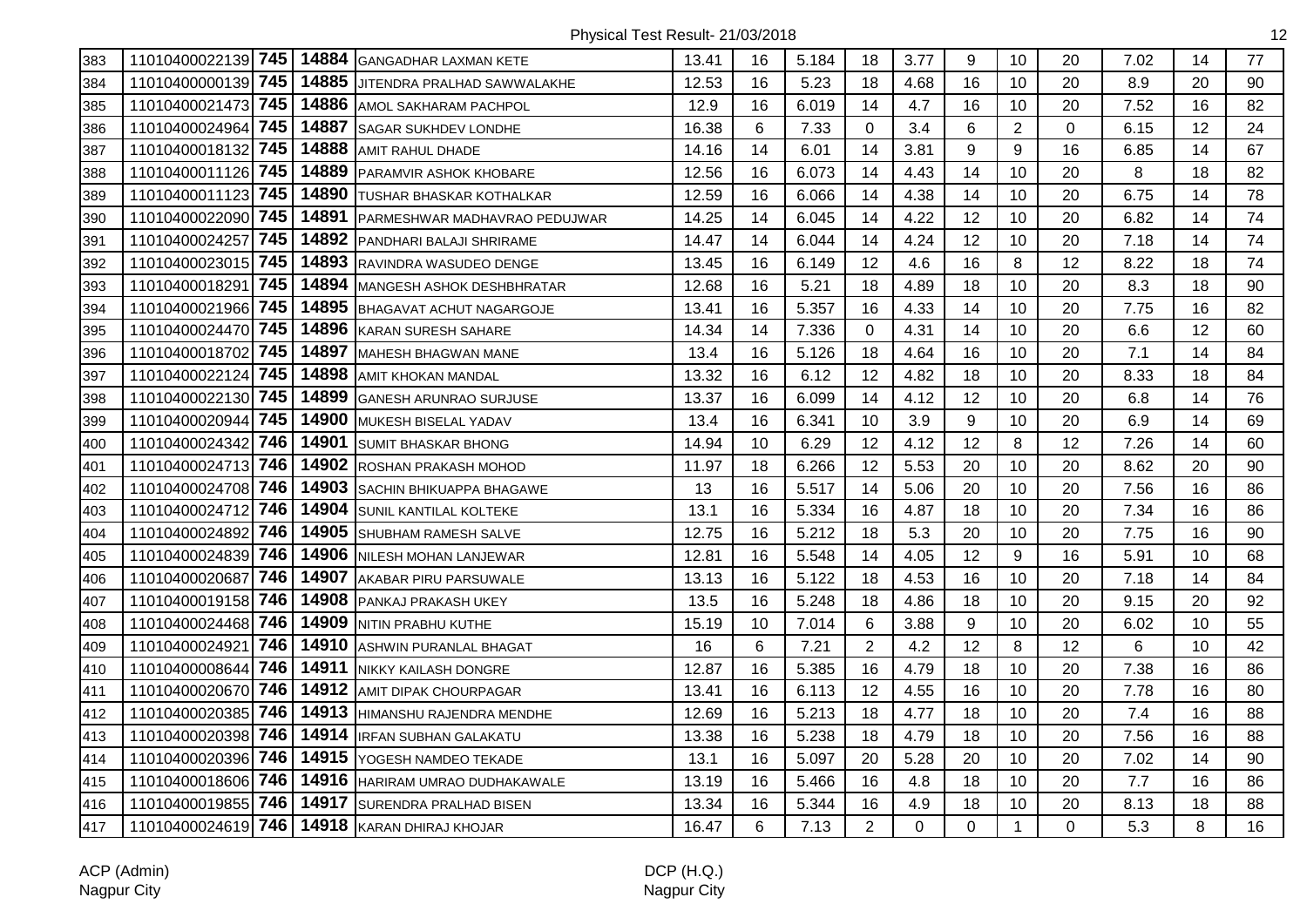Physical Test Result- 21/03/2018

| | | | | | | | | | | | | | | | |
|---|---|---|---|---|---|---|---|---|---|---|---|---|---|---|---|
| 383 | 11010400022139 | 745 | 14884 | GANGADHAR LAXMAN KETE | 13.41 | 16 | 5.184 | 18 | 3.77 | 9 | 10 | 20 | 7.02 | 14 | 77 |
| 384 | 11010400000139 | 745 | 14885 | JITENDRA PRALHAD SAWWALAKHE | 12.53 | 16 | 5.23 | 18 | 4.68 | 16 | 10 | 20 | 8.9 | 20 | 90 |
| 385 | 11010400021473 | 745 | 14886 | AMOL SAKHARAM PACHPOL | 12.9 | 16 | 6.019 | 14 | 4.7 | 16 | 10 | 20 | 7.52 | 16 | 82 |
| 386 | 11010400024964 | 745 | 14887 | SAGAR SUKHDEV LONDHE | 16.38 | 6 | 7.33 | 0 | 3.4 | 6 | 2 | 0 | 6.15 | 12 | 24 |
| 387 | 11010400018132 | 745 | 14888 | AMIT RAHUL DHADE | 14.16 | 14 | 6.01 | 14 | 3.81 | 9 | 9 | 16 | 6.85 | 14 | 67 |
| 388 | 11010400011126 | 745 | 14889 | PARAMVIR ASHOK KHOBARE | 12.56 | 16 | 6.073 | 14 | 4.43 | 14 | 10 | 20 | 8 | 18 | 82 |
| 389 | 11010400011123 | 745 | 14890 | TUSHAR BHASKAR KOTHALKAR | 12.59 | 16 | 6.066 | 14 | 4.38 | 14 | 10 | 20 | 6.75 | 14 | 78 |
| 390 | 11010400022090 | 745 | 14891 | PARMESHWAR MADHAVRAO PEDUJWAR | 14.25 | 14 | 6.045 | 14 | 4.22 | 12 | 10 | 20 | 6.82 | 14 | 74 |
| 391 | 11010400024257 | 745 | 14892 | PANDHARI BALAJI SHRIRAME | 14.47 | 14 | 6.044 | 14 | 4.24 | 12 | 10 | 20 | 7.18 | 14 | 74 |
| 392 | 11010400023015 | 745 | 14893 | RAVINDRA WASUDEO DENGE | 13.45 | 16 | 6.149 | 12 | 4.6 | 16 | 8 | 12 | 8.22 | 18 | 74 |
| 393 | 11010400018291 | 745 | 14894 | MANGESH ASHOK DESHBHRATAR | 12.68 | 16 | 5.21 | 18 | 4.89 | 18 | 10 | 20 | 8.3 | 18 | 90 |
| 394 | 11010400021966 | 745 | 14895 | BHAGAVAT ACHUT NAGARGOJE | 13.41 | 16 | 5.357 | 16 | 4.33 | 14 | 10 | 20 | 7.75 | 16 | 82 |
| 395 | 11010400024470 | 745 | 14896 | KARAN SURESH SAHARE | 14.34 | 14 | 7.336 | 0 | 4.31 | 14 | 10 | 20 | 6.6 | 12 | 60 |
| 396 | 11010400018702 | 745 | 14897 | MAHESH BHAGWAN MANE | 13.4 | 16 | 5.126 | 18 | 4.64 | 16 | 10 | 20 | 7.1 | 14 | 84 |
| 397 | 11010400022124 | 745 | 14898 | AMIT KHOKAN MANDAL | 13.32 | 16 | 6.12 | 12 | 4.82 | 18 | 10 | 20 | 8.33 | 18 | 84 |
| 398 | 11010400022130 | 745 | 14899 | GANESH ARUNRAO SURJUSE | 13.37 | 16 | 6.099 | 14 | 4.12 | 12 | 10 | 20 | 6.8 | 14 | 76 |
| 399 | 11010400020944 | 745 | 14900 | MUKESH BISELAL YADAV | 13.4 | 16 | 6.341 | 10 | 3.9 | 9 | 10 | 20 | 6.9 | 14 | 69 |
| 400 | 11010400024342 | 746 | 14901 | SUMIT BHASKAR BHONG | 14.94 | 10 | 6.29 | 12 | 4.12 | 12 | 8 | 12 | 7.26 | 14 | 60 |
| 401 | 11010400024713 | 746 | 14902 | ROSHAN PRAKASH MOHOD | 11.97 | 18 | 6.266 | 12 | 5.53 | 20 | 10 | 20 | 8.62 | 20 | 90 |
| 402 | 11010400024708 | 746 | 14903 | SACHIN BHIKUAPPA BHAGAWE | 13 | 16 | 5.517 | 14 | 5.06 | 20 | 10 | 20 | 7.56 | 16 | 86 |
| 403 | 11010400024712 | 746 | 14904 | SUNIL KANTILAL KOLTEKE | 13.1 | 16 | 5.334 | 16 | 4.87 | 18 | 10 | 20 | 7.34 | 16 | 86 |
| 404 | 11010400024892 | 746 | 14905 | SHUBHAM RAMESH SALVE | 12.75 | 16 | 5.212 | 18 | 5.3 | 20 | 10 | 20 | 7.75 | 16 | 90 |
| 405 | 11010400024839 | 746 | 14906 | NILESH MOHAN LANJEWAR | 12.81 | 16 | 5.548 | 14 | 4.05 | 12 | 9 | 16 | 5.91 | 10 | 68 |
| 406 | 11010400020687 | 746 | 14907 | AKABAR PIRU PARSUWALE | 13.13 | 16 | 5.122 | 18 | 4.53 | 16 | 10 | 20 | 7.18 | 14 | 84 |
| 407 | 11010400019158 | 746 | 14908 | PANKAJ PRAKASH UKEY | 13.5 | 16 | 5.248 | 18 | 4.86 | 18 | 10 | 20 | 9.15 | 20 | 92 |
| 408 | 11010400024468 | 746 | 14909 | NITIN PRABHU KUTHE | 15.19 | 10 | 7.014 | 6 | 3.88 | 9 | 10 | 20 | 6.02 | 10 | 55 |
| 409 | 11010400024921 | 746 | 14910 | ASHWIN PURANLAL BHAGAT | 16 | 6 | 7.21 | 2 | 4.2 | 12 | 8 | 12 | 6 | 10 | 42 |
| 410 | 11010400008644 | 746 | 14911 | NIKKY KAILASH DONGRE | 12.87 | 16 | 5.385 | 16 | 4.79 | 18 | 10 | 20 | 7.38 | 16 | 86 |
| 411 | 11010400020670 | 746 | 14912 | AMIT DIPAK CHOURPAGAR | 13.41 | 16 | 6.113 | 12 | 4.55 | 16 | 10 | 20 | 7.78 | 16 | 80 |
| 412 | 11010400020385 | 746 | 14913 | HIMANSHU RAJENDRA MENDHE | 12.69 | 16 | 5.213 | 18 | 4.77 | 18 | 10 | 20 | 7.4 | 16 | 88 |
| 413 | 11010400020398 | 746 | 14914 | IRFAN SUBHAN GALAKATU | 13.38 | 16 | 5.238 | 18 | 4.79 | 18 | 10 | 20 | 7.56 | 16 | 88 |
| 414 | 11010400020396 | 746 | 14915 | YOGESH NAMDEO TEKADE | 13.1 | 16 | 5.097 | 20 | 5.28 | 20 | 10 | 20 | 7.02 | 14 | 90 |
| 415 | 11010400018606 | 746 | 14916 | HARIRAM UMRAO DUDHAKAWALE | 13.19 | 16 | 5.466 | 16 | 4.8 | 18 | 10 | 20 | 7.7 | 16 | 86 |
| 416 | 11010400019855 | 746 | 14917 | SURENDRA PRALHAD BISEN | 13.34 | 16 | 5.344 | 16 | 4.9 | 18 | 10 | 20 | 8.13 | 18 | 88 |
| 417 | 11010400024619 | 746 | 14918 | KARAN DHIRAJ KHOJAR | 16.47 | 6 | 7.13 | 2 | 0 | 0 | 1 | 0 | 5.3 | 8 | 16 |

ACP (Admin)
Nagpur City

DCP (H.Q.)
Nagpur City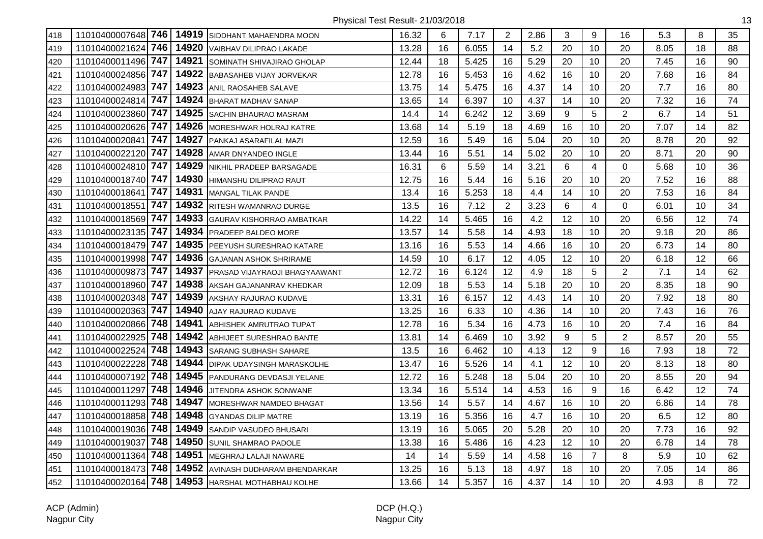Physical Test Result- 21/03/2018

| | | | | | | | | | | | | | | | |
|---|---|---|---|---|---|---|---|---|---|---|---|---|---|---|---|
| 418 | 11010400007648 | **746** | **14919** | SIDDHANT MAHAENDRA MOON | 16.32 | 6 | 7.17 | 2 | 2.86 | 3 | 9 | 16 | 5.3 | 8 | 35 |
| 419 | 11010400021624 | **746** | **14920** | VAIBHAV DILIPRAO LAKADE | 13.28 | 16 | 6.055 | 14 | 5.2 | 20 | 10 | 20 | 8.05 | 18 | 88 |
| 420 | 11010400011496 | **747** | **14921** | SOMINATH SHIVAJIRAO GHOLAP | 12.44 | 18 | 5.425 | 16 | 5.29 | 20 | 10 | 20 | 7.45 | 16 | 90 |
| 421 | 11010400024856 | **747** | **14922** | BABASAHEB VIJAY JORVEKAR | 12.78 | 16 | 5.453 | 16 | 4.62 | 16 | 10 | 20 | 7.68 | 16 | 84 |
| 422 | 11010400024983 | **747** | **14923** | ANIL RAOSAHEB SALAVE | 13.75 | 14 | 5.475 | 16 | 4.37 | 14 | 10 | 20 | 7.7 | 16 | 80 |
| 423 | 11010400024814 | **747** | **14924** | BHARAT MADHAV SANAP | 13.65 | 14 | 6.397 | 10 | 4.37 | 14 | 10 | 20 | 7.32 | 16 | 74 |
| 424 | 11010400023860 | **747** | **14925** | SACHIN BHAURAO MASRAM | 14.4 | 14 | 6.242 | 12 | 3.69 | 9 | 5 | 2 | 6.7 | 14 | 51 |
| 425 | 11010400020626 | **747** | **14926** | MORESHWAR HOLRAJ KATRE | 13.68 | 14 | 5.19 | 18 | 4.69 | 16 | 10 | 20 | 7.07 | 14 | 82 |
| 426 | 11010400020841 | **747** | **14927** | PANKAJ ASARAFILAL MAZI | 12.59 | 16 | 5.49 | 16 | 5.04 | 20 | 10 | 20 | 8.78 | 20 | 92 |
| 427 | 11010400022120 | **747** | **14928** | AMAR DNYANDEO INGLE | 13.44 | 16 | 5.51 | 14 | 5.02 | 20 | 10 | 20 | 8.71 | 20 | 90 |
| 428 | 11010400024810 | **747** | **14929** | NIKHIL PRADEEP BARSAGADE | 16.31 | 6 | 5.59 | 14 | 3.21 | 6 | 4 | 0 | 5.68 | 10 | 36 |
| 429 | 11010400018740 | **747** | **14930** | HIMANSHU DILIPRAO RAUT | 12.75 | 16 | 5.44 | 16 | 5.16 | 20 | 10 | 20 | 7.52 | 16 | 88 |
| 430 | 11010400018641 | **747** | **14931** | MANGAL TILAK PANDE | 13.4 | 16 | 5.253 | 18 | 4.4 | 14 | 10 | 20 | 7.53 | 16 | 84 |
| 431 | 11010400018551 | **747** | **14932** | RITESH WAMANRAO DURGE | 13.5 | 16 | 7.12 | 2 | 3.23 | 6 | 4 | 0 | 6.01 | 10 | 34 |
| 432 | 11010400018569 | **747** | **14933** | GAURAV KISHORRAO AMBATKAR | 14.22 | 14 | 5.465 | 16 | 4.2 | 12 | 10 | 20 | 6.56 | 12 | 74 |
| 433 | 11010400023135 | **747** | **14934** | PRADEEP BALDEO MORE | 13.57 | 14 | 5.58 | 14 | 4.93 | 18 | 10 | 20 | 9.18 | 20 | 86 |
| 434 | 11010400018479 | **747** | **14935** | PEEYUSH SURESHRAO KATARE | 13.16 | 16 | 5.53 | 14 | 4.66 | 16 | 10 | 20 | 6.73 | 14 | 80 |
| 435 | 11010400019998 | **747** | **14936** | GAJANAN ASHOK SHRIRAME | 14.59 | 10 | 6.17 | 12 | 4.05 | 12 | 10 | 20 | 6.18 | 12 | 66 |
| 436 | 11010400009873 | **747** | **14937** | PRASAD VIJAYRAOJI BHAGYAAWANT | 12.72 | 16 | 6.124 | 12 | 4.9 | 18 | 5 | 2 | 7.1 | 14 | 62 |
| 437 | 11010400018960 | **747** | **14938** | AKSAH GAJANANRAV KHEDKAR | 12.09 | 18 | 5.53 | 14 | 5.18 | 20 | 10 | 20 | 8.35 | 18 | 90 |
| 438 | 11010400020348 | **747** | **14939** | AKSHAY RAJURAO KUDAVE | 13.31 | 16 | 6.157 | 12 | 4.43 | 14 | 10 | 20 | 7.92 | 18 | 80 |
| 439 | 11010400020363 | **747** | **14940** | AJAY RAJURAO KUDAVE | 13.25 | 16 | 6.33 | 10 | 4.36 | 14 | 10 | 20 | 7.43 | 16 | 76 |
| 440 | 11010400020866 | **748** | **14941** | ABHISHEK AMRUTRAO TUPAT | 12.78 | 16 | 5.34 | 16 | 4.73 | 16 | 10 | 20 | 7.4 | 16 | 84 |
| 441 | 11010400022925 | **748** | **14942** | ABHIJEET SURESHRAO BANTE | 13.81 | 14 | 6.469 | 10 | 3.92 | 9 | 5 | 2 | 8.57 | 20 | 55 |
| 442 | 11010400022524 | **748** | **14943** | SARANG SUBHASH SAHARE | 13.5 | 16 | 6.462 | 10 | 4.13 | 12 | 9 | 16 | 7.93 | 18 | 72 |
| 443 | 11010400022228 | **748** | **14944** | DIPAK UDAYSINGH MARASKOLHE | 13.47 | 16 | 5.526 | 14 | 4.1 | 12 | 10 | 20 | 8.13 | 18 | 80 |
| 444 | 11010400007192 | **748** | **14945** | PANDURANG DEVDASJI YELANE | 12.72 | 16 | 5.248 | 18 | 5.04 | 20 | 10 | 20 | 8.55 | 20 | 94 |
| 445 | 11010400011297 | **748** | **14946** | JITENDRA ASHOK SONWANE | 13.34 | 16 | 5.514 | 14 | 4.53 | 16 | 9 | 16 | 6.42 | 12 | 74 |
| 446 | 11010400011293 | **748** | **14947** | MORESHWAR NAMDEO BHAGAT | 13.56 | 14 | 5.57 | 14 | 4.67 | 16 | 10 | 20 | 6.86 | 14 | 78 |
| 447 | 11010400018858 | **748** | **14948** | GYANDAS DILIP MATRE | 13.19 | 16 | 5.356 | 16 | 4.7 | 16 | 10 | 20 | 6.5 | 12 | 80 |
| 448 | 11010400019036 | **748** | **14949** | SANDIP VASUDEO BHUSARI | 13.19 | 16 | 5.065 | 20 | 5.28 | 20 | 10 | 20 | 7.73 | 16 | 92 |
| 449 | 11010400019037 | **748** | **14950** | SUNIL SHAMRAO PADOLE | 13.38 | 16 | 5.486 | 16 | 4.23 | 12 | 10 | 20 | 6.78 | 14 | 78 |
| 450 | 11010400011364 | **748** | **14951** | MEGHRAJ LALAJI NAWARE | 14 | 14 | 5.59 | 14 | 4.58 | 16 | 7 | 8 | 5.9 | 10 | 62 |
| 451 | 11010400018473 | **748** | **14952** | AVINASH DUDHARAM BHENDARKAR | 13.25 | 16 | 5.13 | 18 | 4.97 | 18 | 10 | 20 | 7.05 | 14 | 86 |
| 452 | 11010400020164 | **748** | **14953** | HARSHAL MOTHABHAU KOLHE | 13.66 | 14 | 5.357 | 16 | 4.37 | 14 | 10 | 20 | 4.93 | 8 | 72 |

ACP (Admin)
Nagpur City

DCP (H.Q.)
Nagpur City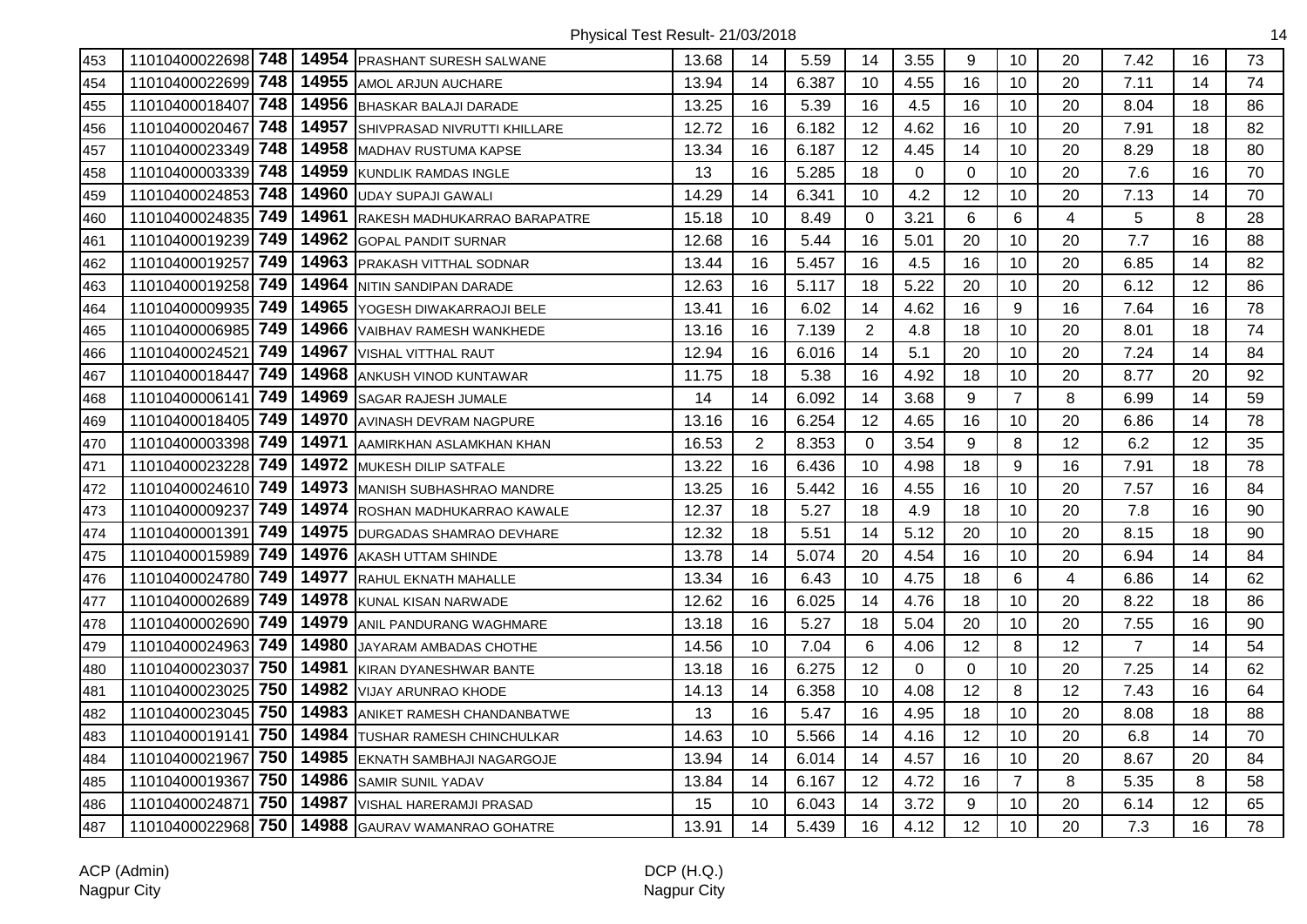Physical Test Result- 21/03/2018

| | | | | | | | | | | | | | | | |
|---|---|---|---|---|---|---|---|---|---|---|---|---|---|---|---|
| 453 | 11010400022698 | **748** | **14954** | PRASHANT SURESH SALWANE | 13.68 | 14 | 5.59 | 14 | 3.55 | 9 | 10 | 20 | 7.42 | 16 | 73 |
| 454 | 11010400022699 | **748** | **14955** | AMOL ARJUN AUCHARE | 13.94 | 14 | 6.387 | 10 | 4.55 | 16 | 10 | 20 | 7.11 | 14 | 74 |
| 455 | 11010400018407 | **748** | **14956** | BHASKAR BALAJI DARADE | 13.25 | 16 | 5.39 | 16 | 4.5 | 16 | 10 | 20 | 8.04 | 18 | 86 |
| 456 | 11010400020467 | **748** | **14957** | SHIVPRASAD NIVRUTTI KHILLARE | 12.72 | 16 | 6.182 | 12 | 4.62 | 16 | 10 | 20 | 7.91 | 18 | 82 |
| 457 | 11010400023349 | **748** | **14958** | MADHAV RUSTUMA KAPSE | 13.34 | 16 | 6.187 | 12 | 4.45 | 14 | 10 | 20 | 8.29 | 18 | 80 |
| 458 | 11010400003339 | **748** | **14959** | KUNDLIK RAMDAS INGLE | 13 | 16 | 5.285 | 18 | 0 | 0 | 10 | 20 | 7.6 | 16 | 70 |
| 459 | 11010400024853 | **748** | **14960** | UDAY SUPAJI GAWALI | 14.29 | 14 | 6.341 | 10 | 4.2 | 12 | 10 | 20 | 7.13 | 14 | 70 |
| 460 | 11010400024835 | **749** | **14961** | RAKESH MADHUKARRAO BARAPATRE | 15.18 | 10 | 8.49 | 0 | 3.21 | 6 | 6 | 4 | 5 | 8 | 28 |
| 461 | 11010400019239 | **749** | **14962** | GOPAL PANDIT SURNAR | 12.68 | 16 | 5.44 | 16 | 5.01 | 20 | 10 | 20 | 7.7 | 16 | 88 |
| 462 | 11010400019257 | **749** | **14963** | PRAKASH VITTHAL SODNAR | 13.44 | 16 | 5.457 | 16 | 4.5 | 16 | 10 | 20 | 6.85 | 14 | 82 |
| 463 | 11010400019258 | **749** | **14964** | NITIN SANDIPAN DARADE | 12.63 | 16 | 5.117 | 18 | 5.22 | 20 | 10 | 20 | 6.12 | 12 | 86 |
| 464 | 11010400009935 | **749** | **14965** | YOGESH DIWAKARRAOJI BELE | 13.41 | 16 | 6.02 | 14 | 4.62 | 16 | 9 | 16 | 7.64 | 16 | 78 |
| 465 | 11010400006985 | **749** | **14966** | VAIBHAV RAMESH WANKHEDE | 13.16 | 16 | 7.139 | 2 | 4.8 | 18 | 10 | 20 | 8.01 | 18 | 74 |
| 466 | 11010400024521 | **749** | **14967** | VISHAL VITTHAL RAUT | 12.94 | 16 | 6.016 | 14 | 5.1 | 20 | 10 | 20 | 7.24 | 14 | 84 |
| 467 | 11010400018447 | **749** | **14968** | ANKUSH VINOD KUNTAWAR | 11.75 | 18 | 5.38 | 16 | 4.92 | 18 | 10 | 20 | 8.77 | 20 | 92 |
| 468 | 11010400006141 | **749** | **14969** | SAGAR RAJESH JUMALE | 14 | 14 | 6.092 | 14 | 3.68 | 9 | 7 | 8 | 6.99 | 14 | 59 |
| 469 | 11010400018405 | **749** | **14970** | AVINASH DEVRAM NAGPURE | 13.16 | 16 | 6.254 | 12 | 4.65 | 16 | 10 | 20 | 6.86 | 14 | 78 |
| 470 | 11010400003398 | **749** | **14971** | AAMIRKHAN ASLAMKHAN KHAN | 16.53 | 2 | 8.353 | 0 | 3.54 | 9 | 8 | 12 | 6.2 | 12 | 35 |
| 471 | 11010400023228 | **749** | **14972** | MUKESH DILIP SATFALE | 13.22 | 16 | 6.436 | 10 | 4.98 | 18 | 9 | 16 | 7.91 | 18 | 78 |
| 472 | 11010400024610 | **749** | **14973** | MANISH SUBHASHRAO MANDRE | 13.25 | 16 | 5.442 | 16 | 4.55 | 16 | 10 | 20 | 7.57 | 16 | 84 |
| 473 | 11010400009237 | **749** | **14974** | ROSHAN MADHUKARRAO KAWALE | 12.37 | 18 | 5.27 | 18 | 4.9 | 18 | 10 | 20 | 7.8 | 16 | 90 |
| 474 | 11010400001391 | **749** | **14975** | DURGADAS SHAMRAO DEVHARE | 12.32 | 18 | 5.51 | 14 | 5.12 | 20 | 10 | 20 | 8.15 | 18 | 90 |
| 475 | 11010400015989 | **749** | **14976** | AKASH UTTAM SHINDE | 13.78 | 14 | 5.074 | 20 | 4.54 | 16 | 10 | 20 | 6.94 | 14 | 84 |
| 476 | 11010400024780 | **749** | **14977** | RAHUL EKNATH MAHALLE | 13.34 | 16 | 6.43 | 10 | 4.75 | 18 | 6 | 4 | 6.86 | 14 | 62 |
| 477 | 11010400002689 | **749** | **14978** | KUNAL KISAN NARWADE | 12.62 | 16 | 6.025 | 14 | 4.76 | 18 | 10 | 20 | 8.22 | 18 | 86 |
| 478 | 11010400002690 | **749** | **14979** | ANIL PANDURANG WAGHMARE | 13.18 | 16 | 5.27 | 18 | 5.04 | 20 | 10 | 20 | 7.55 | 16 | 90 |
| 479 | 11010400024963 | **749** | **14980** | JAYARAM AMBADAS CHOTHE | 14.56 | 10 | 7.04 | 6 | 4.06 | 12 | 8 | 12 | 7 | 14 | 54 |
| 480 | 11010400023037 | **750** | **14981** | KIRAN DYANESHWAR BANTE | 13.18 | 16 | 6.275 | 12 | 0 | 0 | 10 | 20 | 7.25 | 14 | 62 |
| 481 | 11010400023025 | **750** | **14982** | VIJAY ARUNRAO KHODE | 14.13 | 14 | 6.358 | 10 | 4.08 | 12 | 8 | 12 | 7.43 | 16 | 64 |
| 482 | 11010400023045 | **750** | **14983** | ANIKET RAMESH CHANDANBATWE | 13 | 16 | 5.47 | 16 | 4.95 | 18 | 10 | 20 | 8.08 | 18 | 88 |
| 483 | 11010400019141 | **750** | **14984** | TUSHAR RAMESH CHINCHULKAR | 14.63 | 10 | 5.566 | 14 | 4.16 | 12 | 10 | 20 | 6.8 | 14 | 70 |
| 484 | 11010400021967 | **750** | **14985** | EKNATH SAMBHAJI NAGARGOJE | 13.94 | 14 | 6.014 | 14 | 4.57 | 16 | 10 | 20 | 8.67 | 20 | 84 |
| 485 | 11010400019367 | **750** | **14986** | SAMIR SUNIL YADAV | 13.84 | 14 | 6.167 | 12 | 4.72 | 16 | 7 | 8 | 5.35 | 8 | 58 |
| 486 | 11010400024871 | **750** | **14987** | VISHAL HARERAMJI PRASAD | 15 | 10 | 6.043 | 14 | 3.72 | 9 | 10 | 20 | 6.14 | 12 | 65 |
| 487 | 11010400022968 | **750** | **14988** | GAURAV WAMANRAO GOHATRE | 13.91 | 14 | 5.439 | 16 | 4.12 | 12 | 10 | 20 | 7.3 | 16 | 78 |

ACP (Admin)
Nagpur City

DCP (H.Q.)
Nagpur City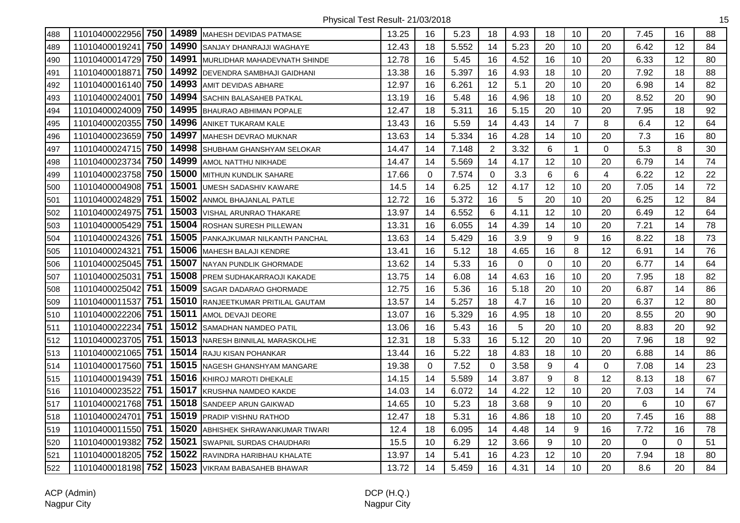Physical Test Result- 21/03/2018

| | | | | | | | | | | | | | | | |
|---|---|---|---|---|---|---|---|---|---|---|---|---|---|---|---|
| 488 | 11010400022956 | 750 | 14989 | MAHESH DEVIDAS PATMASE | 13.25 | 16 | 5.23 | 18 | 4.93 | 18 | 10 | 20 | 7.45 | 16 | 88 |
| 489 | 11010400019241 | 750 | 14990 | SANJAY DHANRAJJI WAGHAYE | 12.43 | 18 | 5.552 | 14 | 5.23 | 20 | 10 | 20 | 6.42 | 12 | 84 |
| 490 | 11010400014729 | 750 | 14991 | MURLIDHAR MAHADEVNATH SHINDE | 12.78 | 16 | 5.45 | 16 | 4.52 | 16 | 10 | 20 | 6.33 | 12 | 80 |
| 491 | 11010400018871 | 750 | 14992 | DEVENDRA SAMBHAJI GAIDHANI | 13.38 | 16 | 5.397 | 16 | 4.93 | 18 | 10 | 20 | 7.92 | 18 | 88 |
| 492 | 11010400016140 | 750 | 14993 | AMIT DEVIDAS ABHARE | 12.97 | 16 | 6.261 | 12 | 5.1 | 20 | 10 | 20 | 6.98 | 14 | 82 |
| 493 | 11010400024001 | 750 | 14994 | SACHIN BALASAHEB PATKAL | 13.19 | 16 | 5.48 | 16 | 4.96 | 18 | 10 | 20 | 8.52 | 20 | 90 |
| 494 | 11010400024009 | 750 | 14995 | BHAURAO ABHIMAN POPALE | 12.47 | 18 | 5.311 | 16 | 5.15 | 20 | 10 | 20 | 7.95 | 18 | 92 |
| 495 | 11010400020355 | 750 | 14996 | ANIKET TUKARAM KALE | 13.43 | 16 | 5.59 | 14 | 4.43 | 14 | 7 | 8 | 6.4 | 12 | 64 |
| 496 | 11010400023659 | 750 | 14997 | MAHESH DEVRAO MUKNAR | 13.63 | 14 | 5.334 | 16 | 4.28 | 14 | 10 | 20 | 7.3 | 16 | 80 |
| 497 | 11010400024715 | 750 | 14998 | SHUBHAM GHANSHYAM SELOKAR | 14.47 | 14 | 7.148 | 2 | 3.32 | 6 | 1 | 0 | 5.3 | 8 | 30 |
| 498 | 11010400023734 | 750 | 14999 | AMOL NATTHU NIKHADE | 14.47 | 14 | 5.569 | 14 | 4.17 | 12 | 10 | 20 | 6.79 | 14 | 74 |
| 499 | 11010400023758 | 750 | 15000 | MITHUN KUNDLIK SAHARE | 17.66 | 0 | 7.574 | 0 | 3.3 | 6 | 6 | 4 | 6.22 | 12 | 22 |
| 500 | 11010400004908 | 751 | 15001 | UMESH SADASHIV KAWARE | 14.5 | 14 | 6.25 | 12 | 4.17 | 12 | 10 | 20 | 7.05 | 14 | 72 |
| 501 | 11010400024829 | 751 | 15002 | ANMOL BHAJANLAL PATLE | 12.72 | 16 | 5.372 | 16 | 5 | 20 | 10 | 20 | 6.25 | 12 | 84 |
| 502 | 11010400024975 | 751 | 15003 | VISHAL ARUNRAO THAKARE | 13.97 | 14 | 6.552 | 6 | 4.11 | 12 | 10 | 20 | 6.49 | 12 | 64 |
| 503 | 11010400005429 | 751 | 15004 | ROSHAN SURESH PILLEWAN | 13.31 | 16 | 6.055 | 14 | 4.39 | 14 | 10 | 20 | 7.21 | 14 | 78 |
| 504 | 11010400024326 | 751 | 15005 | PANKAJKUMAR NILKANTH PANCHAL | 13.63 | 14 | 5.429 | 16 | 3.9 | 9 | 9 | 16 | 8.22 | 18 | 73 |
| 505 | 11010400024321 | 751 | 15006 | MAHESH BALAJI KENDRE | 13.41 | 16 | 5.12 | 18 | 4.65 | 16 | 8 | 12 | 6.91 | 14 | 76 |
| 506 | 11010400025045 | 751 | 15007 | NAYAN PUNDLIK GHORMADE | 13.62 | 14 | 5.33 | 16 | 0 | 0 | 10 | 20 | 6.77 | 14 | 64 |
| 507 | 11010400025031 | 751 | 15008 | PREM SUDHAKARRAOJI KAKADE | 13.75 | 14 | 6.08 | 14 | 4.63 | 16 | 10 | 20 | 7.95 | 18 | 82 |
| 508 | 11010400025042 | 751 | 15009 | SAGAR DADARAO GHORMADE | 12.75 | 16 | 5.36 | 16 | 5.18 | 20 | 10 | 20 | 6.87 | 14 | 86 |
| 509 | 11010400011537 | 751 | 15010 | RANJEETKUMAR PRITILAL GAUTAM | 13.57 | 14 | 5.257 | 18 | 4.7 | 16 | 10 | 20 | 6.37 | 12 | 80 |
| 510 | 11010400022206 | 751 | 15011 | AMOL DEVAJI DEORE | 13.07 | 16 | 5.329 | 16 | 4.95 | 18 | 10 | 20 | 8.55 | 20 | 90 |
| 511 | 11010400022234 | 751 | 15012 | SAMADHAN NAMDEO PATIL | 13.06 | 16 | 5.43 | 16 | 5 | 20 | 10 | 20 | 8.83 | 20 | 92 |
| 512 | 11010400023705 | 751 | 15013 | NARESH BINNILAL MARASKOLHE | 12.31 | 18 | 5.33 | 16 | 5.12 | 20 | 10 | 20 | 7.96 | 18 | 92 |
| 513 | 11010400021065 | 751 | 15014 | RAJU KISAN POHANKAR | 13.44 | 16 | 5.22 | 18 | 4.83 | 18 | 10 | 20 | 6.88 | 14 | 86 |
| 514 | 11010400017560 | 751 | 15015 | NAGESH GHANSHYAM MANGARE | 19.38 | 0 | 7.52 | 0 | 3.58 | 9 | 4 | 0 | 7.08 | 14 | 23 |
| 515 | 11010400019439 | 751 | 15016 | KHIROJ MAROTI DHEKALE | 14.15 | 14 | 5.589 | 14 | 3.87 | 9 | 8 | 12 | 8.13 | 18 | 67 |
| 516 | 11010400023522 | 751 | 15017 | KRUSHNA NAMDEO KAKDE | 14.03 | 14 | 6.072 | 14 | 4.22 | 12 | 10 | 20 | 7.03 | 14 | 74 |
| 517 | 11010400021768 | 751 | 15018 | SANDEEP ARUN GAIKWAD | 14.65 | 10 | 5.23 | 18 | 3.68 | 9 | 10 | 20 | 6 | 10 | 67 |
| 518 | 11010400024701 | 751 | 15019 | PRADIP VISHNU RATHOD | 12.47 | 18 | 5.31 | 16 | 4.86 | 18 | 10 | 20 | 7.45 | 16 | 88 |
| 519 | 11010400011550 | 751 | 15020 | ABHISHEK SHRAWANKUMAR TIWARI | 12.4 | 18 | 6.095 | 14 | 4.48 | 14 | 9 | 16 | 7.72 | 16 | 78 |
| 520 | 11010400019382 | 752 | 15021 | SWAPNIL SURDAS CHAUDHARI | 15.5 | 10 | 6.29 | 12 | 3.66 | 9 | 10 | 20 | 0 | 0 | 51 |
| 521 | 11010400018205 | 752 | 15022 | RAVINDRA HARIBHAU KHALATE | 13.97 | 14 | 5.41 | 16 | 4.23 | 12 | 10 | 20 | 7.94 | 18 | 80 |
| 522 | 11010400018198 | 752 | 15023 | VIKRAM BABASAHEB BHAWAR | 13.72 | 14 | 5.459 | 16 | 4.31 | 14 | 10 | 20 | 8.6 | 20 | 84 |

ACP (Admin)
Nagpur City

DCP (H.Q.)
Nagpur City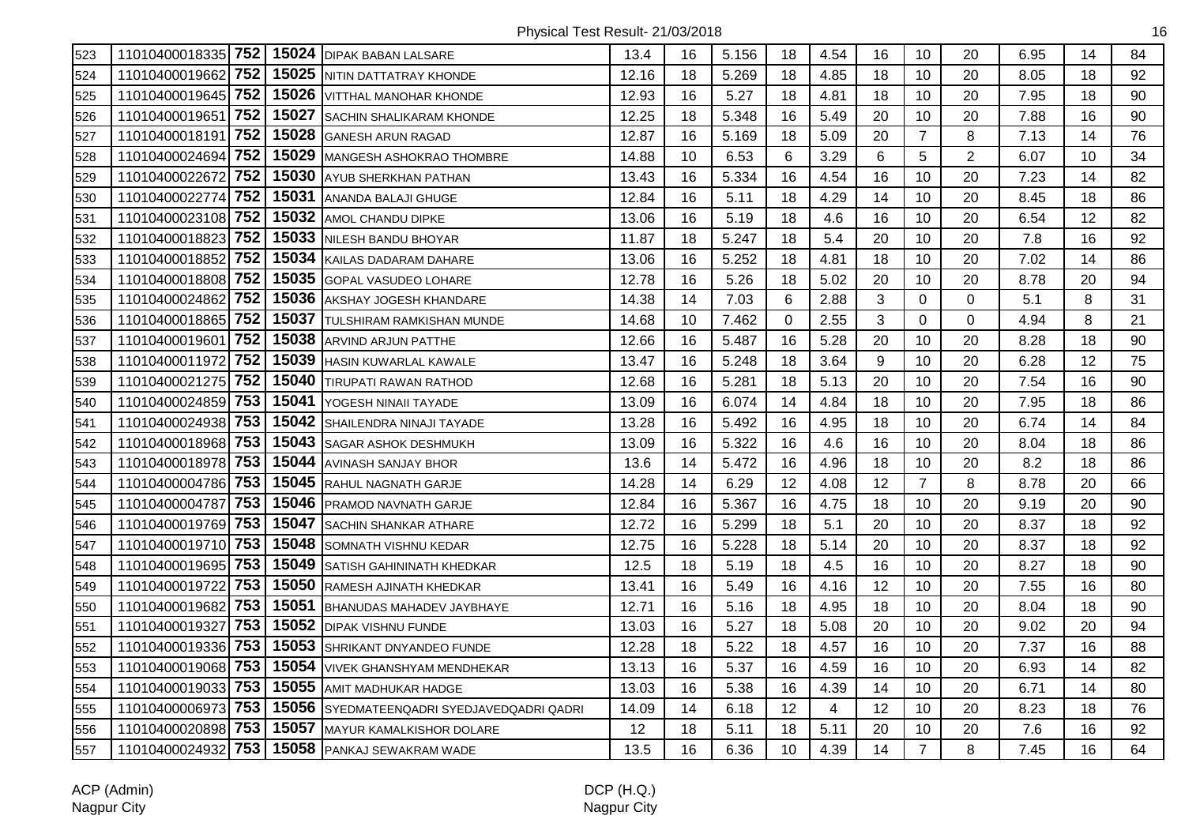Physical Test Result- 21/03/2018

| | | | | | | | | | | | | | | | |
|---|---|---|---|---|---|---|---|---|---|---|---|---|---|---|---|
| 523 | 11010400018335 | **752** | **15024** | DIPAK BABAN LALSARE | 13.4 | 16 | 5.156 | 18 | 4.54 | 16 | 10 | 20 | 6.95 | 14 | 84 |
| 524 | 11010400019662 | **752** | **15025** | NITIN DATTATRAY KHONDE | 12.16 | 18 | 5.269 | 18 | 4.85 | 18 | 10 | 20 | 8.05 | 18 | 92 |
| 525 | 11010400019645 | **752** | **15026** | VITTHAL MANOHAR KHONDE | 12.93 | 16 | 5.27 | 18 | 4.81 | 18 | 10 | 20 | 7.95 | 18 | 90 |
| 526 | 11010400019651 | **752** | **15027** | SACHIN SHALIKARAM KHONDE | 12.25 | 18 | 5.348 | 16 | 5.49 | 20 | 10 | 20 | 7.88 | 16 | 90 |
| 527 | 11010400018191 | **752** | **15028** | GANESH ARUN RAGAD | 12.87 | 16 | 5.169 | 18 | 5.09 | 20 | 7 | 8 | 7.13 | 14 | 76 |
| 528 | 11010400024694 | **752** | **15029** | MANGESH ASHOKRAO THOMBRE | 14.88 | 10 | 6.53 | 6 | 3.29 | 6 | 5 | 2 | 6.07 | 10 | 34 |
| 529 | 11010400022672 | **752** | **15030** | AYUB SHERKHAN PATHAN | 13.43 | 16 | 5.334 | 16 | 4.54 | 16 | 10 | 20 | 7.23 | 14 | 82 |
| 530 | 11010400022774 | **752** | **15031** | ANANDA BALAJI GHUGE | 12.84 | 16 | 5.11 | 18 | 4.29 | 14 | 10 | 20 | 8.45 | 18 | 86 |
| 531 | 11010400023108 | **752** | **15032** | AMOL CHANDU DIPKE | 13.06 | 16 | 5.19 | 18 | 4.6 | 16 | 10 | 20 | 6.54 | 12 | 82 |
| 532 | 11010400018823 | **752** | **15033** | NILESH BANDU BHOYAR | 11.87 | 18 | 5.247 | 18 | 5.4 | 20 | 10 | 20 | 7.8 | 16 | 92 |
| 533 | 11010400018852 | **752** | **15034** | KAILAS DADARAM DAHARE | 13.06 | 16 | 5.252 | 18 | 4.81 | 18 | 10 | 20 | 7.02 | 14 | 86 |
| 534 | 11010400018808 | **752** | **15035** | GOPAL VASUDEO LOHARE | 12.78 | 16 | 5.26 | 18 | 5.02 | 20 | 10 | 20 | 8.78 | 20 | 94 |
| 535 | 11010400024862 | **752** | **15036** | AKSHAY JOGESH KHANDARE | 14.38 | 14 | 7.03 | 6 | 2.88 | 3 | 0 | 0 | 5.1 | 8 | 31 |
| 536 | 11010400018865 | **752** | **15037** | TULSHIRAM RAMKISHAN MUNDE | 14.68 | 10 | 7.462 | 0 | 2.55 | 3 | 0 | 0 | 4.94 | 8 | 21 |
| 537 | 11010400019601 | **752** | **15038** | ARVIND ARJUN PATTHE | 12.66 | 16 | 5.487 | 16 | 5.28 | 20 | 10 | 20 | 8.28 | 18 | 90 |
| 538 | 11010400011972 | **752** | **15039** | HASIN KUWARLAL KAWALE | 13.47 | 16 | 5.248 | 18 | 3.64 | 9 | 10 | 20 | 6.28 | 12 | 75 |
| 539 | 11010400021275 | **752** | **15040** | TIRUPATI RAWAN RATHOD | 12.68 | 16 | 5.281 | 18 | 5.13 | 20 | 10 | 20 | 7.54 | 16 | 90 |
| 540 | 11010400024859 | **753** | **15041** | YOGESH NINAII TAYADE | 13.09 | 16 | 6.074 | 14 | 4.84 | 18 | 10 | 20 | 7.95 | 18 | 86 |
| 541 | 11010400024938 | **753** | **15042** | SHAILENDRA NINAJI TAYADE | 13.28 | 16 | 5.492 | 16 | 4.95 | 18 | 10 | 20 | 6.74 | 14 | 84 |
| 542 | 11010400018968 | **753** | **15043** | SAGAR ASHOK DESHMUKH | 13.09 | 16 | 5.322 | 16 | 4.6 | 16 | 10 | 20 | 8.04 | 18 | 86 |
| 543 | 11010400018978 | **753** | **15044** | AVINASH SANJAY BHOR | 13.6 | 14 | 5.472 | 16 | 4.96 | 18 | 10 | 20 | 8.2 | 18 | 86 |
| 544 | 11010400004786 | **753** | **15045** | RAHUL NAGNATH GARJE | 14.28 | 14 | 6.29 | 12 | 4.08 | 12 | 7 | 8 | 8.78 | 20 | 66 |
| 545 | 11010400004787 | **753** | **15046** | PRAMOD NAVNATH GARJE | 12.84 | 16 | 5.367 | 16 | 4.75 | 18 | 10 | 20 | 9.19 | 20 | 90 |
| 546 | 11010400019769 | **753** | **15047** | SACHIN SHANKAR ATHARE | 12.72 | 16 | 5.299 | 18 | 5.1 | 20 | 10 | 20 | 8.37 | 18 | 92 |
| 547 | 11010400019710 | **753** | **15048** | SOMNATH VISHNU KEDAR | 12.75 | 16 | 5.228 | 18 | 5.14 | 20 | 10 | 20 | 8.37 | 18 | 92 |
| 548 | 11010400019695 | **753** | **15049** | SATISH GAHININATH KHEDKAR | 12.5 | 18 | 5.19 | 18 | 4.5 | 16 | 10 | 20 | 8.27 | 18 | 90 |
| 549 | 11010400019722 | **753** | **15050** | RAMESH AJINATH KHEDKAR | 13.41 | 16 | 5.49 | 16 | 4.16 | 12 | 10 | 20 | 7.55 | 16 | 80 |
| 550 | 11010400019682 | **753** | **15051** | BHANUDAS MAHADEV JAYBHAYE | 12.71 | 16 | 5.16 | 18 | 4.95 | 18 | 10 | 20 | 8.04 | 18 | 90 |
| 551 | 11010400019327 | **753** | **15052** | DIPAK VISHNU FUNDE | 13.03 | 16 | 5.27 | 18 | 5.08 | 20 | 10 | 20 | 9.02 | 20 | 94 |
| 552 | 11010400019336 | **753** | **15053** | SHRIKANT DNYANDEO FUNDE | 12.28 | 18 | 5.22 | 18 | 4.57 | 16 | 10 | 20 | 7.37 | 16 | 88 |
| 553 | 11010400019068 | **753** | **15054** | VIVEK GHANSHYAM MENDHEKAR | 13.13 | 16 | 5.37 | 16 | 4.59 | 16 | 10 | 20 | 6.93 | 14 | 82 |
| 554 | 11010400019033 | **753** | **15055** | AMIT MADHUKAR HADGE | 13.03 | 16 | 5.38 | 16 | 4.39 | 14 | 10 | 20 | 6.71 | 14 | 80 |
| 555 | 11010400006973 | **753** | **15056** | SYEDMATEENQADRI SYEDJAVEDQADRI QADRI | 14.09 | 14 | 6.18 | 12 | 4 | 12 | 10 | 20 | 8.23 | 18 | 76 |
| 556 | 11010400020898 | **753** | **15057** | MAYUR KAMALKISHOR DOLARE | 12 | 18 | 5.11 | 18 | 5.11 | 20 | 10 | 20 | 7.6 | 16 | 92 |
| 557 | 11010400024932 | **753** | **15058** | PANKAJ SEWAKRAM WADE | 13.5 | 16 | 6.36 | 10 | 4.39 | 14 | 7 | 8 | 7.45 | 16 | 64 |

ACP (Admin)
Nagpur City

DCP (H.Q.)
Nagpur City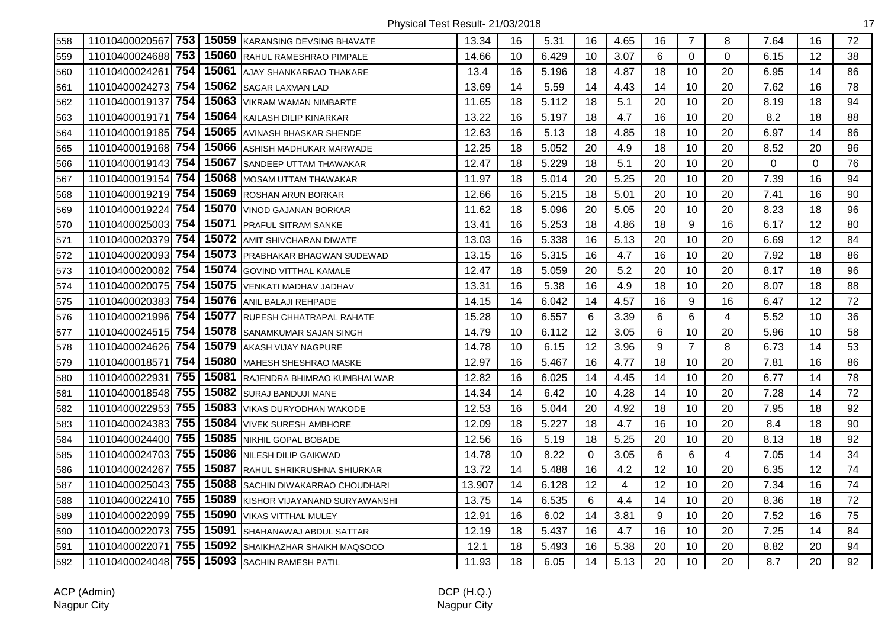Physical Test Result- 21/03/2018

| | | | | | | | | | | | | | | | |
|---|---|---|---|---|---|---|---|---|---|---|---|---|---|---|---|
| 558 | 11010400020567 | 753 | 15059 | KARANSING DEVSING BHAVATE | 13.34 | 16 | 5.31 | 16 | 4.65 | 16 | 7 | 8 | 7.64 | 16 | 72 |
| 559 | 11010400024688 | 753 | 15060 | RAHUL RAMESHRAO PIMPALE | 14.66 | 10 | 6.429 | 10 | 3.07 | 6 | 0 | 0 | 6.15 | 12 | 38 |
| 560 | 11010400024261 | 754 | 15061 | AJAY SHANKARRAO THAKARE | 13.4 | 16 | 5.196 | 18 | 4.87 | 18 | 10 | 20 | 6.95 | 14 | 86 |
| 561 | 11010400024273 | 754 | 15062 | SAGAR LAXMAN LAD | 13.69 | 14 | 5.59 | 14 | 4.43 | 14 | 10 | 20 | 7.62 | 16 | 78 |
| 562 | 11010400019137 | 754 | 15063 | VIKRAM WAMAN NIMBARTE | 11.65 | 18 | 5.112 | 18 | 5.1 | 20 | 10 | 20 | 8.19 | 18 | 94 |
| 563 | 11010400019171 | 754 | 15064 | KAILASH DILIP KINARKAR | 13.22 | 16 | 5.197 | 18 | 4.7 | 16 | 10 | 20 | 8.2 | 18 | 88 |
| 564 | 11010400019185 | 754 | 15065 | AVINASH BHASKAR SHENDE | 12.63 | 16 | 5.13 | 18 | 4.85 | 18 | 10 | 20 | 6.97 | 14 | 86 |
| 565 | 11010400019168 | 754 | 15066 | ASHISH MADHUKAR MARWADE | 12.25 | 18 | 5.052 | 20 | 4.9 | 18 | 10 | 20 | 8.52 | 20 | 96 |
| 566 | 11010400019143 | 754 | 15067 | SANDEEP UTTAM THAWAKAR | 12.47 | 18 | 5.229 | 18 | 5.1 | 20 | 10 | 20 | 0 | 0 | 76 |
| 567 | 11010400019154 | 754 | 15068 | MOSAM UTTAM THAWAKAR | 11.97 | 18 | 5.014 | 20 | 5.25 | 20 | 10 | 20 | 7.39 | 16 | 94 |
| 568 | 11010400019219 | 754 | 15069 | ROSHAN ARUN BORKAR | 12.66 | 16 | 5.215 | 18 | 5.01 | 20 | 10 | 20 | 7.41 | 16 | 90 |
| 569 | 11010400019224 | 754 | 15070 | VINOD GAJANAN BORKAR | 11.62 | 18 | 5.096 | 20 | 5.05 | 20 | 10 | 20 | 8.23 | 18 | 96 |
| 570 | 11010400025003 | 754 | 15071 | PRAFUL SITRAM SANKE | 13.41 | 16 | 5.253 | 18 | 4.86 | 18 | 9 | 16 | 6.17 | 12 | 80 |
| 571 | 11010400020379 | 754 | 15072 | AMIT SHIVCHARAN DIWATE | 13.03 | 16 | 5.338 | 16 | 5.13 | 20 | 10 | 20 | 6.69 | 12 | 84 |
| 572 | 11010400020093 | 754 | 15073 | PRABHAKAR BHAGWAN SUDEWAD | 13.15 | 16 | 5.315 | 16 | 4.7 | 16 | 10 | 20 | 7.92 | 18 | 86 |
| 573 | 11010400020082 | 754 | 15074 | GOVIND VITTHAL KAMALE | 12.47 | 18 | 5.059 | 20 | 5.2 | 20 | 10 | 20 | 8.17 | 18 | 96 |
| 574 | 11010400020075 | 754 | 15075 | VENKATI MADHAV JADHAV | 13.31 | 16 | 5.38 | 16 | 4.9 | 18 | 10 | 20 | 8.07 | 18 | 88 |
| 575 | 11010400020383 | 754 | 15076 | ANIL BALAJI REHPADE | 14.15 | 14 | 6.042 | 14 | 4.57 | 16 | 9 | 16 | 6.47 | 12 | 72 |
| 576 | 11010400021996 | 754 | 15077 | RUPESH CHHATRAPAL RAHATE | 15.28 | 10 | 6.557 | 6 | 3.39 | 6 | 6 | 4 | 5.52 | 10 | 36 |
| 577 | 11010400024515 | 754 | 15078 | SANAMKUMAR SAJAN SINGH | 14.79 | 10 | 6.112 | 12 | 3.05 | 6 | 10 | 20 | 5.96 | 10 | 58 |
| 578 | 11010400024626 | 754 | 15079 | AKASH VIJAY NAGPURE | 14.78 | 10 | 6.15 | 12 | 3.96 | 9 | 7 | 8 | 6.73 | 14 | 53 |
| 579 | 11010400018571 | 754 | 15080 | MAHESH SHESHRAO MASKE | 12.97 | 16 | 5.467 | 16 | 4.77 | 18 | 10 | 20 | 7.81 | 16 | 86 |
| 580 | 11010400022931 | 755 | 15081 | RAJENDRA BHIMRAO KUMBHALWAR | 12.82 | 16 | 6.025 | 14 | 4.45 | 14 | 10 | 20 | 6.77 | 14 | 78 |
| 581 | 11010400018548 | 755 | 15082 | SURAJ BANDUJI MANE | 14.34 | 14 | 6.42 | 10 | 4.28 | 14 | 10 | 20 | 7.28 | 14 | 72 |
| 582 | 11010400022953 | 755 | 15083 | VIKAS DURYODHAN WAKODE | 12.53 | 16 | 5.044 | 20 | 4.92 | 18 | 10 | 20 | 7.95 | 18 | 92 |
| 583 | 11010400024383 | 755 | 15084 | VIVEK SURESH AMBHORE | 12.09 | 18 | 5.227 | 18 | 4.7 | 16 | 10 | 20 | 8.4 | 18 | 90 |
| 584 | 11010400024400 | 755 | 15085 | NIKHIL GOPAL BOBADE | 12.56 | 16 | 5.19 | 18 | 5.25 | 20 | 10 | 20 | 8.13 | 18 | 92 |
| 585 | 11010400024703 | 755 | 15086 | NILESH DILIP GAIKWAD | 14.78 | 10 | 8.22 | 0 | 3.05 | 6 | 6 | 4 | 7.05 | 14 | 34 |
| 586 | 11010400024267 | 755 | 15087 | RAHUL SHRIKRUSHNA SHIURKAR | 13.72 | 14 | 5.488 | 16 | 4.2 | 12 | 10 | 20 | 6.35 | 12 | 74 |
| 587 | 11010400025043 | 755 | 15088 | SACHIN DIWAKARRAO CHOUDHARI | 13.907 | 14 | 6.128 | 12 | 4 | 12 | 10 | 20 | 7.34 | 16 | 74 |
| 588 | 11010400022410 | 755 | 15089 | KISHOR VIJAYANAND SURYAWANSHI | 13.75 | 14 | 6.535 | 6 | 4.4 | 14 | 10 | 20 | 8.36 | 18 | 72 |
| 589 | 11010400022099 | 755 | 15090 | VIKAS VITTHAL MULEY | 12.91 | 16 | 6.02 | 14 | 3.81 | 9 | 10 | 20 | 7.52 | 16 | 75 |
| 590 | 11010400022073 | 755 | 15091 | SHAHANAWAJ ABDUL SATTAR | 12.19 | 18 | 5.437 | 16 | 4.7 | 16 | 10 | 20 | 7.25 | 14 | 84 |
| 591 | 11010400022071 | 755 | 15092 | SHAIKHAZHAR SHAIKH MAQSOOD | 12.1 | 18 | 5.493 | 16 | 5.38 | 20 | 10 | 20 | 8.82 | 20 | 94 |
| 592 | 11010400024048 | 755 | 15093 | SACHIN RAMESH PATIL | 11.93 | 18 | 6.05 | 14 | 5.13 | 20 | 10 | 20 | 8.7 | 20 | 92 |

ACP (Admin)
Nagpur City

DCP (H.Q.)
Nagpur City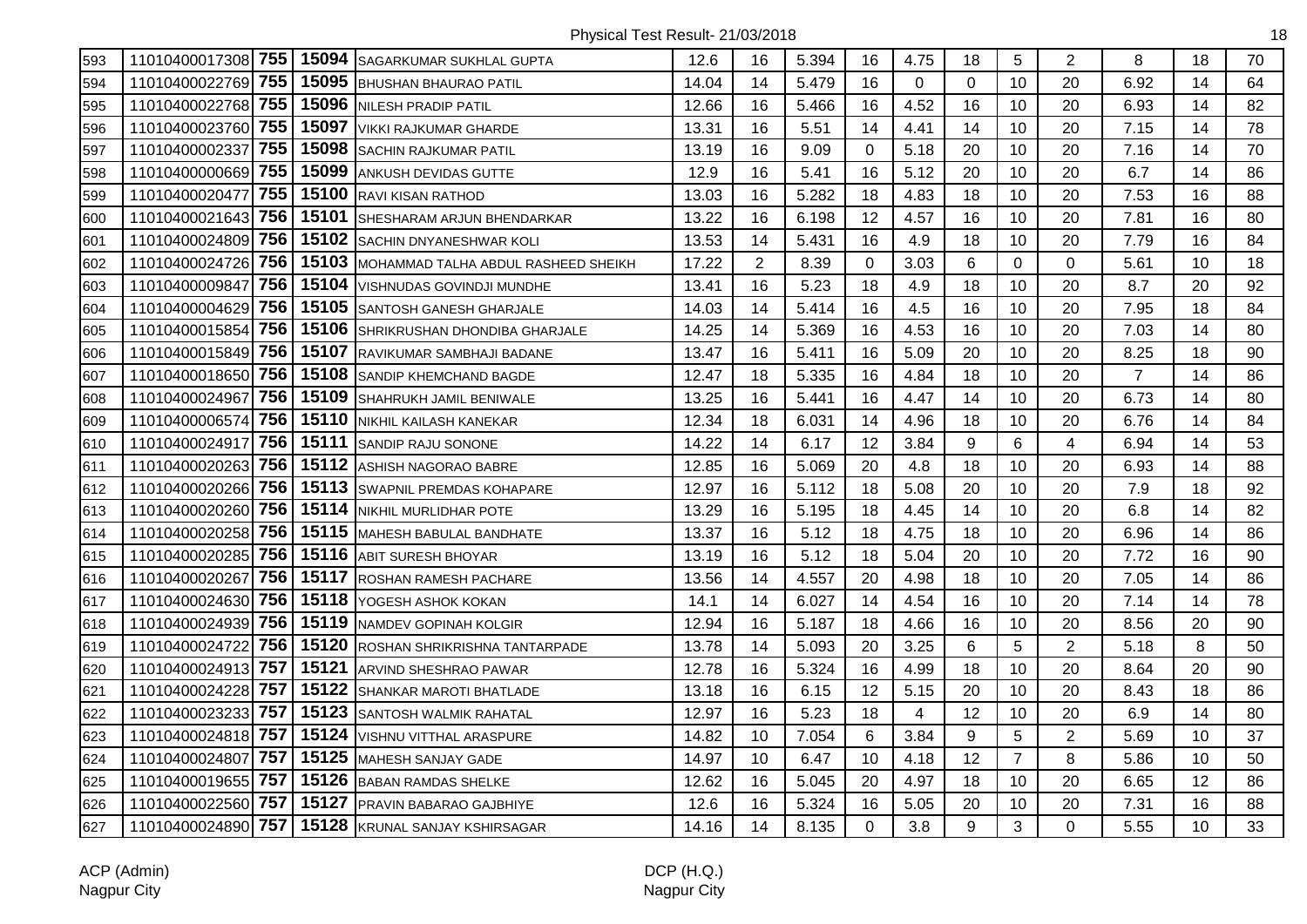Physical Test Result- 21/03/2018

| 593 | 11010400017308 | 755 | 15094 | SAGARKUMAR SUKHLAL GUPTA | 12.6 | 16 | 5.394 | 16 | 4.75 | 18 | 5 | 2 | 8 | 18 | 70 |
|---|---|---|---|---|---|---|---|---|---|---|---|---|---|---|---|
| 594 | 11010400022769 | 755 | 15095 | BHUSHAN BHAURAO PATIL | 14.04 | 14 | 5.479 | 16 | 0 | 0 | 10 | 20 | 6.92 | 14 | 64 |
| 595 | 11010400022768 | 755 | 15096 | NILESH PRADIP PATIL | 12.66 | 16 | 5.466 | 16 | 4.52 | 16 | 10 | 20 | 6.93 | 14 | 82 |
| 596 | 11010400023760 | 755 | 15097 | VIKKI RAJKUMAR GHARDE | 13.31 | 16 | 5.51 | 14 | 4.41 | 14 | 10 | 20 | 7.15 | 14 | 78 |
| 597 | 11010400002337 | 755 | 15098 | SACHIN RAJKUMAR PATIL | 13.19 | 16 | 9.09 | 0 | 5.18 | 20 | 10 | 20 | 7.16 | 14 | 70 |
| 598 | 11010400000669 | 755 | 15099 | ANKUSH DEVIDAS GUTTE | 12.9 | 16 | 5.41 | 16 | 5.12 | 20 | 10 | 20 | 6.7 | 14 | 86 |
| 599 | 11010400020477 | 755 | 15100 | RAVI KISAN RATHOD | 13.03 | 16 | 5.282 | 18 | 4.83 | 18 | 10 | 20 | 7.53 | 16 | 88 |
| 600 | 11010400021643 | 756 | 15101 | SHESHARAM ARJUN BHENDARKAR | 13.22 | 16 | 6.198 | 12 | 4.57 | 16 | 10 | 20 | 7.81 | 16 | 80 |
| 601 | 11010400024809 | 756 | 15102 | SACHIN DNYANESHWAR KOLI | 13.53 | 14 | 5.431 | 16 | 4.9 | 18 | 10 | 20 | 7.79 | 16 | 84 |
| 602 | 11010400024726 | 756 | 15103 | MOHAMMAD TALHA ABDUL RASHEED SHEIKH | 17.22 | 2 | 8.39 | 0 | 3.03 | 6 | 0 | 0 | 5.61 | 10 | 18 |
| 603 | 11010400009847 | 756 | 15104 | VISHNUDAS GOVINDJI MUNDHE | 13.41 | 16 | 5.23 | 18 | 4.9 | 18 | 10 | 20 | 8.7 | 20 | 92 |
| 604 | 11010400004629 | 756 | 15105 | SANTOSH GANESH GHARJALE | 14.03 | 14 | 5.414 | 16 | 4.5 | 16 | 10 | 20 | 7.95 | 18 | 84 |
| 605 | 11010400015854 | 756 | 15106 | SHRIKRUSHAN DHONDIBA GHARJALE | 14.25 | 14 | 5.369 | 16 | 4.53 | 16 | 10 | 20 | 7.03 | 14 | 80 |
| 606 | 11010400015849 | 756 | 15107 | RAVIKUMAR SAMBHAJI BADANE | 13.47 | 16 | 5.411 | 16 | 5.09 | 20 | 10 | 20 | 8.25 | 18 | 90 |
| 607 | 11010400018650 | 756 | 15108 | SANDIP KHEMCHAND BAGDE | 12.47 | 18 | 5.335 | 16 | 4.84 | 18 | 10 | 20 | 7 | 14 | 86 |
| 608 | 11010400024967 | 756 | 15109 | SHAHRUKH JAMIL BENIWALE | 13.25 | 16 | 5.441 | 16 | 4.47 | 14 | 10 | 20 | 6.73 | 14 | 80 |
| 609 | 11010400006574 | 756 | 15110 | NIKHIL KAILASH KANEKAR | 12.34 | 18 | 6.031 | 14 | 4.96 | 18 | 10 | 20 | 6.76 | 14 | 84 |
| 610 | 11010400024917 | 756 | 15111 | SANDIP RAJU SONONE | 14.22 | 14 | 6.17 | 12 | 3.84 | 9 | 6 | 4 | 6.94 | 14 | 53 |
| 611 | 11010400020263 | 756 | 15112 | ASHISH NAGORAO BABRE | 12.85 | 16 | 5.069 | 20 | 4.8 | 18 | 10 | 20 | 6.93 | 14 | 88 |
| 612 | 11010400020266 | 756 | 15113 | SWAPNIL PREMDAS KOHAPARE | 12.97 | 16 | 5.112 | 18 | 5.08 | 20 | 10 | 20 | 7.9 | 18 | 92 |
| 613 | 11010400020260 | 756 | 15114 | NIKHIL MURLIDHAR POTE | 13.29 | 16 | 5.195 | 18 | 4.45 | 14 | 10 | 20 | 6.8 | 14 | 82 |
| 614 | 11010400020258 | 756 | 15115 | MAHESH BABULAL BANDHATE | 13.37 | 16 | 5.12 | 18 | 4.75 | 18 | 10 | 20 | 6.96 | 14 | 86 |
| 615 | 11010400020285 | 756 | 15116 | ABIT SURESH BHOYAR | 13.19 | 16 | 5.12 | 18 | 5.04 | 20 | 10 | 20 | 7.72 | 16 | 90 |
| 616 | 11010400020267 | 756 | 15117 | ROSHAN RAMESH PACHARE | 13.56 | 14 | 4.557 | 20 | 4.98 | 18 | 10 | 20 | 7.05 | 14 | 86 |
| 617 | 11010400024630 | 756 | 15118 | YOGESH ASHOK KOKAN | 14.1 | 14 | 6.027 | 14 | 4.54 | 16 | 10 | 20 | 7.14 | 14 | 78 |
| 618 | 11010400024939 | 756 | 15119 | NAMDEV GOPINAH KOLGIR | 12.94 | 16 | 5.187 | 18 | 4.66 | 16 | 10 | 20 | 8.56 | 20 | 90 |
| 619 | 11010400024722 | 756 | 15120 | ROSHAN SHRIKRISHNA TANTARPADE | 13.78 | 14 | 5.093 | 20 | 3.25 | 6 | 5 | 2 | 5.18 | 8 | 50 |
| 620 | 11010400024913 | 757 | 15121 | ARVIND SHESHRAO PAWAR | 12.78 | 16 | 5.324 | 16 | 4.99 | 18 | 10 | 20 | 8.64 | 20 | 90 |
| 621 | 11010400024228 | 757 | 15122 | SHANKAR MAROTI BHATLADE | 13.18 | 16 | 6.15 | 12 | 5.15 | 20 | 10 | 20 | 8.43 | 18 | 86 |
| 622 | 11010400023233 | 757 | 15123 | SANTOSH WALMIK RAHATAL | 12.97 | 16 | 5.23 | 18 | 4 | 12 | 10 | 20 | 6.9 | 14 | 80 |
| 623 | 11010400024818 | 757 | 15124 | VISHNU VITTHAL ARASPURE | 14.82 | 10 | 7.054 | 6 | 3.84 | 9 | 5 | 2 | 5.69 | 10 | 37 |
| 624 | 11010400024807 | 757 | 15125 | MAHESH SANJAY GADE | 14.97 | 10 | 6.47 | 10 | 4.18 | 12 | 7 | 8 | 5.86 | 10 | 50 |
| 625 | 11010400019655 | 757 | 15126 | BABAN RAMDAS SHELKE | 12.62 | 16 | 5.045 | 20 | 4.97 | 18 | 10 | 20 | 6.65 | 12 | 86 |
| 626 | 11010400022560 | 757 | 15127 | PRAVIN BABARAO GAJBHIYE | 12.6 | 16 | 5.324 | 16 | 5.05 | 20 | 10 | 20 | 7.31 | 16 | 88 |
| 627 | 11010400024890 | 757 | 15128 | KRUNAL SANJAY KSHIRSAGAR | 14.16 | 14 | 8.135 | 0 | 3.8 | 9 | 3 | 0 | 5.55 | 10 | 33 |

ACP (Admin)
Nagpur City

DCP (H.Q.)
Nagpur City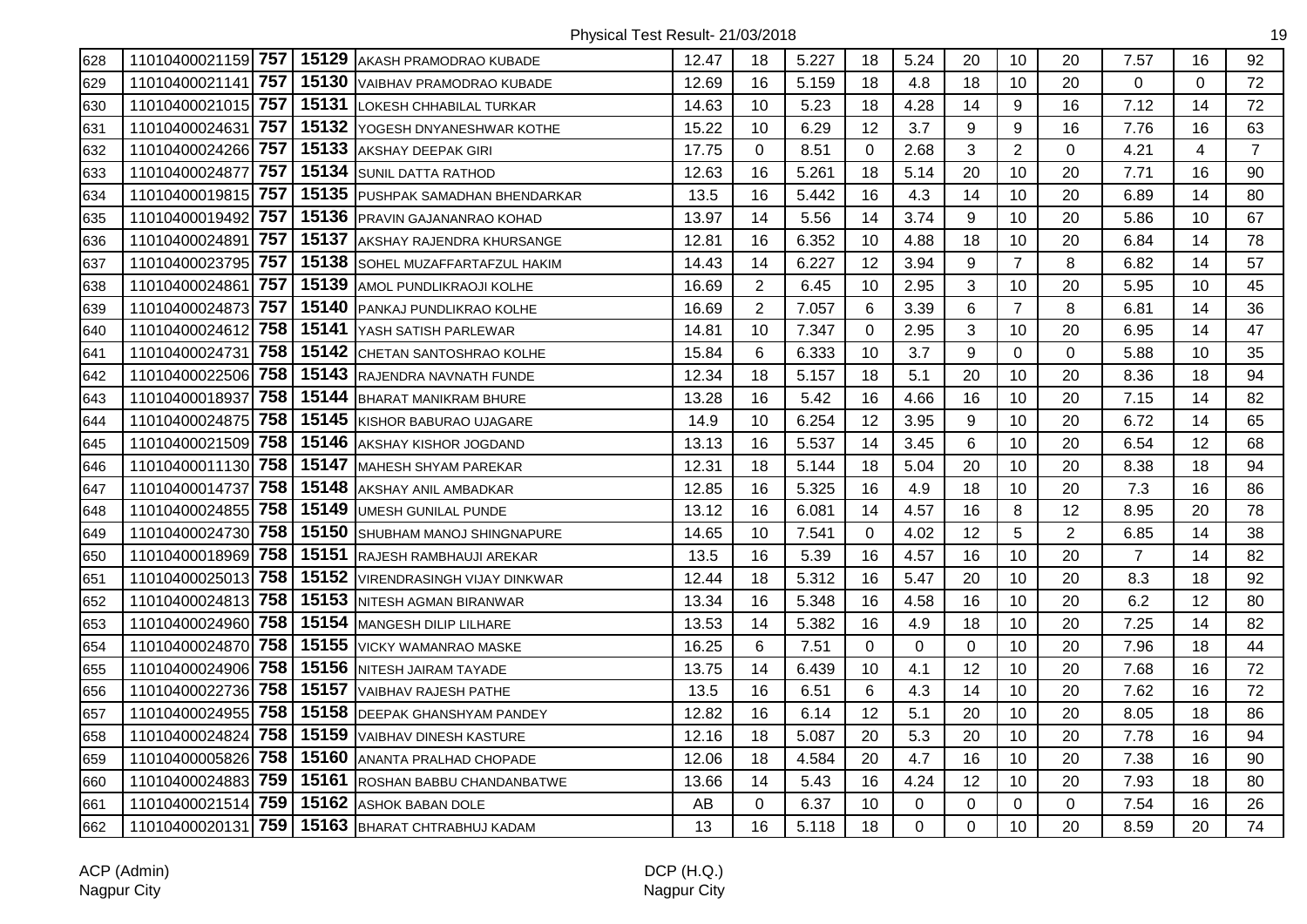Physical Test Result- 21/03/2018

| | | | | | | | | | | | | | | | |
|---|---|---|---|---|---|---|---|---|---|---|---|---|---|---|---|
| 628 | 11010400021159 | **757** | **15129** | AKASH PRAMODRAO KUBADE | 12.47 | 18 | 5.227 | 18 | 5.24 | 20 | 10 | 20 | 7.57 | 16 | 92 |
| 629 | 11010400021141 | **757** | **15130** | VAIBHAV PRAMODRAO KUBADE | 12.69 | 16 | 5.159 | 18 | 4.8 | 18 | 10 | 20 | 0 | 0 | 72 |
| 630 | 11010400021015 | **757** | **15131** | LOKESH CHHABILAL TURKAR | 14.63 | 10 | 5.23 | 18 | 4.28 | 14 | 9 | 16 | 7.12 | 14 | 72 |
| 631 | 11010400024631 | **757** | **15132** | YOGESH DNYANESHWAR KOTHE | 15.22 | 10 | 6.29 | 12 | 3.7 | 9 | 9 | 16 | 7.76 | 16 | 63 |
| 632 | 11010400024266 | **757** | **15133** | AKSHAY DEEPAK GIRI | 17.75 | 0 | 8.51 | 0 | 2.68 | 3 | 2 | 0 | 4.21 | 4 | 7 |
| 633 | 11010400024877 | **757** | **15134** | SUNIL DATTA RATHOD | 12.63 | 16 | 5.261 | 18 | 5.14 | 20 | 10 | 20 | 7.71 | 16 | 90 |
| 634 | 11010400019815 | **757** | **15135** | PUSHPAK SAMADHAN BHENDARKAR | 13.5 | 16 | 5.442 | 16 | 4.3 | 14 | 10 | 20 | 6.89 | 14 | 80 |
| 635 | 11010400019492 | **757** | **15136** | PRAVIN GAJANANRAO KOHAD | 13.97 | 14 | 5.56 | 14 | 3.74 | 9 | 10 | 20 | 5.86 | 10 | 67 |
| 636 | 11010400024891 | **757** | **15137** | AKSHAY RAJENDRA KHURSANGE | 12.81 | 16 | 6.352 | 10 | 4.88 | 18 | 10 | 20 | 6.84 | 14 | 78 |
| 637 | 11010400023795 | **757** | **15138** | SOHEL MUZAFFARTAFZUL HAKIM | 14.43 | 14 | 6.227 | 12 | 3.94 | 9 | 7 | 8 | 6.82 | 14 | 57 |
| 638 | 11010400024861 | **757** | **15139** | AMOL PUNDLIKRAOJI KOLHE | 16.69 | 2 | 6.45 | 10 | 2.95 | 3 | 10 | 20 | 5.95 | 10 | 45 |
| 639 | 11010400024873 | **757** | **15140** | PANKAJ PUNDLIKRAO KOLHE | 16.69 | 2 | 7.057 | 6 | 3.39 | 6 | 7 | 8 | 6.81 | 14 | 36 |
| 640 | 11010400024612 | **758** | **15141** | YASH SATISH PARLEWAR | 14.81 | 10 | 7.347 | 0 | 2.95 | 3 | 10 | 20 | 6.95 | 14 | 47 |
| 641 | 11010400024731 | **758** | **15142** | CHETAN SANTOSHRAO KOLHE | 15.84 | 6 | 6.333 | 10 | 3.7 | 9 | 0 | 0 | 5.88 | 10 | 35 |
| 642 | 11010400022506 | **758** | **15143** | RAJENDRA NAVNATH FUNDE | 12.34 | 18 | 5.157 | 18 | 5.1 | 20 | 10 | 20 | 8.36 | 18 | 94 |
| 643 | 11010400018937 | **758** | **15144** | BHARAT MANIKRAM BHURE | 13.28 | 16 | 5.42 | 16 | 4.66 | 16 | 10 | 20 | 7.15 | 14 | 82 |
| 644 | 11010400024875 | **758** | **15145** | KISHOR BABURAO UJAGARE | 14.9 | 10 | 6.254 | 12 | 3.95 | 9 | 10 | 20 | 6.72 | 14 | 65 |
| 645 | 11010400021509 | **758** | **15146** | AKSHAY KISHOR JOGDAND | 13.13 | 16 | 5.537 | 14 | 3.45 | 6 | 10 | 20 | 6.54 | 12 | 68 |
| 646 | 11010400011130 | **758** | **15147** | MAHESH SHYAM PAREKAR | 12.31 | 18 | 5.144 | 18 | 5.04 | 20 | 10 | 20 | 8.38 | 18 | 94 |
| 647 | 11010400014737 | **758** | **15148** | AKSHAY ANIL AMBADKAR | 12.85 | 16 | 5.325 | 16 | 4.9 | 18 | 10 | 20 | 7.3 | 16 | 86 |
| 648 | 11010400024855 | **758** | **15149** | UMESH GUNILAL PUNDE | 13.12 | 16 | 6.081 | 14 | 4.57 | 16 | 8 | 12 | 8.95 | 20 | 78 |
| 649 | 11010400024730 | **758** | **15150** | SHUBHAM MANOJ SHINGNAPURE | 14.65 | 10 | 7.541 | 0 | 4.02 | 12 | 5 | 2 | 6.85 | 14 | 38 |
| 650 | 11010400018969 | **758** | **15151** | RAJESH RAMBHAUJI AREKAR | 13.5 | 16 | 5.39 | 16 | 4.57 | 16 | 10 | 20 | 7 | 14 | 82 |
| 651 | 11010400025013 | **758** | **15152** | VIRENDRASINGH VIJAY DINKWAR | 12.44 | 18 | 5.312 | 16 | 5.47 | 20 | 10 | 20 | 8.3 | 18 | 92 |
| 652 | 11010400024813 | **758** | **15153** | NITESH AGMAN BIRANWAR | 13.34 | 16 | 5.348 | 16 | 4.58 | 16 | 10 | 20 | 6.2 | 12 | 80 |
| 653 | 11010400024960 | **758** | **15154** | MANGESH DILIP LILHARE | 13.53 | 14 | 5.382 | 16 | 4.9 | 18 | 10 | 20 | 7.25 | 14 | 82 |
| 654 | 11010400024870 | **758** | **15155** | VICKY WAMANRAO MASKE | 16.25 | 6 | 7.51 | 0 | 0 | 0 | 10 | 20 | 7.96 | 18 | 44 |
| 655 | 11010400024906 | **758** | **15156** | NITESH JAIRAM TAYADE | 13.75 | 14 | 6.439 | 10 | 4.1 | 12 | 10 | 20 | 7.68 | 16 | 72 |
| 656 | 11010400022736 | **758** | **15157** | VAIBHAV RAJESH PATHE | 13.5 | 16 | 6.51 | 6 | 4.3 | 14 | 10 | 20 | 7.62 | 16 | 72 |
| 657 | 11010400024955 | **758** | **15158** | DEEPAK GHANSHYAM PANDEY | 12.82 | 16 | 6.14 | 12 | 5.1 | 20 | 10 | 20 | 8.05 | 18 | 86 |
| 658 | 11010400024824 | **758** | **15159** | VAIBHAV DINESH KASTURE | 12.16 | 18 | 5.087 | 20 | 5.3 | 20 | 10 | 20 | 7.78 | 16 | 94 |
| 659 | 11010400005826 | **758** | **15160** | ANANTA PRALHAD CHOPADE | 12.06 | 18 | 4.584 | 20 | 4.7 | 16 | 10 | 20 | 7.38 | 16 | 90 |
| 660 | 11010400024883 | **759** | **15161** | ROSHAN BABBU CHANDANBATWE | 13.66 | 14 | 5.43 | 16 | 4.24 | 12 | 10 | 20 | 7.93 | 18 | 80 |
| 661 | 11010400021514 | **759** | **15162** | ASHOK BABAN DOLE | AB | 0 | 6.37 | 10 | 0 | 0 | 0 | 0 | 7.54 | 16 | 26 |
| 662 | 11010400020131 | **759** | **15163** | BHARAT CHTRABHUJ KADAM | 13 | 16 | 5.118 | 18 | 0 | 0 | 10 | 20 | 8.59 | 20 | 74 |

ACP (Admin)
Nagpur City

DCP (H.Q.)
Nagpur City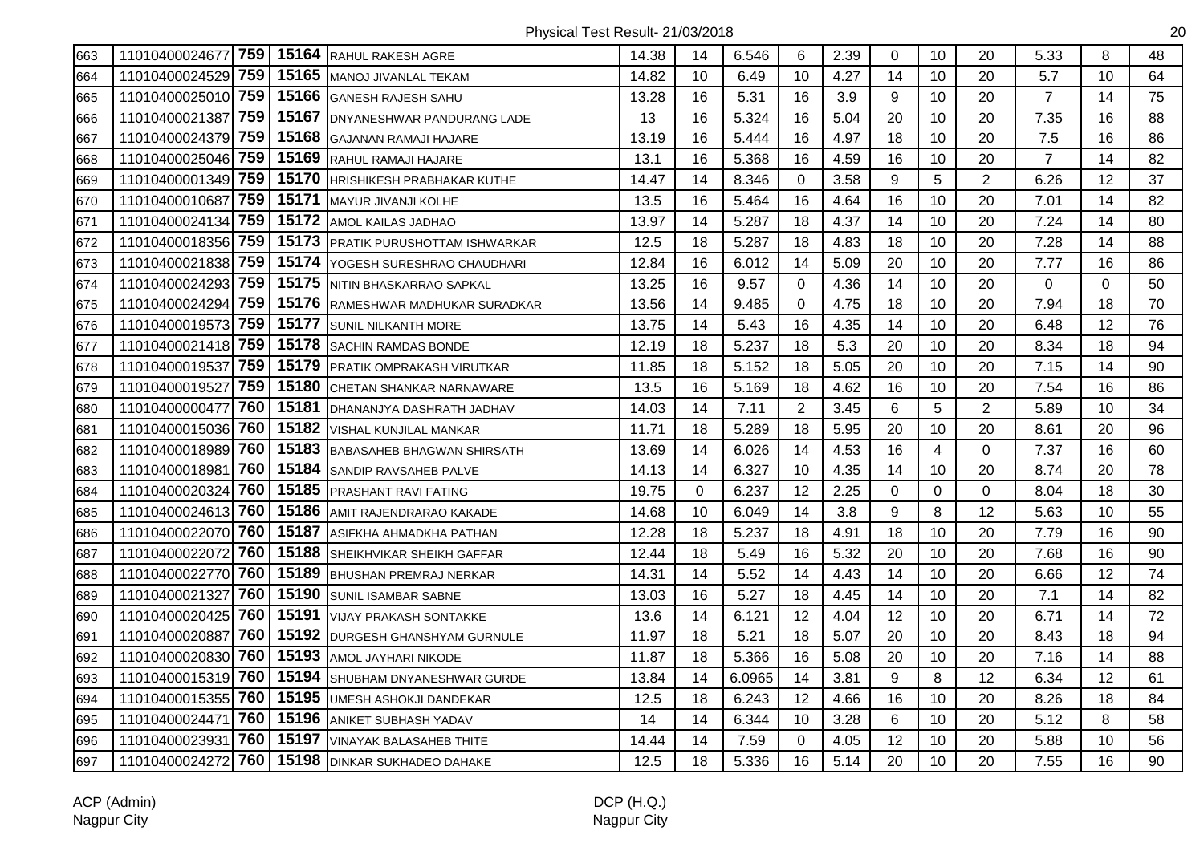Physical Test Result- 21/03/2018

| | | | | | | | | | | | | | | | |
|---|---|---|---|---|---|---|---|---|---|---|---|---|---|---|---|
| 663 | 11010400024677 | **759** | **15164** | RAHUL RAKESH AGRE | 14.38 | 14 | 6.546 | 6 | 2.39 | 0 | 10 | 20 | 5.33 | 8 | 48 |
| 664 | 11010400024529 | **759** | **15165** | MANOJ JIVANLAL TEKAM | 14.82 | 10 | 6.49 | 10 | 4.27 | 14 | 10 | 20 | 5.7 | 10 | 64 |
| 665 | 11010400025010 | **759** | **15166** | GANESH RAJESH SAHU | 13.28 | 16 | 5.31 | 16 | 3.9 | 9 | 10 | 20 | 7 | 14 | 75 |
| 666 | 11010400021387 | **759** | **15167** | DNYANESHWAR PANDURANG LADE | 13 | 16 | 5.324 | 16 | 5.04 | 20 | 10 | 20 | 7.35 | 16 | 88 |
| 667 | 11010400024379 | **759** | **15168** | GAJANAN RAMAJI HAJARE | 13.19 | 16 | 5.444 | 16 | 4.97 | 18 | 10 | 20 | 7.5 | 16 | 86 |
| 668 | 11010400025046 | **759** | **15169** | RAHUL RAMAJI HAJARE | 13.1 | 16 | 5.368 | 16 | 4.59 | 16 | 10 | 20 | 7 | 14 | 82 |
| 669 | 11010400001349 | **759** | **15170** | HRISHIKESH PRABHAKAR KUTHE | 14.47 | 14 | 8.346 | 0 | 3.58 | 9 | 5 | 2 | 6.26 | 12 | 37 |
| 670 | 11010400010687 | **759** | **15171** | MAYUR JIVANJI KOLHE | 13.5 | 16 | 5.464 | 16 | 4.64 | 16 | 10 | 20 | 7.01 | 14 | 82 |
| 671 | 11010400024134 | **759** | **15172** | AMOL KAILAS JADHAO | 13.97 | 14 | 5.287 | 18 | 4.37 | 14 | 10 | 20 | 7.24 | 14 | 80 |
| 672 | 11010400018356 | **759** | **15173** | PRATIK PURUSHOTTAM ISHWARKAR | 12.5 | 18 | 5.287 | 18 | 4.83 | 18 | 10 | 20 | 7.28 | 14 | 88 |
| 673 | 11010400021838 | **759** | **15174** | YOGESH SURESHRAO CHAUDHARI | 12.84 | 16 | 6.012 | 14 | 5.09 | 20 | 10 | 20 | 7.77 | 16 | 86 |
| 674 | 11010400024293 | **759** | **15175** | NITIN BHASKARRAO SAPKAL | 13.25 | 16 | 9.57 | 0 | 4.36 | 14 | 10 | 20 | 0 | 0 | 50 |
| 675 | 11010400024294 | **759** | **15176** | RAMESHWAR MADHUKAR SURADKAR | 13.56 | 14 | 9.485 | 0 | 4.75 | 18 | 10 | 20 | 7.94 | 18 | 70 |
| 676 | 11010400019573 | **759** | **15177** | SUNIL NILKANTH MORE | 13.75 | 14 | 5.43 | 16 | 4.35 | 14 | 10 | 20 | 6.48 | 12 | 76 |
| 677 | 11010400021418 | **759** | **15178** | SACHIN RAMDAS BONDE | 12.19 | 18 | 5.237 | 18 | 5.3 | 20 | 10 | 20 | 8.34 | 18 | 94 |
| 678 | 11010400019537 | **759** | **15179** | PRATIK OMPRAKASH VIRUTKAR | 11.85 | 18 | 5.152 | 18 | 5.05 | 20 | 10 | 20 | 7.15 | 14 | 90 |
| 679 | 11010400019527 | **759** | **15180** | CHETAN SHANKAR NARNAWARE | 13.5 | 16 | 5.169 | 18 | 4.62 | 16 | 10 | 20 | 7.54 | 16 | 86 |
| 680 | 11010400000477 | **760** | **15181** | DHANANJYA DASHRATH JADHAV | 14.03 | 14 | 7.11 | 2 | 3.45 | 6 | 5 | 2 | 5.89 | 10 | 34 |
| 681 | 11010400015036 | **760** | **15182** | VISHAL KUNJILAL MANKAR | 11.71 | 18 | 5.289 | 18 | 5.95 | 20 | 10 | 20 | 8.61 | 20 | 96 |
| 682 | 11010400018989 | **760** | **15183** | BABASAHEB BHAGWAN SHIRSATH | 13.69 | 14 | 6.026 | 14 | 4.53 | 16 | 4 | 0 | 7.37 | 16 | 60 |
| 683 | 11010400018981 | **760** | **15184** | SANDIP RAVSAHEB PALVE | 14.13 | 14 | 6.327 | 10 | 4.35 | 14 | 10 | 20 | 8.74 | 20 | 78 |
| 684 | 11010400020324 | **760** | **15185** | PRASHANT RAVI FATING | 19.75 | 0 | 6.237 | 12 | 2.25 | 0 | 0 | 0 | 8.04 | 18 | 30 |
| 685 | 11010400024613 | **760** | **15186** | AMIT RAJENDRARAO KAKADE | 14.68 | 10 | 6.049 | 14 | 3.8 | 9 | 8 | 12 | 5.63 | 10 | 55 |
| 686 | 11010400022070 | **760** | **15187** | ASIFKHA AHMADKHA PATHAN | 12.28 | 18 | 5.237 | 18 | 4.91 | 18 | 10 | 20 | 7.79 | 16 | 90 |
| 687 | 11010400022072 | **760** | **15188** | SHEIKHVIKAR SHEIKH GAFFAR | 12.44 | 18 | 5.49 | 16 | 5.32 | 20 | 10 | 20 | 7.68 | 16 | 90 |
| 688 | 11010400022770 | **760** | **15189** | BHUSHAN PREMRAJ NERKAR | 14.31 | 14 | 5.52 | 14 | 4.43 | 14 | 10 | 20 | 6.66 | 12 | 74 |
| 689 | 11010400021327 | **760** | **15190** | SUNIL ISAMBAR SABNE | 13.03 | 16 | 5.27 | 18 | 4.45 | 14 | 10 | 20 | 7.1 | 14 | 82 |
| 690 | 11010400020425 | **760** | **15191** | VIJAY PRAKASH SONTAKKE | 13.6 | 14 | 6.121 | 12 | 4.04 | 12 | 10 | 20 | 6.71 | 14 | 72 |
| 691 | 11010400020887 | **760** | **15192** | DURGESH GHANSHYAM GURNULE | 11.97 | 18 | 5.21 | 18 | 5.07 | 20 | 10 | 20 | 8.43 | 18 | 94 |
| 692 | 11010400020830 | **760** | **15193** | AMOL JAYHARI NIKODE | 11.87 | 18 | 5.366 | 16 | 5.08 | 20 | 10 | 20 | 7.16 | 14 | 88 |
| 693 | 11010400015319 | **760** | **15194** | SHUBHAM DNYANESHWAR GURDE | 13.84 | 14 | 6.0965 | 14 | 3.81 | 9 | 8 | 12 | 6.34 | 12 | 61 |
| 694 | 11010400015355 | **760** | **15195** | UMESH ASHOKJI DANDEKAR | 12.5 | 18 | 6.243 | 12 | 4.66 | 16 | 10 | 20 | 8.26 | 18 | 84 |
| 695 | 11010400024471 | **760** | **15196** | ANIKET SUBHASH YADAV | 14 | 14 | 6.344 | 10 | 3.28 | 6 | 10 | 20 | 5.12 | 8 | 58 |
| 696 | 11010400023931 | **760** | **15197** | VINAYAK BALASAHEB THITE | 14.44 | 14 | 7.59 | 0 | 4.05 | 12 | 10 | 20 | 5.88 | 10 | 56 |
| 697 | 11010400024272 | **760** | **15198** | DINKAR SUKHADEO DAHAKE | 12.5 | 18 | 5.336 | 16 | 5.14 | 20 | 10 | 20 | 7.55 | 16 | 90 |

ACP (Admin)
Nagpur City

DCP (H.Q.)
Nagpur City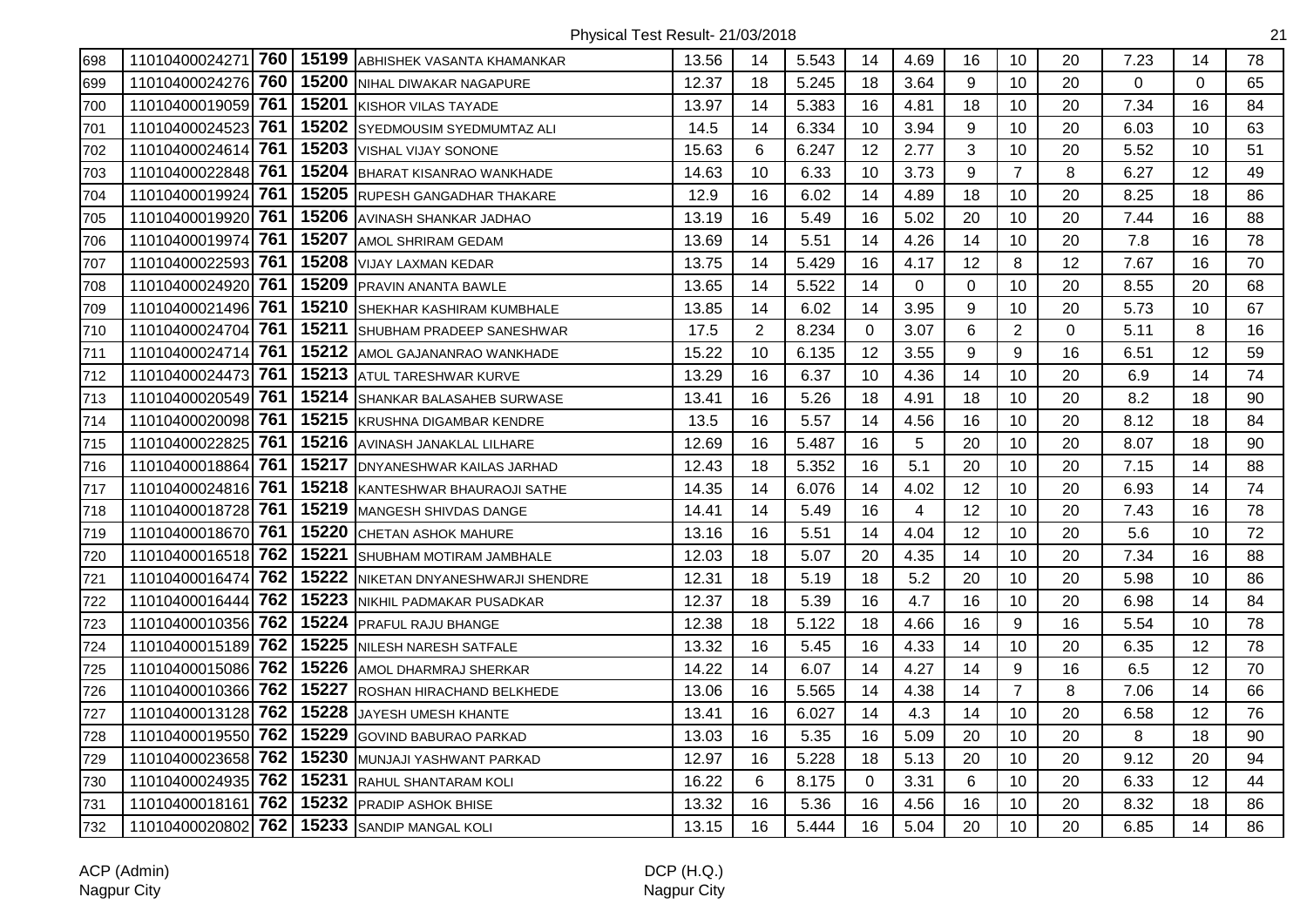Physical Test Result- 21/03/2018

| | | | | | | | | | | | | | | | |
|---|---|---|---|---|---|---|---|---|---|---|---|---|---|---|---|
| 698 | 11010400024271 | **760** | **15199** | ABHISHEK VASANTA KHAMANKAR | 13.56 | 14 | 5.543 | 14 | 4.69 | 16 | 10 | 20 | 7.23 | 14 | 78 |
| 699 | 11010400024276 | **760** | **15200** | NIHAL DIWAKAR NAGAPURE | 12.37 | 18 | 5.245 | 18 | 3.64 | 9 | 10 | 20 | 0 | 0 | 65 |
| 700 | 11010400019059 | **761** | **15201** | KISHOR VILAS TAYADE | 13.97 | 14 | 5.383 | 16 | 4.81 | 18 | 10 | 20 | 7.34 | 16 | 84 |
| 701 | 11010400024523 | **761** | **15202** | SYEDMOUSIM SYEDMUMTAZ ALI | 14.5 | 14 | 6.334 | 10 | 3.94 | 9 | 10 | 20 | 6.03 | 10 | 63 |
| 702 | 11010400024614 | **761** | **15203** | VISHAL VIJAY SONONE | 15.63 | 6 | 6.247 | 12 | 2.77 | 3 | 10 | 20 | 5.52 | 10 | 51 |
| 703 | 11010400022848 | **761** | **15204** | BHARAT KISANRAO WANKHADE | 14.63 | 10 | 6.33 | 10 | 3.73 | 9 | 7 | 8 | 6.27 | 12 | 49 |
| 704 | 11010400019924 | **761** | **15205** | RUPESH GANGADHAR THAKARE | 12.9 | 16 | 6.02 | 14 | 4.89 | 18 | 10 | 20 | 8.25 | 18 | 86 |
| 705 | 11010400019920 | **761** | **15206** | AVINASH SHANKAR JADHAO | 13.19 | 16 | 5.49 | 16 | 5.02 | 20 | 10 | 20 | 7.44 | 16 | 88 |
| 706 | 11010400019974 | **761** | **15207** | AMOL SHRIRAM GEDAM | 13.69 | 14 | 5.51 | 14 | 4.26 | 14 | 10 | 20 | 7.8 | 16 | 78 |
| 707 | 11010400022593 | **761** | **15208** | VIJAY LAXMAN KEDAR | 13.75 | 14 | 5.429 | 16 | 4.17 | 12 | 8 | 12 | 7.67 | 16 | 70 |
| 708 | 11010400024920 | **761** | **15209** | PRAVIN ANANTA BAWLE | 13.65 | 14 | 5.522 | 14 | 0 | 0 | 10 | 20 | 8.55 | 20 | 68 |
| 709 | 11010400021496 | **761** | **15210** | SHEKHAR KASHIRAM KUMBHALE | 13.85 | 14 | 6.02 | 14 | 3.95 | 9 | 10 | 20 | 5.73 | 10 | 67 |
| 710 | 11010400024704 | **761** | **15211** | SHUBHAM PRADEEP SANESHWAR | 17.5 | 2 | 8.234 | 0 | 3.07 | 6 | 2 | 0 | 5.11 | 8 | 16 |
| 711 | 11010400024714 | **761** | **15212** | AMOL GAJANANRAO WANKHADE | 15.22 | 10 | 6.135 | 12 | 3.55 | 9 | 9 | 16 | 6.51 | 12 | 59 |
| 712 | 11010400024473 | **761** | **15213** | ATUL TARESHWAR KURVE | 13.29 | 16 | 6.37 | 10 | 4.36 | 14 | 10 | 20 | 6.9 | 14 | 74 |
| 713 | 11010400020549 | **761** | **15214** | SHANKAR BALASAHEB SURWASE | 13.41 | 16 | 5.26 | 18 | 4.91 | 18 | 10 | 20 | 8.2 | 18 | 90 |
| 714 | 11010400020098 | **761** | **15215** | KRUSHNA DIGAMBAR KENDRE | 13.5 | 16 | 5.57 | 14 | 4.56 | 16 | 10 | 20 | 8.12 | 18 | 84 |
| 715 | 11010400022825 | **761** | **15216** | AVINASH JANAKLAL LILHARE | 12.69 | 16 | 5.487 | 16 | 5 | 20 | 10 | 20 | 8.07 | 18 | 90 |
| 716 | 11010400018864 | **761** | **15217** | DNYANESHWAR KAILAS JARHAD | 12.43 | 18 | 5.352 | 16 | 5.1 | 20 | 10 | 20 | 7.15 | 14 | 88 |
| 717 | 11010400024816 | **761** | **15218** | KANTESHWAR BHAURAOJI SATHE | 14.35 | 14 | 6.076 | 14 | 4.02 | 12 | 10 | 20 | 6.93 | 14 | 74 |
| 718 | 11010400018728 | **761** | **15219** | MANGESH SHIVDAS DANGE | 14.41 | 14 | 5.49 | 16 | 4 | 12 | 10 | 20 | 7.43 | 16 | 78 |
| 719 | 11010400018670 | **761** | **15220** | CHETAN ASHOK MAHURE | 13.16 | 16 | 5.51 | 14 | 4.04 | 12 | 10 | 20 | 5.6 | 10 | 72 |
| 720 | 11010400016518 | **762** | **15221** | SHUBHAM MOTIRAM JAMBHALE | 12.03 | 18 | 5.07 | 20 | 4.35 | 14 | 10 | 20 | 7.34 | 16 | 88 |
| 721 | 11010400016474 | **762** | **15222** | NIKETAN DNYANESHWARJI SHENDRE | 12.31 | 18 | 5.19 | 18 | 5.2 | 20 | 10 | 20 | 5.98 | 10 | 86 |
| 722 | 11010400016444 | **762** | **15223** | NIKHIL PADMAKAR PUSADKAR | 12.37 | 18 | 5.39 | 16 | 4.7 | 16 | 10 | 20 | 6.98 | 14 | 84 |
| 723 | 11010400010356 | **762** | **15224** | PRAFUL RAJU BHANGE | 12.38 | 18 | 5.122 | 18 | 4.66 | 16 | 9 | 16 | 5.54 | 10 | 78 |
| 724 | 11010400015189 | **762** | **15225** | NILESH NARESH SATFALE | 13.32 | 16 | 5.45 | 16 | 4.33 | 14 | 10 | 20 | 6.35 | 12 | 78 |
| 725 | 11010400015086 | **762** | **15226** | AMOL DHARMRAJ SHERKAR | 14.22 | 14 | 6.07 | 14 | 4.27 | 14 | 9 | 16 | 6.5 | 12 | 70 |
| 726 | 11010400010366 | **762** | **15227** | ROSHAN HIRACHAND BELKHEDE | 13.06 | 16 | 5.565 | 14 | 4.38 | 14 | 7 | 8 | 7.06 | 14 | 66 |
| 727 | 11010400013128 | **762** | **15228** | JAYESH UMESH KHANTE | 13.41 | 16 | 6.027 | 14 | 4.3 | 14 | 10 | 20 | 6.58 | 12 | 76 |
| 728 | 11010400019550 | **762** | **15229** | GOVIND BABURAO PARKAD | 13.03 | 16 | 5.35 | 16 | 5.09 | 20 | 10 | 20 | 8 | 18 | 90 |
| 729 | 11010400023658 | **762** | **15230** | MUNJAJI YASHWANT PARKAD | 12.97 | 16 | 5.228 | 18 | 5.13 | 20 | 10 | 20 | 9.12 | 20 | 94 |
| 730 | 11010400024935 | **762** | **15231** | RAHUL SHANTARAM KOLI | 16.22 | 6 | 8.175 | 0 | 3.31 | 6 | 10 | 20 | 6.33 | 12 | 44 |
| 731 | 11010400018161 | **762** | **15232** | PRADIP ASHOK BHISE | 13.32 | 16 | 5.36 | 16 | 4.56 | 16 | 10 | 20 | 8.32 | 18 | 86 |
| 732 | 11010400020802 | **762** | **15233** | SANDIP MANGAL KOLI | 13.15 | 16 | 5.444 | 16 | 5.04 | 20 | 10 | 20 | 6.85 | 14 | 86 |

ACP (Admin)
Nagpur City

DCP (H.Q.)
Nagpur City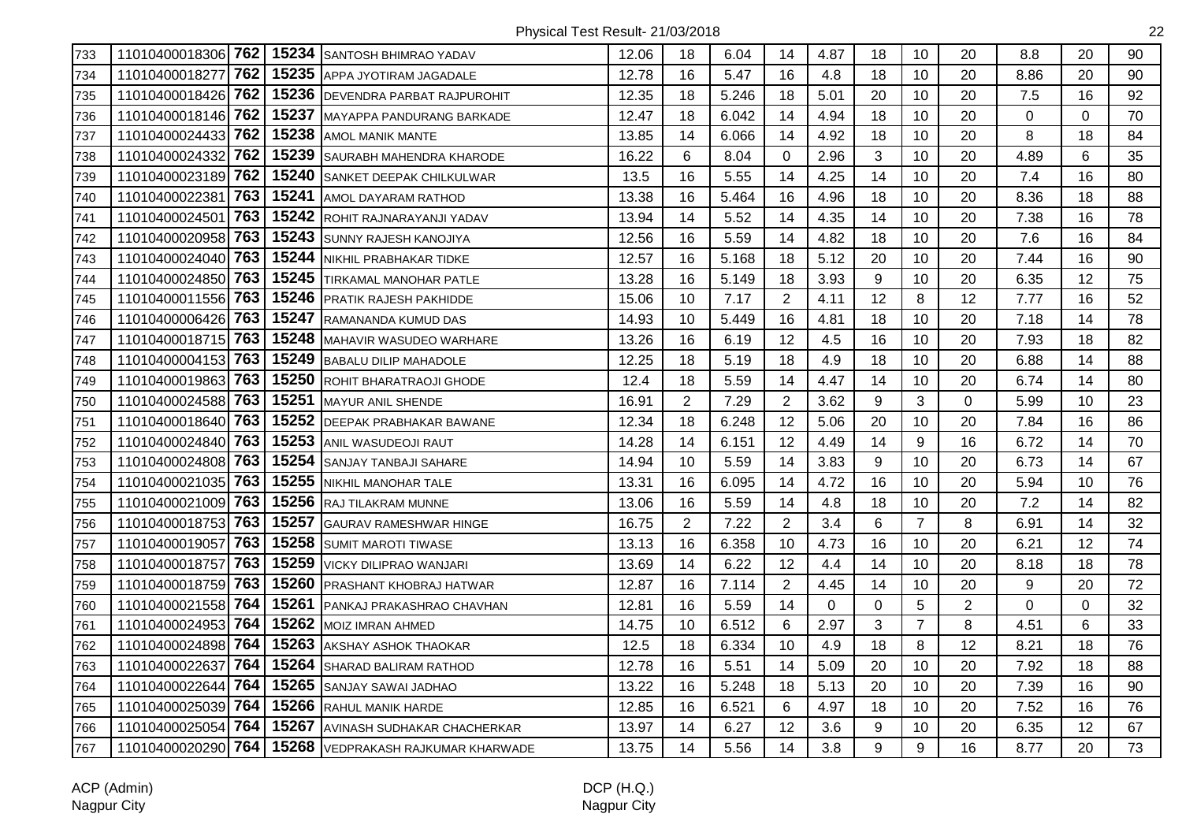Physical Test Result- 21/03/2018

| | | | | | | | | | | | | | | | |
|---|---|---|---|---|---|---|---|---|---|---|---|---|---|---|---|
| 733 | 11010400018306 | **762** | **15234** | SANTOSH BHIMRAO YADAV | 12.06 | 18 | 6.04 | 14 | 4.87 | 18 | 10 | 20 | 8.8 | 20 | 90 |
| 734 | 11010400018277 | **762** | **15235** | APPA JYOTIRAM JAGADALE | 12.78 | 16 | 5.47 | 16 | 4.8 | 18 | 10 | 20 | 8.86 | 20 | 90 |
| 735 | 11010400018426 | **762** | **15236** | DEVENDRA PARBAT RAJPUROHIT | 12.35 | 18 | 5.246 | 18 | 5.01 | 20 | 10 | 20 | 7.5 | 16 | 92 |
| 736 | 11010400018146 | **762** | **15237** | MAYAPPA PANDURANG BARKADE | 12.47 | 18 | 6.042 | 14 | 4.94 | 18 | 10 | 20 | 0 | 0 | 70 |
| 737 | 11010400024433 | **762** | **15238** | AMOL MANIK MANTE | 13.85 | 14 | 6.066 | 14 | 4.92 | 18 | 10 | 20 | 8 | 18 | 84 |
| 738 | 11010400024332 | **762** | **15239** | SAURABH MAHENDRA KHARODE | 16.22 | 6 | 8.04 | 0 | 2.96 | 3 | 10 | 20 | 4.89 | 6 | 35 |
| 739 | 11010400023189 | **762** | **15240** | SANKET DEEPAK CHILKULWAR | 13.5 | 16 | 5.55 | 14 | 4.25 | 14 | 10 | 20 | 7.4 | 16 | 80 |
| 740 | 11010400022381 | **763** | **15241** | AMOL DAYARAM RATHOD | 13.38 | 16 | 5.464 | 16 | 4.96 | 18 | 10 | 20 | 8.36 | 18 | 88 |
| 741 | 11010400024501 | **763** | **15242** | ROHIT RAJNARAYANJI YADAV | 13.94 | 14 | 5.52 | 14 | 4.35 | 14 | 10 | 20 | 7.38 | 16 | 78 |
| 742 | 11010400020958 | **763** | **15243** | SUNNY RAJESH KANOJIYA | 12.56 | 16 | 5.59 | 14 | 4.82 | 18 | 10 | 20 | 7.6 | 16 | 84 |
| 743 | 11010400024040 | **763** | **15244** | NIKHIL PRABHAKAR TIDKE | 12.57 | 16 | 5.168 | 18 | 5.12 | 20 | 10 | 20 | 7.44 | 16 | 90 |
| 744 | 11010400024850 | **763** | **15245** | TIRKAMAL MANOHAR PATLE | 13.28 | 16 | 5.149 | 18 | 3.93 | 9 | 10 | 20 | 6.35 | 12 | 75 |
| 745 | 11010400011556 | **763** | **15246** | PRATIK RAJESH PAKHIDDE | 15.06 | 10 | 7.17 | 2 | 4.11 | 12 | 8 | 12 | 7.77 | 16 | 52 |
| 746 | 11010400006426 | **763** | **15247** | RAMANANDA KUMUD DAS | 14.93 | 10 | 5.449 | 16 | 4.81 | 18 | 10 | 20 | 7.18 | 14 | 78 |
| 747 | 11010400018715 | **763** | **15248** | MAHAVIR WASUDEO WARHARE | 13.26 | 16 | 6.19 | 12 | 4.5 | 16 | 10 | 20 | 7.93 | 18 | 82 |
| 748 | 11010400004153 | **763** | **15249** | BABALU DILIP MAHADOLE | 12.25 | 18 | 5.19 | 18 | 4.9 | 18 | 10 | 20 | 6.88 | 14 | 88 |
| 749 | 11010400019863 | **763** | **15250** | ROHIT BHARATRAOJI GHODE | 12.4 | 18 | 5.59 | 14 | 4.47 | 14 | 10 | 20 | 6.74 | 14 | 80 |
| 750 | 11010400024588 | **763** | **15251** | MAYUR ANIL SHENDE | 16.91 | 2 | 7.29 | 2 | 3.62 | 9 | 3 | 0 | 5.99 | 10 | 23 |
| 751 | 11010400018640 | **763** | **15252** | DEEPAK PRABHAKAR BAWANE | 12.34 | 18 | 6.248 | 12 | 5.06 | 20 | 10 | 20 | 7.84 | 16 | 86 |
| 752 | 11010400024840 | **763** | **15253** | ANIL WASUDEOJI RAUT | 14.28 | 14 | 6.151 | 12 | 4.49 | 14 | 9 | 16 | 6.72 | 14 | 70 |
| 753 | 11010400024808 | **763** | **15254** | SANJAY TANBAJI SAHARE | 14.94 | 10 | 5.59 | 14 | 3.83 | 9 | 10 | 20 | 6.73 | 14 | 67 |
| 754 | 11010400021035 | **763** | **15255** | NIKHIL MANOHAR TALE | 13.31 | 16 | 6.095 | 14 | 4.72 | 16 | 10 | 20 | 5.94 | 10 | 76 |
| 755 | 11010400021009 | **763** | **15256** | RAJ TILAKRAM MUNNE | 13.06 | 16 | 5.59 | 14 | 4.8 | 18 | 10 | 20 | 7.2 | 14 | 82 |
| 756 | 11010400018753 | **763** | **15257** | GAURAV RAMESHWAR HINGE | 16.75 | 2 | 7.22 | 2 | 3.4 | 6 | 7 | 8 | 6.91 | 14 | 32 |
| 757 | 11010400019057 | **763** | **15258** | SUMIT MAROTI TIWASE | 13.13 | 16 | 6.358 | 10 | 4.73 | 16 | 10 | 20 | 6.21 | 12 | 74 |
| 758 | 11010400018757 | **763** | **15259** | VICKY DILIPRAO WANJARI | 13.69 | 14 | 6.22 | 12 | 4.4 | 14 | 10 | 20 | 8.18 | 18 | 78 |
| 759 | 11010400018759 | **763** | **15260** | PRASHANT KHOBRAJ HATWAR | 12.87 | 16 | 7.114 | 2 | 4.45 | 14 | 10 | 20 | 9 | 20 | 72 |
| 760 | 11010400021558 | **764** | **15261** | PANKAJ PRAKASHRAO CHAVHAN | 12.81 | 16 | 5.59 | 14 | 0 | 0 | 5 | 2 | 0 | 0 | 32 |
| 761 | 11010400024953 | **764** | **15262** | MOIZ IMRAN AHMED | 14.75 | 10 | 6.512 | 6 | 2.97 | 3 | 7 | 8 | 4.51 | 6 | 33 |
| 762 | 11010400024898 | **764** | **15263** | AKSHAY ASHOK THAOKAR | 12.5 | 18 | 6.334 | 10 | 4.9 | 18 | 8 | 12 | 8.21 | 18 | 76 |
| 763 | 11010400022637 | **764** | **15264** | SHARAD BALIRAM RATHOD | 12.78 | 16 | 5.51 | 14 | 5.09 | 20 | 10 | 20 | 7.92 | 18 | 88 |
| 764 | 11010400022644 | **764** | **15265** | SANJAY SAWAI JADHAO | 13.22 | 16 | 5.248 | 18 | 5.13 | 20 | 10 | 20 | 7.39 | 16 | 90 |
| 765 | 11010400025039 | **764** | **15266** | RAHUL MANIK HARDE | 12.85 | 16 | 6.521 | 6 | 4.97 | 18 | 10 | 20 | 7.52 | 16 | 76 |
| 766 | 11010400025054 | **764** | **15267** | AVINASH SUDHAKAR CHACHERKAR | 13.97 | 14 | 6.27 | 12 | 3.6 | 9 | 10 | 20 | 6.35 | 12 | 67 |
| 767 | 11010400020290 | **764** | **15268** | VEDPRAKASH RAJKUMAR KHARWADE | 13.75 | 14 | 5.56 | 14 | 3.8 | 9 | 9 | 16 | 8.77 | 20 | 73 |

ACP (Admin)
Nagpur City

DCP (H.Q.)
Nagpur City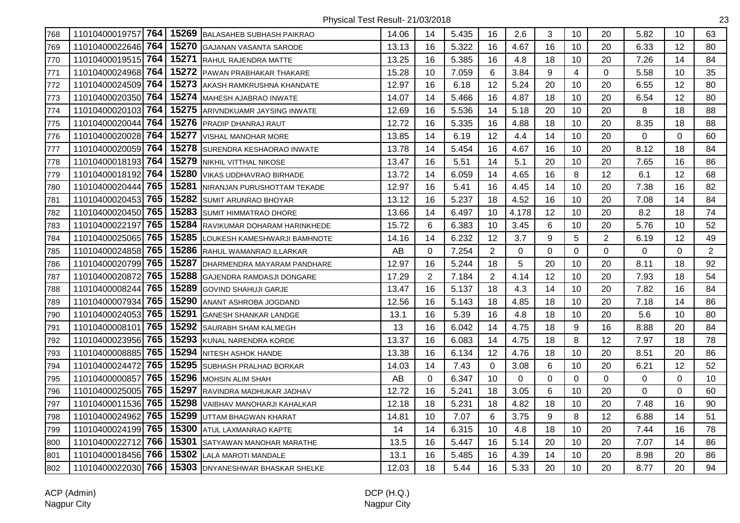Physical Test Result- 21/03/2018

| | | | | | | | | | | | | | | | |
|---|---|---|---|---|---|---|---|---|---|---|---|---|---|---|---|
| 768 | 11010400019757 | **764** | **15269** | BALASAHEB SUBHASH PAIKRAO | 14.06 | 14 | 5.435 | 16 | 2.6 | 3 | 10 | 20 | 5.82 | 10 | 63 |
| 769 | 11010400022646 | **764** | **15270** | GAJANAN VASANTA SARODE | 13.13 | 16 | 5.322 | 16 | 4.67 | 16 | 10 | 20 | 6.33 | 12 | 80 |
| 770 | 11010400019515 | **764** | **15271** | RAHUL RAJENDRA MATTE | 13.25 | 16 | 5.385 | 16 | 4.8 | 18 | 10 | 20 | 7.26 | 14 | 84 |
| 771 | 11010400024968 | **764** | **15272** | PAWAN PRABHAKAR THAKARE | 15.28 | 10 | 7.059 | 6 | 3.84 | 9 | 4 | 0 | 5.58 | 10 | 35 |
| 772 | 11010400024509 | **764** | **15273** | AKASH RAMKRUSHNA KHANDATE | 12.97 | 16 | 6.18 | 12 | 5.24 | 20 | 10 | 20 | 6.55 | 12 | 80 |
| 773 | 11010400020350 | **764** | **15274** | MAHESH AJABRAO INWATE | 14.07 | 14 | 5.466 | 16 | 4.87 | 18 | 10 | 20 | 6.54 | 12 | 80 |
| 774 | 11010400020103 | **764** | **15275** | ARIVNDKUAMR JAYSING INWATE | 12.69 | 16 | 5.536 | 14 | 5.18 | 20 | 10 | 20 | 8 | 18 | 88 |
| 775 | 11010400020044 | **764** | **15276** | PRADIP DHANRAJ RAUT | 12.72 | 16 | 5.335 | 16 | 4.88 | 18 | 10 | 20 | 8.35 | 18 | 88 |
| 776 | 11010400020028 | **764** | **15277** | VISHAL MANOHAR MORE | 13.85 | 14 | 6.19 | 12 | 4.4 | 14 | 10 | 20 | 0 | 0 | 60 |
| 777 | 11010400020059 | **764** | **15278** | SURENDRA KESHAORAO INWATE | 13.78 | 14 | 5.454 | 16 | 4.67 | 16 | 10 | 20 | 8.12 | 18 | 84 |
| 778 | 11010400018193 | **764** | **15279** | NIKHIL VITTHAL NIKOSE | 13.47 | 16 | 5.51 | 14 | 5.1 | 20 | 10 | 20 | 7.65 | 16 | 86 |
| 779 | 11010400018192 | **764** | **15280** | VIKAS UDDHAVRAO BIRHADE | 13.72 | 14 | 6.059 | 14 | 4.65 | 16 | 8 | 12 | 6.1 | 12 | 68 |
| 780 | 11010400020444 | **765** | **15281** | NIRANJAN PURUSHOTTAM TEKADE | 12.97 | 16 | 5.41 | 16 | 4.45 | 14 | 10 | 20 | 7.38 | 16 | 82 |
| 781 | 11010400020453 | **765** | **15282** | SUMIT ARUNRAO BHOYAR | 13.12 | 16 | 5.237 | 18 | 4.52 | 16 | 10 | 20 | 7.08 | 14 | 84 |
| 782 | 11010400020450 | **765** | **15283** | SUMIT HIMMATRAO DHORE | 13.66 | 14 | 6.497 | 10 | 4.178 | 12 | 10 | 20 | 8.2 | 18 | 74 |
| 783 | 11010400022197 | **765** | **15284** | RAVIKUMAR DOHARAM HARINKHEDE | 15.72 | 6 | 6.383 | 10 | 3.45 | 6 | 10 | 20 | 5.76 | 10 | 52 |
| 784 | 11010400025065 | **765** | **15285** | LOUKESH KAMESHWARJI BAMHNOTE | 14.16 | 14 | 6.232 | 12 | 3.7 | 9 | 5 | 2 | 6.19 | 12 | 49 |
| 785 | 11010400024858 | **765** | **15286** | RAHUL WAMANRAO ILLARKAR | AB | 0 | 7.254 | 2 | 0 | 0 | 0 | 0 | 0 | 0 | 2 |
| 786 | 11010400020799 | **765** | **15287** | DHARMENDRA MAYARAM PANDHARE | 12.97 | 16 | 5.244 | 18 | 5 | 20 | 10 | 20 | 8.11 | 18 | 92 |
| 787 | 11010400020872 | **765** | **15288** | GAJENDRA RAMDASJI DONGARE | 17.29 | 2 | 7.184 | 2 | 4.14 | 12 | 10 | 20 | 7.93 | 18 | 54 |
| 788 | 11010400008244 | **765** | **15289** | GOVIND SHAHUJI GARJE | 13.47 | 16 | 5.137 | 18 | 4.3 | 14 | 10 | 20 | 7.82 | 16 | 84 |
| 789 | 11010400007934 | **765** | **15290** | ANANT ASHROBA JOGDAND | 12.56 | 16 | 5.143 | 18 | 4.85 | 18 | 10 | 20 | 7.18 | 14 | 86 |
| 790 | 11010400024053 | **765** | **15291** | GANESH SHANKAR LANDGE | 13.1 | 16 | 5.39 | 16 | 4.8 | 18 | 10 | 20 | 5.6 | 10 | 80 |
| 791 | 11010400008101 | **765** | **15292** | SAURABH SHAM KALMEGH | 13 | 16 | 6.042 | 14 | 4.75 | 18 | 9 | 16 | 8.88 | 20 | 84 |
| 792 | 11010400023956 | **765** | **15293** | KUNAL NARENDRA KORDE | 13.37 | 16 | 6.083 | 14 | 4.75 | 18 | 8 | 12 | 7.97 | 18 | 78 |
| 793 | 11010400008885 | **765** | **15294** | NITESH ASHOK HANDE | 13.38 | 16 | 6.134 | 12 | 4.76 | 18 | 10 | 20 | 8.51 | 20 | 86 |
| 794 | 11010400024472 | **765** | **15295** | SUBHASH PRALHAD BORKAR | 14.03 | 14 | 7.43 | 0 | 3.08 | 6 | 10 | 20 | 6.21 | 12 | 52 |
| 795 | 11010400000857 | **765** | **15296** | MOHSIN ALIM SHAH | AB | 0 | 6.347 | 10 | 0 | 0 | 0 | 0 | 0 | 0 | 10 |
| 796 | 11010400025005 | **765** | **15297** | RAVINDRA MADHUKAR JADHAV | 12.72 | 16 | 5.241 | 18 | 3.05 | 6 | 10 | 20 | 0 | 0 | 60 |
| 797 | 11010400011536 | **765** | **15298** | VAIBHAV MANOHARJI KAHALKAR | 12.18 | 18 | 5.231 | 18 | 4.82 | 18 | 10 | 20 | 7.48 | 16 | 90 |
| 798 | 11010400024962 | **765** | **15299** | UTTAM BHAGWAN KHARAT | 14.81 | 10 | 7.07 | 6 | 3.75 | 9 | 8 | 12 | 6.88 | 14 | 51 |
| 799 | 11010400024199 | **765** | **15300** | ATUL LAXMANRAO KAPTE | 14 | 14 | 6.315 | 10 | 4.8 | 18 | 10 | 20 | 7.44 | 16 | 78 |
| 800 | 11010400022712 | **766** | **15301** | SATYAWAN MANOHAR MARATHE | 13.5 | 16 | 5.447 | 16 | 5.14 | 20 | 10 | 20 | 7.07 | 14 | 86 |
| 801 | 11010400018456 | **766** | **15302** | LALA MAROTI MANDALE | 13.1 | 16 | 5.485 | 16 | 4.39 | 14 | 10 | 20 | 8.98 | 20 | 86 |
| 802 | 11010400022030 | **766** | **15303** | DNYANESHWAR BHASKAR SHELKE | 12.03 | 18 | 5.44 | 16 | 5.33 | 20 | 10 | 20 | 8.77 | 20 | 94 |

ACP (Admin)
Nagpur City

DCP (H.Q.)
Nagpur City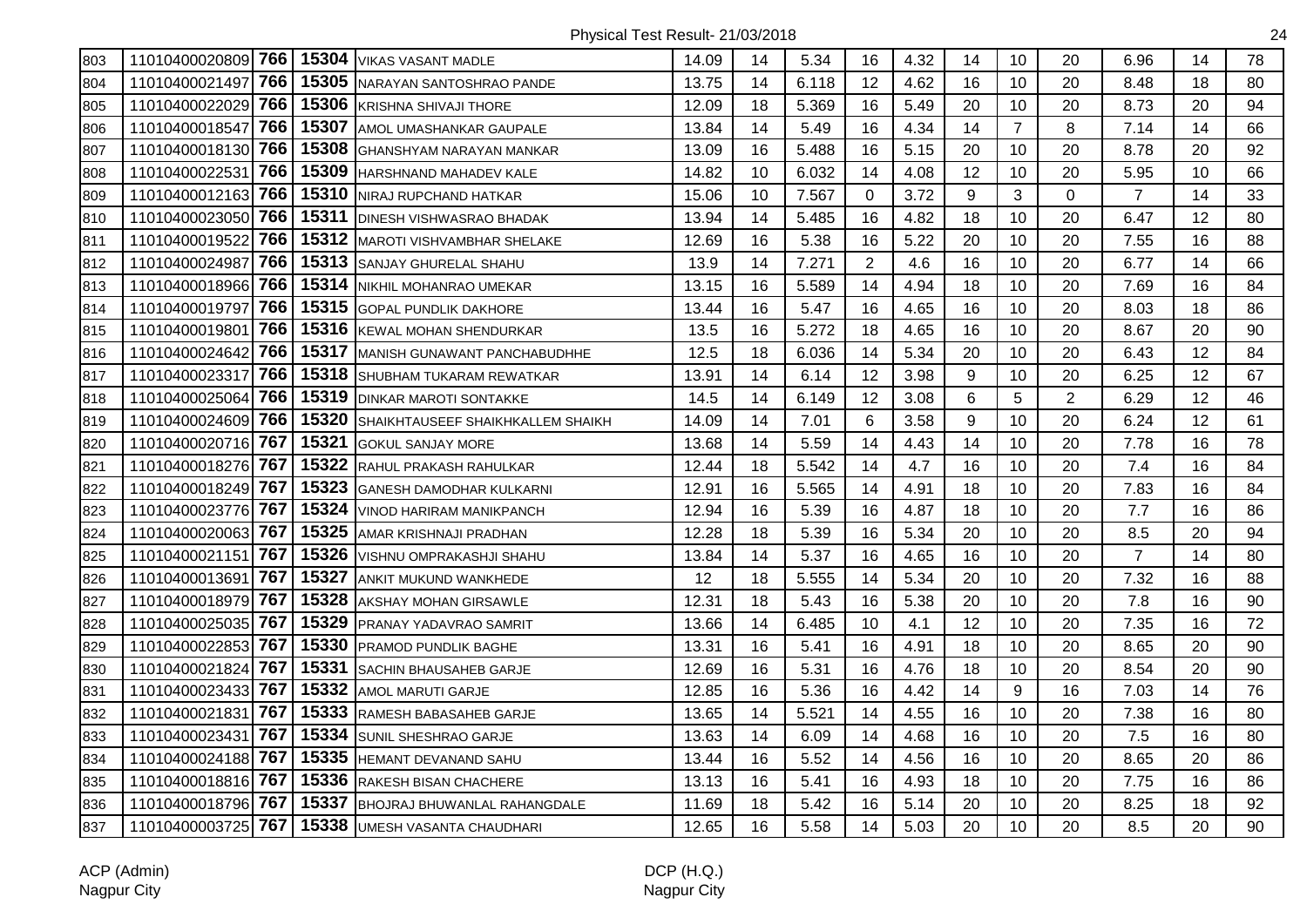Physical Test Result- 21/03/2018

| | | | | | | | | | | | | | | | |
|---|---|---|---|---|---|---|---|---|---|---|---|---|---|---|---|
| 803 | 11010400020809 | **766** | **15304** | VIKAS VASANT MADLE | 14.09 | 14 | 5.34 | 16 | 4.32 | 14 | 10 | 20 | 6.96 | 14 | 78 |
| 804 | 11010400021497 | **766** | **15305** | NARAYAN SANTOSHRAO PANDE | 13.75 | 14 | 6.118 | 12 | 4.62 | 16 | 10 | 20 | 8.48 | 18 | 80 |
| 805 | 11010400022029 | **766** | **15306** | KRISHNA SHIVAJI THORE | 12.09 | 18 | 5.369 | 16 | 5.49 | 20 | 10 | 20 | 8.73 | 20 | 94 |
| 806 | 11010400018547 | **766** | **15307** | AMOL UMASHANKAR GAUPALE | 13.84 | 14 | 5.49 | 16 | 4.34 | 14 | 7 | 8 | 7.14 | 14 | 66 |
| 807 | 11010400018130 | **766** | **15308** | GHANSHYAM NARAYAN MANKAR | 13.09 | 16 | 5.488 | 16 | 5.15 | 20 | 10 | 20 | 8.78 | 20 | 92 |
| 808 | 11010400022531 | **766** | **15309** | HARSHNAND MAHADEV KALE | 14.82 | 10 | 6.032 | 14 | 4.08 | 12 | 10 | 20 | 5.95 | 10 | 66 |
| 809 | 11010400012163 | **766** | **15310** | NIRAJ RUPCHAND HATKAR | 15.06 | 10 | 7.567 | 0 | 3.72 | 9 | 3 | 0 | 7 | 14 | 33 |
| 810 | 11010400023050 | **766** | **15311** | DINESH VISHWASRAO BHADAK | 13.94 | 14 | 5.485 | 16 | 4.82 | 18 | 10 | 20 | 6.47 | 12 | 80 |
| 811 | 11010400019522 | **766** | **15312** | MAROTI VISHVAMBHAR SHELAKE | 12.69 | 16 | 5.38 | 16 | 5.22 | 20 | 10 | 20 | 7.55 | 16 | 88 |
| 812 | 11010400024987 | **766** | **15313** | SANJAY GHURELAL SHAHU | 13.9 | 14 | 7.271 | 2 | 4.6 | 16 | 10 | 20 | 6.77 | 14 | 66 |
| 813 | 11010400018966 | **766** | **15314** | NIKHIL MOHANRAO UMEKAR | 13.15 | 16 | 5.589 | 14 | 4.94 | 18 | 10 | 20 | 7.69 | 16 | 84 |
| 814 | 11010400019797 | **766** | **15315** | GOPAL PUNDLIK DAKHORE | 13.44 | 16 | 5.47 | 16 | 4.65 | 16 | 10 | 20 | 8.03 | 18 | 86 |
| 815 | 11010400019801 | **766** | **15316** | KEWAL MOHAN SHENDURKAR | 13.5 | 16 | 5.272 | 18 | 4.65 | 16 | 10 | 20 | 8.67 | 20 | 90 |
| 816 | 11010400024642 | **766** | **15317** | MANISH GUNAWANT PANCHABUDHHE | 12.5 | 18 | 6.036 | 14 | 5.34 | 20 | 10 | 20 | 6.43 | 12 | 84 |
| 817 | 11010400023317 | **766** | **15318** | SHUBHAM TUKARAM REWATKAR | 13.91 | 14 | 6.14 | 12 | 3.98 | 9 | 10 | 20 | 6.25 | 12 | 67 |
| 818 | 11010400025064 | **766** | **15319** | DINKAR MAROTI SONTAKKE | 14.5 | 14 | 6.149 | 12 | 3.08 | 6 | 5 | 2 | 6.29 | 12 | 46 |
| 819 | 11010400024609 | **766** | **15320** | SHAIKHTAUSEEF SHAIKHKALLEM SHAIKH | 14.09 | 14 | 7.01 | 6 | 3.58 | 9 | 10 | 20 | 6.24 | 12 | 61 |
| 820 | 11010400020716 | **767** | **15321** | GOKUL SANJAY MORE | 13.68 | 14 | 5.59 | 14 | 4.43 | 14 | 10 | 20 | 7.78 | 16 | 78 |
| 821 | 11010400018276 | **767** | **15322** | RAHUL PRAKASH RAHULKAR | 12.44 | 18 | 5.542 | 14 | 4.7 | 16 | 10 | 20 | 7.4 | 16 | 84 |
| 822 | 11010400018249 | **767** | **15323** | GANESH DAMODHAR KULKARNI | 12.91 | 16 | 5.565 | 14 | 4.91 | 18 | 10 | 20 | 7.83 | 16 | 84 |
| 823 | 11010400023776 | **767** | **15324** | VINOD HARIRAM MANIKPANCH | 12.94 | 16 | 5.39 | 16 | 4.87 | 18 | 10 | 20 | 7.7 | 16 | 86 |
| 824 | 11010400020063 | **767** | **15325** | AMAR KRISHNAJI PRADHAN | 12.28 | 18 | 5.39 | 16 | 5.34 | 20 | 10 | 20 | 8.5 | 20 | 94 |
| 825 | 11010400021151 | **767** | **15326** | VISHNU OMPRAKASHJI SHAHU | 13.84 | 14 | 5.37 | 16 | 4.65 | 16 | 10 | 20 | 7 | 14 | 80 |
| 826 | 11010400013691 | **767** | **15327** | ANKIT MUKUND WANKHEDE | 12 | 18 | 5.555 | 14 | 5.34 | 20 | 10 | 20 | 7.32 | 16 | 88 |
| 827 | 11010400018979 | **767** | **15328** | AKSHAY MOHAN GIRSAWLE | 12.31 | 18 | 5.43 | 16 | 5.38 | 20 | 10 | 20 | 7.8 | 16 | 90 |
| 828 | 11010400025035 | **767** | **15329** | PRANAY YADAVRAO SAMRIT | 13.66 | 14 | 6.485 | 10 | 4.1 | 12 | 10 | 20 | 7.35 | 16 | 72 |
| 829 | 11010400022853 | **767** | **15330** | PRAMOD PUNDLIK BAGHE | 13.31 | 16 | 5.41 | 16 | 4.91 | 18 | 10 | 20 | 8.65 | 20 | 90 |
| 830 | 11010400021824 | **767** | **15331** | SACHIN BHAUSAHEB GARJE | 12.69 | 16 | 5.31 | 16 | 4.76 | 18 | 10 | 20 | 8.54 | 20 | 90 |
| 831 | 11010400023433 | **767** | **15332** | AMOL MARUTI GARJE | 12.85 | 16 | 5.36 | 16 | 4.42 | 14 | 9 | 16 | 7.03 | 14 | 76 |
| 832 | 11010400021831 | **767** | **15333** | RAMESH BABASAHEB GARJE | 13.65 | 14 | 5.521 | 14 | 4.55 | 16 | 10 | 20 | 7.38 | 16 | 80 |
| 833 | 11010400023431 | **767** | **15334** | SUNIL SHESHRAO GARJE | 13.63 | 14 | 6.09 | 14 | 4.68 | 16 | 10 | 20 | 7.5 | 16 | 80 |
| 834 | 11010400024188 | **767** | **15335** | HEMANT DEVANAND SAHU | 13.44 | 16 | 5.52 | 14 | 4.56 | 16 | 10 | 20 | 8.65 | 20 | 86 |
| 835 | 11010400018816 | **767** | **15336** | RAKESH BISAN CHACHERE | 13.13 | 16 | 5.41 | 16 | 4.93 | 18 | 10 | 20 | 7.75 | 16 | 86 |
| 836 | 11010400018796 | **767** | **15337** | BHOJRAJ BHUWANLAL RAHANGDALE | 11.69 | 18 | 5.42 | 16 | 5.14 | 20 | 10 | 20 | 8.25 | 18 | 92 |
| 837 | 11010400003725 | **767** | **15338** | UMESH VASANTA CHAUDHARI | 12.65 | 16 | 5.58 | 14 | 5.03 | 20 | 10 | 20 | 8.5 | 20 | 90 |

ACP (Admin)
Nagpur City

DCP (H.Q.)
Nagpur City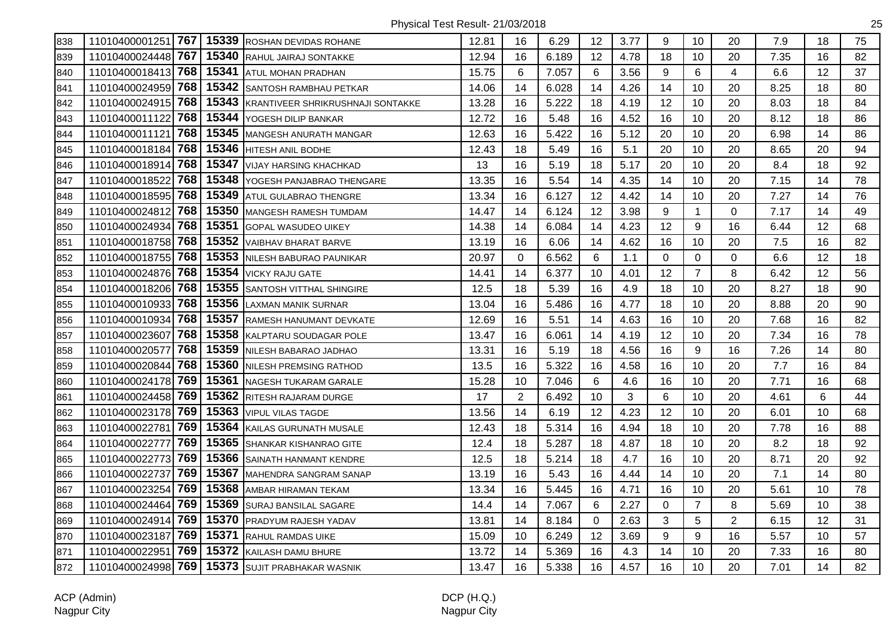Physical Test Result- 21/03/2018

| | | | | | | | | | | | | | | | |
|---|---|---|---|---|---|---|---|---|---|---|---|---|---|---|---|
| 838 | 11010400001251 | **767** | **15339** | ROSHAN DEVIDAS ROHANE | 12.81 | 16 | 6.29 | 12 | 3.77 | 9 | 10 | 20 | 7.9 | 18 | 75 |
| 839 | 11010400024448 | **767** | **15340** | RAHUL JAIRAJ SONTAKKE | 12.94 | 16 | 6.189 | 12 | 4.78 | 18 | 10 | 20 | 7.35 | 16 | 82 |
| 840 | 11010400018413 | **768** | **15341** | ATUL MOHAN PRADHAN | 15.75 | 6 | 7.057 | 6 | 3.56 | 9 | 6 | 4 | 6.6 | 12 | 37 |
| 841 | 11010400024959 | **768** | **15342** | SANTOSH RAMBHAU PETKAR | 14.06 | 14 | 6.028 | 14 | 4.26 | 14 | 10 | 20 | 8.25 | 18 | 80 |
| 842 | 11010400024915 | **768** | **15343** | KRANTIVEER SHRIKRUSHNAJI SONTAKKE | 13.28 | 16 | 5.222 | 18 | 4.19 | 12 | 10 | 20 | 8.03 | 18 | 84 |
| 843 | 11010400011122 | **768** | **15344** | YOGESH DILIP BANKAR | 12.72 | 16 | 5.48 | 16 | 4.52 | 16 | 10 | 20 | 8.12 | 18 | 86 |
| 844 | 11010400011121 | **768** | **15345** | MANGESH ANURATH MANGAR | 12.63 | 16 | 5.422 | 16 | 5.12 | 20 | 10 | 20 | 6.98 | 14 | 86 |
| 845 | 11010400018184 | **768** | **15346** | HITESH ANIL BODHE | 12.43 | 18 | 5.49 | 16 | 5.1 | 20 | 10 | 20 | 8.65 | 20 | 94 |
| 846 | 11010400018914 | **768** | **15347** | VIJAY HARSING KHACHKAD | 13 | 16 | 5.19 | 18 | 5.17 | 20 | 10 | 20 | 8.4 | 18 | 92 |
| 847 | 11010400018522 | **768** | **15348** | YOGESH PANJABRAO THENGARE | 13.35 | 16 | 5.54 | 14 | 4.35 | 14 | 10 | 20 | 7.15 | 14 | 78 |
| 848 | 11010400018595 | **768** | **15349** | ATUL GULABRAO THENGRE | 13.34 | 16 | 6.127 | 12 | 4.42 | 14 | 10 | 20 | 7.27 | 14 | 76 |
| 849 | 11010400024812 | **768** | **15350** | MANGESH RAMESH TUMDAM | 14.47 | 14 | 6.124 | 12 | 3.98 | 9 | 1 | 0 | 7.17 | 14 | 49 |
| 850 | 11010400024934 | **768** | **15351** | GOPAL WASUDEO UIKEY | 14.38 | 14 | 6.084 | 14 | 4.23 | 12 | 9 | 16 | 6.44 | 12 | 68 |
| 851 | 11010400018758 | **768** | **15352** | VAIBHAV BHARAT BARVE | 13.19 | 16 | 6.06 | 14 | 4.62 | 16 | 10 | 20 | 7.5 | 16 | 82 |
| 852 | 11010400018755 | **768** | **15353** | NILESH BABURAO PAUNIKAR | 20.97 | 0 | 6.562 | 6 | 1.1 | 0 | 0 | 0 | 6.6 | 12 | 18 |
| 853 | 11010400024876 | **768** | **15354** | VICKY RAJU GATE | 14.41 | 14 | 6.377 | 10 | 4.01 | 12 | 7 | 8 | 6.42 | 12 | 56 |
| 854 | 11010400018206 | **768** | **15355** | SANTOSH VITTHAL SHINGIRE | 12.5 | 18 | 5.39 | 16 | 4.9 | 18 | 10 | 20 | 8.27 | 18 | 90 |
| 855 | 11010400010933 | **768** | **15356** | LAXMAN MANIK SURNAR | 13.04 | 16 | 5.486 | 16 | 4.77 | 18 | 10 | 20 | 8.88 | 20 | 90 |
| 856 | 11010400010934 | **768** | **15357** | RAMESH HANUMANT DEVKATE | 12.69 | 16 | 5.51 | 14 | 4.63 | 16 | 10 | 20 | 7.68 | 16 | 82 |
| 857 | 11010400023607 | **768** | **15358** | KALPTARU SOUDAGAR POLE | 13.47 | 16 | 6.061 | 14 | 4.19 | 12 | 10 | 20 | 7.34 | 16 | 78 |
| 858 | 11010400020577 | **768** | **15359** | NILESH BABARAO JADHAO | 13.31 | 16 | 5.19 | 18 | 4.56 | 16 | 9 | 16 | 7.26 | 14 | 80 |
| 859 | 11010400020844 | **768** | **15360** | NILESH PREMSING RATHOD | 13.5 | 16 | 5.322 | 16 | 4.58 | 16 | 10 | 20 | 7.7 | 16 | 84 |
| 860 | 11010400024178 | **769** | **15361** | NAGESH TUKARAM GARALE | 15.28 | 10 | 7.046 | 6 | 4.6 | 16 | 10 | 20 | 7.71 | 16 | 68 |
| 861 | 11010400024458 | **769** | **15362** | RITESH RAJARAM DURGE | 17 | 2 | 6.492 | 10 | 3 | 6 | 10 | 20 | 4.61 | 6 | 44 |
| 862 | 11010400023178 | **769** | **15363** | VIPUL VILAS TAGDE | 13.56 | 14 | 6.19 | 12 | 4.23 | 12 | 10 | 20 | 6.01 | 10 | 68 |
| 863 | 11010400022781 | **769** | **15364** | KAILAS GURUNATH MUSALE | 12.43 | 18 | 5.314 | 16 | 4.94 | 18 | 10 | 20 | 7.78 | 16 | 88 |
| 864 | 11010400022777 | **769** | **15365** | SHANKAR KISHANRAO GITE | 12.4 | 18 | 5.287 | 18 | 4.87 | 18 | 10 | 20 | 8.2 | 18 | 92 |
| 865 | 11010400022773 | **769** | **15366** | SAINATH HANMANT KENDRE | 12.5 | 18 | 5.214 | 18 | 4.7 | 16 | 10 | 20 | 8.71 | 20 | 92 |
| 866 | 11010400022737 | **769** | **15367** | MAHENDRA SANGRAM SANAP | 13.19 | 16 | 5.43 | 16 | 4.44 | 14 | 10 | 20 | 7.1 | 14 | 80 |
| 867 | 11010400023254 | **769** | **15368** | AMBAR HIRAMAN TEKAM | 13.34 | 16 | 5.445 | 16 | 4.71 | 16 | 10 | 20 | 5.61 | 10 | 78 |
| 868 | 11010400024464 | **769** | **15369** | SURAJ BANSILAL SAGARE | 14.4 | 14 | 7.067 | 6 | 2.27 | 0 | 7 | 8 | 5.69 | 10 | 38 |
| 869 | 11010400024914 | **769** | **15370** | PRADYUM RAJESH YADAV | 13.81 | 14 | 8.184 | 0 | 2.63 | 3 | 5 | 2 | 6.15 | 12 | 31 |
| 870 | 11010400023187 | **769** | **15371** | RAHUL RAMDAS UIKE | 15.09 | 10 | 6.249 | 12 | 3.69 | 9 | 9 | 16 | 5.57 | 10 | 57 |
| 871 | 11010400022951 | **769** | **15372** | KAILASH DAMU BHURE | 13.72 | 14 | 5.369 | 16 | 4.3 | 14 | 10 | 20 | 7.33 | 16 | 80 |
| 872 | 11010400024998 | **769** | **15373** | SUJIT PRABHAKAR WASNIK | 13.47 | 16 | 5.338 | 16 | 4.57 | 16 | 10 | 20 | 7.01 | 14 | 82 |

ACP (Admin)
Nagpur City

DCP (H.Q.)
Nagpur City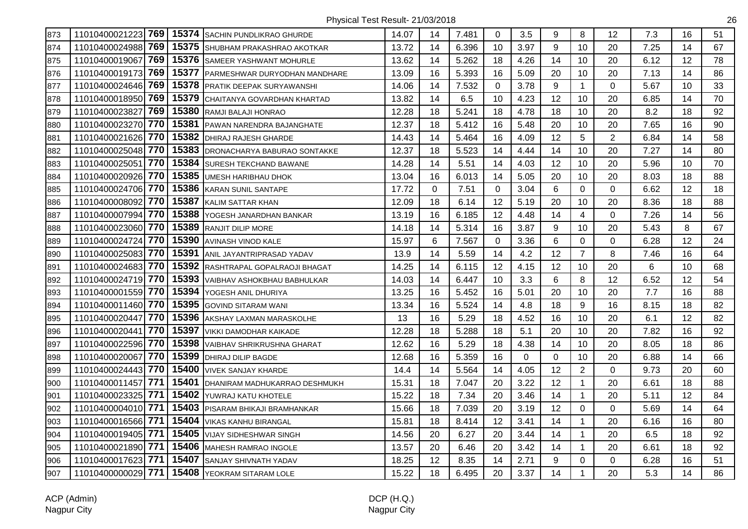Physical Test Result- 21/03/2018

| | | | | | | | | | | | | | | | |
|---|---|---|---|---|---|---|---|---|---|---|---|---|---|---|---|
| 873 | 11010400021223 | **769** | **15374** | SACHIN PUNDLIKRAO GHURDE | 14.07 | 14 | 7.481 | 0 | 3.5 | 9 | 8 | 12 | 7.3 | 16 | 51 |
| 874 | 11010400024988 | **769** | **15375** | SHUBHAM PRAKASHRAO AKOTKAR | 13.72 | 14 | 6.396 | 10 | 3.97 | 9 | 10 | 20 | 7.25 | 14 | 67 |
| 875 | 11010400019067 | **769** | **15376** | SAMEER YASHWANT MOHURLE | 13.62 | 14 | 5.262 | 18 | 4.26 | 14 | 10 | 20 | 6.12 | 12 | 78 |
| 876 | 11010400019173 | **769** | **15377** | PARMESHWAR DURYODHAN MANDHARE | 13.09 | 16 | 5.393 | 16 | 5.09 | 20 | 10 | 20 | 7.13 | 14 | 86 |
| 877 | 11010400024646 | **769** | **15378** | PRATIK DEEPAK SURYAWANSHI | 14.06 | 14 | 7.532 | 0 | 3.78 | 9 | 1 | 0 | 5.67 | 10 | 33 |
| 878 | 11010400018950 | **769** | **15379** | CHAITANYA GOVARDHAN KHARTAD | 13.82 | 14 | 6.5 | 10 | 4.23 | 12 | 10 | 20 | 6.85 | 14 | 70 |
| 879 | 11010400023827 | **769** | **15380** | RAMJI BALAJI HONRAO | 12.28 | 18 | 5.241 | 18 | 4.78 | 18 | 10 | 20 | 8.2 | 18 | 92 |
| 880 | 11010400023270 | **770** | **15381** | PAWAN NARENDRA BAJANGHATE | 12.37 | 18 | 5.412 | 16 | 5.48 | 20 | 10 | 20 | 7.65 | 16 | 90 |
| 881 | 11010400021626 | **770** | **15382** | DHIRAJ RAJESH GHARDE | 14.43 | 14 | 5.464 | 16 | 4.09 | 12 | 5 | 2 | 6.84 | 14 | 58 |
| 882 | 11010400025048 | **770** | **15383** | DRONACHARYA BABURAO SONTAKKE | 12.37 | 18 | 5.523 | 14 | 4.44 | 14 | 10 | 20 | 7.27 | 14 | 80 |
| 883 | 11010400025051 | **770** | **15384** | SURESH TEKCHAND BAWANE | 14.28 | 14 | 5.51 | 14 | 4.03 | 12 | 10 | 20 | 5.96 | 10 | 70 |
| 884 | 11010400020926 | **770** | **15385** | UMESH HARIBHAU DHOK | 13.04 | 16 | 6.013 | 14 | 5.05 | 20 | 10 | 20 | 8.03 | 18 | 88 |
| 885 | 11010400024706 | **770** | **15386** | KARAN SUNIL SANTAPE | 17.72 | 0 | 7.51 | 0 | 3.04 | 6 | 0 | 0 | 6.62 | 12 | 18 |
| 886 | 11010400008092 | **770** | **15387** | KALIM SATTAR KHAN | 12.09 | 18 | 6.14 | 12 | 5.19 | 20 | 10 | 20 | 8.36 | 18 | 88 |
| 887 | 11010400007994 | **770** | **15388** | YOGESH JANARDHAN BANKAR | 13.19 | 16 | 6.185 | 12 | 4.48 | 14 | 4 | 0 | 7.26 | 14 | 56 |
| 888 | 11010400023060 | **770** | **15389** | RANJIT DILIP MORE | 14.18 | 14 | 5.314 | 16 | 3.87 | 9 | 10 | 20 | 5.43 | 8 | 67 |
| 889 | 11010400024724 | **770** | **15390** | AVINASH VINOD KALE | 15.97 | 6 | 7.567 | 0 | 3.36 | 6 | 0 | 0 | 6.28 | 12 | 24 |
| 890 | 11010400025083 | **770** | **15391** | ANIL JAYANTRIPRASAD YADAV | 13.9 | 14 | 5.59 | 14 | 4.2 | 12 | 7 | 8 | 7.46 | 16 | 64 |
| 891 | 11010400024683 | **770** | **15392** | RASHTRAPAL GOPALRAOJI BHAGAT | 14.25 | 14 | 6.115 | 12 | 4.15 | 12 | 10 | 20 | 6 | 10 | 68 |
| 892 | 11010400024719 | **770** | **15393** | VAIBHAV ASHOKBHAU BABHULKAR | 14.03 | 14 | 6.447 | 10 | 3.3 | 6 | 8 | 12 | 6.52 | 12 | 54 |
| 893 | 11010400001559 | **770** | **15394** | YOGESH ANIL DHURIYA | 13.25 | 16 | 5.452 | 16 | 5.01 | 20 | 10 | 20 | 7.7 | 16 | 88 |
| 894 | 11010400011460 | **770** | **15395** | GOVIND SITARAM WANI | 13.34 | 16 | 5.524 | 14 | 4.8 | 18 | 9 | 16 | 8.15 | 18 | 82 |
| 895 | 11010400020447 | **770** | **15396** | AKSHAY LAXMAN MARASKOLHE | 13 | 16 | 5.29 | 18 | 4.52 | 16 | 10 | 20 | 6.1 | 12 | 82 |
| 896 | 11010400020441 | **770** | **15397** | VIKKI DAMODHAR KAIKADE | 12.28 | 18 | 5.288 | 18 | 5.1 | 20 | 10 | 20 | 7.82 | 16 | 92 |
| 897 | 11010400022596 | **770** | **15398** | VAIBHAV SHRIKRUSHNA GHARAT | 12.62 | 16 | 5.29 | 18 | 4.38 | 14 | 10 | 20 | 8.05 | 18 | 86 |
| 898 | 11010400020067 | **770** | **15399** | DHIRAJ DILIP BAGDE | 12.68 | 16 | 5.359 | 16 | 0 | 0 | 10 | 20 | 6.88 | 14 | 66 |
| 899 | 11010400024443 | **770** | **15400** | VIVEK SANJAY KHARDE | 14.4 | 14 | 5.564 | 14 | 4.05 | 12 | 2 | 0 | 9.73 | 20 | 60 |
| 900 | 11010400011457 | **771** | **15401** | DHANIRAM MADHUKARRAO DESHMUKH | 15.31 | 18 | 7.047 | 20 | 3.22 | 12 | 1 | 20 | 6.61 | 18 | 88 |
| 901 | 11010400023325 | **771** | **15402** | YUWRAJ KATU KHOTELE | 15.22 | 18 | 7.34 | 20 | 3.46 | 14 | 1 | 20 | 5.11 | 12 | 84 |
| 902 | 11010400004010 | **771** | **15403** | PISARAM BHIKAJI BRAMHANKAR | 15.66 | 18 | 7.039 | 20 | 3.19 | 12 | 0 | 0 | 5.69 | 14 | 64 |
| 903 | 11010400016566 | **771** | **15404** | VIKAS KANHU BIRANGAL | 15.81 | 18 | 8.414 | 12 | 3.41 | 14 | 1 | 20 | 6.16 | 16 | 80 |
| 904 | 11010400019405 | **771** | **15405** | VIJAY SIDHESHWAR SINGH | 14.56 | 20 | 6.27 | 20 | 3.44 | 14 | 1 | 20 | 6.5 | 18 | 92 |
| 905 | 11010400021890 | **771** | **15406** | MAHESH RAMRAO INGOLE | 13.57 | 20 | 6.46 | 20 | 3.42 | 14 | 1 | 20 | 6.61 | 18 | 92 |
| 906 | 11010400017623 | **771** | **15407** | SANJAY SHIVNATH YADAV | 18.25 | 12 | 8.35 | 14 | 2.71 | 9 | 0 | 0 | 6.28 | 16 | 51 |
| 907 | 11010400000029 | **771** | **15408** | YEOKRAM SITARAM LOLE | 15.22 | 18 | 6.495 | 20 | 3.37 | 14 | 1 | 20 | 5.3 | 14 | 86 |

ACP (Admin)
Nagpur City

DCP (H.Q.)
Nagpur City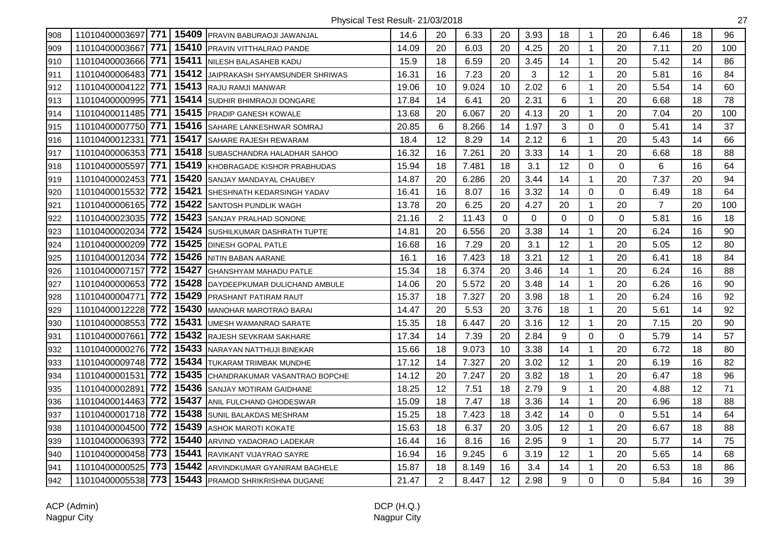Physical Test Result- 21/03/2018

| | | | | | | | | | | | | | | | | |
|---|---|---|---|---|---|---|---|---|---|---|---|---|---|---|---|---|
| 908 | 11010400003697 | 771 | 15409 | PRAVIN BABURAOJI JAWANJAL | 14.6 | 20 | 6.33 | 20 | 3.93 | 18 | 1 | 20 | 6.46 | 18 | 96 |
| 909 | 11010400003667 | 771 | 15410 | PRAVIN VITTHALRAO PANDE | 14.09 | 20 | 6.03 | 20 | 4.25 | 20 | 1 | 20 | 7.11 | 20 | 100 |
| 910 | 11010400003666 | 771 | 15411 | NILESH BALASAHEB KADU | 15.9 | 18 | 6.59 | 20 | 3.45 | 14 | 1 | 20 | 5.42 | 14 | 86 |
| 911 | 11010400006483 | 771 | 15412 | JAIPRAKASH SHYAMSUNDER SHRIWAS | 16.31 | 16 | 7.23 | 20 | 3 | 12 | 1 | 20 | 5.81 | 16 | 84 |
| 912 | 11010400004122 | 771 | 15413 | RAJU RAMJI MANWAR | 19.06 | 10 | 9.024 | 10 | 2.02 | 6 | 1 | 20 | 5.54 | 14 | 60 |
| 913 | 11010400000995 | 771 | 15414 | SUDHIR BHIMRAOJI DONGARE | 17.84 | 14 | 6.41 | 20 | 2.31 | 6 | 1 | 20 | 6.68 | 18 | 78 |
| 914 | 11010400011485 | 771 | 15415 | PRADIP GANESH KOWALE | 13.68 | 20 | 6.067 | 20 | 4.13 | 20 | 1 | 20 | 7.04 | 20 | 100 |
| 915 | 11010400007750 | 771 | 15416 | SAHARE LANKESHWAR SOMRAJ | 20.85 | 6 | 8.266 | 14 | 1.97 | 3 | 0 | 0 | 5.41 | 14 | 37 |
| 916 | 11010400012331 | 771 | 15417 | SAHARE RAJESH REWARAM | 18.4 | 12 | 8.29 | 14 | 2.12 | 6 | 1 | 20 | 5.43 | 14 | 66 |
| 917 | 11010400006353 | 771 | 15418 | SUBASCHANDRA HALADHAR SAHOO | 16.32 | 16 | 7.261 | 20 | 3.33 | 14 | 1 | 20 | 6.68 | 18 | 88 |
| 918 | 11010400005597 | 771 | 15419 | KHOBRAGADE KISHOR PRABHUDAS | 15.94 | 18 | 7.481 | 18 | 3.1 | 12 | 0 | 0 | 6 | 16 | 64 |
| 919 | 11010400002453 | 771 | 15420 | SANJAY MANDAYAL CHAUBEY | 14.87 | 20 | 6.286 | 20 | 3.44 | 14 | 1 | 20 | 7.37 | 20 | 94 |
| 920 | 11010400015532 | 772 | 15421 | SHESHNATH KEDARSINGH YADAV | 16.41 | 16 | 8.07 | 16 | 3.32 | 14 | 0 | 0 | 6.49 | 18 | 64 |
| 921 | 11010400006165 | 772 | 15422 | SANTOSH PUNDLIK WAGH | 13.78 | 20 | 6.25 | 20 | 4.27 | 20 | 1 | 20 | 7 | 20 | 100 |
| 922 | 11010400023035 | 772 | 15423 | SANJAY PRALHAD SONONE | 21.16 | 2 | 11.43 | 0 | 0 | 0 | 0 | 0 | 5.81 | 16 | 18 |
| 923 | 11010400002034 | 772 | 15424 | SUSHILKUMAR DASHRATH TUPTE | 14.81 | 20 | 6.556 | 20 | 3.38 | 14 | 1 | 20 | 6.24 | 16 | 90 |
| 924 | 11010400000209 | 772 | 15425 | DINESH GOPAL PATLE | 16.68 | 16 | 7.29 | 20 | 3.1 | 12 | 1 | 20 | 5.05 | 12 | 80 |
| 925 | 11010400012034 | 772 | 15426 | NITIN BABAN AARANE | 16.1 | 16 | 7.423 | 18 | 3.21 | 12 | 1 | 20 | 6.41 | 18 | 84 |
| 926 | 11010400007157 | 772 | 15427 | GHANSHYAM MAHADU PATLE | 15.34 | 18 | 6.374 | 20 | 3.46 | 14 | 1 | 20 | 6.24 | 16 | 88 |
| 927 | 11010400000653 | 772 | 15428 | DAYDEEPKUMAR DULICHAND AMBULE | 14.06 | 20 | 5.572 | 20 | 3.48 | 14 | 1 | 20 | 6.26 | 16 | 90 |
| 928 | 11010400004771 | 772 | 15429 | PRASHANT PATIRAM RAUT | 15.37 | 18 | 7.327 | 20 | 3.98 | 18 | 1 | 20 | 6.24 | 16 | 92 |
| 929 | 11010400012228 | 772 | 15430 | MANOHAR MAROTRAO BARAI | 14.47 | 20 | 5.53 | 20 | 3.76 | 18 | 1 | 20 | 5.61 | 14 | 92 |
| 930 | 11010400008553 | 772 | 15431 | UMESH WAMANRAO SARATE | 15.35 | 18 | 6.447 | 20 | 3.16 | 12 | 1 | 20 | 7.15 | 20 | 90 |
| 931 | 11010400007661 | 772 | 15432 | RAJESH SEVKRAM SAKHARE | 17.34 | 14 | 7.39 | 20 | 2.84 | 9 | 0 | 0 | 5.79 | 14 | 57 |
| 932 | 11010400000276 | 772 | 15433 | NARAYAN NATTHUJI BINEKAR | 15.66 | 18 | 9.073 | 10 | 3.38 | 14 | 1 | 20 | 6.72 | 18 | 80 |
| 933 | 11010400009748 | 772 | 15434 | TUKARAM TRIMBAK MUNDHE | 17.12 | 14 | 7.327 | 20 | 3.02 | 12 | 1 | 20 | 6.19 | 16 | 82 |
| 934 | 11010400001531 | 772 | 15435 | CHANDRAKUMAR VASANTRAO BOPCHE | 14.12 | 20 | 7.247 | 20 | 3.82 | 18 | 1 | 20 | 6.47 | 18 | 96 |
| 935 | 11010400002891 | 772 | 15436 | SANJAY MOTIRAM GAIDHANE | 18.25 | 12 | 7.51 | 18 | 2.79 | 9 | 1 | 20 | 4.88 | 12 | 71 |
| 936 | 11010400014463 | 772 | 15437 | ANIL FULCHAND GHODESWAR | 15.09 | 18 | 7.47 | 18 | 3.36 | 14 | 1 | 20 | 6.96 | 18 | 88 |
| 937 | 11010400001718 | 772 | 15438 | SUNIL BALAKDAS MESHRAM | 15.25 | 18 | 7.423 | 18 | 3.42 | 14 | 0 | 0 | 5.51 | 14 | 64 |
| 938 | 11010400004500 | 772 | 15439 | ASHOK MAROTI KOKATE | 15.63 | 18 | 6.37 | 20 | 3.05 | 12 | 1 | 20 | 6.67 | 18 | 88 |
| 939 | 11010400006393 | 772 | 15440 | ARVIND YADAORAO LADEKAR | 16.44 | 16 | 8.16 | 16 | 2.95 | 9 | 1 | 20 | 5.77 | 14 | 75 |
| 940 | 11010400000458 | 773 | 15441 | RAVIKANT VIJAYRAO SAYRE | 16.94 | 16 | 9.245 | 6 | 3.19 | 12 | 1 | 20 | 5.65 | 14 | 68 |
| 941 | 11010400000525 | 773 | 15442 | ARVINDKUMAR GYANIRAM BAGHELE | 15.87 | 18 | 8.149 | 16 | 3.4 | 14 | 1 | 20 | 6.53 | 18 | 86 |
| 942 | 11010400005538 | 773 | 15443 | PRAMOD SHRIKRISHNA DUGANE | 21.47 | 2 | 8.447 | 12 | 2.98 | 9 | 0 | 0 | 5.84 | 16 | 39 |

ACP (Admin)
Nagpur City

DCP (H.Q.)
Nagpur City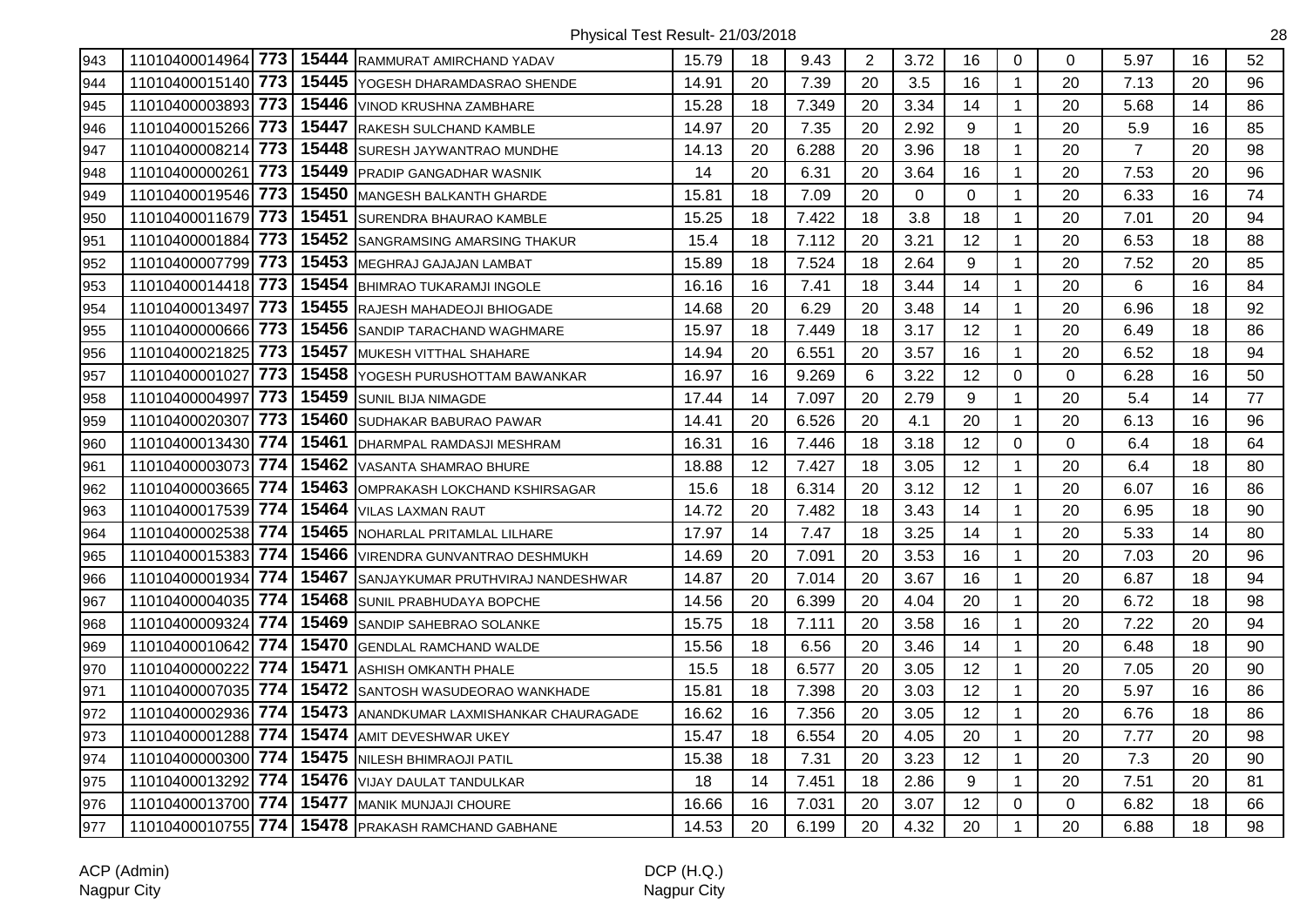Physical Test Result- 21/03/2018

| | | | | | | | | | | | | | | | | |
|---|---|---|---|---|---|---|---|---|---|---|---|---|---|---|---|---|
| 943 | 11010400014964 | 773 | 15444 | RAMMURAT AMIRCHAND YADAV | 15.79 | 18 | 9.43 | 2 | 3.72 | 16 | 0 | 0 | 5.97 | 16 | 52 |
| 944 | 11010400015140 | 773 | 15445 | YOGESH DHARAMDASRAO SHENDE | 14.91 | 20 | 7.39 | 20 | 3.5 | 16 | 1 | 20 | 7.13 | 20 | 96 |
| 945 | 11010400003893 | 773 | 15446 | VINOD KRUSHNA ZAMBHARE | 15.28 | 18 | 7.349 | 20 | 3.34 | 14 | 1 | 20 | 5.68 | 14 | 86 |
| 946 | 11010400015266 | 773 | 15447 | RAKESH SULCHAND KAMBLE | 14.97 | 20 | 7.35 | 20 | 2.92 | 9 | 1 | 20 | 5.9 | 16 | 85 |
| 947 | 11010400008214 | 773 | 15448 | SURESH JAYWANTRAO MUNDHE | 14.13 | 20 | 6.288 | 20 | 3.96 | 18 | 1 | 20 | 7 | 20 | 98 |
| 948 | 11010400000261 | 773 | 15449 | PRADIP GANGADHAR WASNIK | 14 | 20 | 6.31 | 20 | 3.64 | 16 | 1 | 20 | 7.53 | 20 | 96 |
| 949 | 11010400019546 | 773 | 15450 | MANGESH BALKANTH GHARDE | 15.81 | 18 | 7.09 | 20 | 0 | 0 | 1 | 20 | 6.33 | 16 | 74 |
| 950 | 11010400011679 | 773 | 15451 | SURENDRA BHAURAO KAMBLE | 15.25 | 18 | 7.422 | 18 | 3.8 | 18 | 1 | 20 | 7.01 | 20 | 94 |
| 951 | 11010400001884 | 773 | 15452 | SANGRAMSING AMARSING THAKUR | 15.4 | 18 | 7.112 | 20 | 3.21 | 12 | 1 | 20 | 6.53 | 18 | 88 |
| 952 | 11010400007799 | 773 | 15453 | MEGHRAJ GAJAJAN LAMBAT | 15.89 | 18 | 7.524 | 18 | 2.64 | 9 | 1 | 20 | 7.52 | 20 | 85 |
| 953 | 11010400014418 | 773 | 15454 | BHIMRAO TUKARAMJI INGOLE | 16.16 | 16 | 7.41 | 18 | 3.44 | 14 | 1 | 20 | 6 | 16 | 84 |
| 954 | 11010400013497 | 773 | 15455 | RAJESH MAHADEOJI BHIOGADE | 14.68 | 20 | 6.29 | 20 | 3.48 | 14 | 1 | 20 | 6.96 | 18 | 92 |
| 955 | 11010400000666 | 773 | 15456 | SANDIP TARACHAND WAGHMARE | 15.97 | 18 | 7.449 | 18 | 3.17 | 12 | 1 | 20 | 6.49 | 18 | 86 |
| 956 | 11010400021825 | 773 | 15457 | MUKESH VITTHAL SHAHARE | 14.94 | 20 | 6.551 | 20 | 3.57 | 16 | 1 | 20 | 6.52 | 18 | 94 |
| 957 | 11010400001027 | 773 | 15458 | YOGESH PURUSHOTTAM BAWANKAR | 16.97 | 16 | 9.269 | 6 | 3.22 | 12 | 0 | 0 | 6.28 | 16 | 50 |
| 958 | 11010400004997 | 773 | 15459 | SUNIL BIJA NIMAGDE | 17.44 | 14 | 7.097 | 20 | 2.79 | 9 | 1 | 20 | 5.4 | 14 | 77 |
| 959 | 11010400020307 | 773 | 15460 | SUDHAKAR BABURAO PAWAR | 14.41 | 20 | 6.526 | 20 | 4.1 | 20 | 1 | 20 | 6.13 | 16 | 96 |
| 960 | 11010400013430 | 774 | 15461 | DHARMPAL RAMDASJI MESHRAM | 16.31 | 16 | 7.446 | 18 | 3.18 | 12 | 0 | 0 | 6.4 | 18 | 64 |
| 961 | 11010400003073 | 774 | 15462 | VASANTA SHAMRAO BHURE | 18.88 | 12 | 7.427 | 18 | 3.05 | 12 | 1 | 20 | 6.4 | 18 | 80 |
| 962 | 11010400003665 | 774 | 15463 | OMPRAKASH LOKCHAND KSHIRSAGAR | 15.6 | 18 | 6.314 | 20 | 3.12 | 12 | 1 | 20 | 6.07 | 16 | 86 |
| 963 | 11010400017539 | 774 | 15464 | VILAS LAXMAN RAUT | 14.72 | 20 | 7.482 | 18 | 3.43 | 14 | 1 | 20 | 6.95 | 18 | 90 |
| 964 | 11010400002538 | 774 | 15465 | NOHARLAL PRITAMLAL LILHARE | 17.97 | 14 | 7.47 | 18 | 3.25 | 14 | 1 | 20 | 5.33 | 14 | 80 |
| 965 | 11010400015383 | 774 | 15466 | VIRENDRA GUNVANTRAO DESHMUKH | 14.69 | 20 | 7.091 | 20 | 3.53 | 16 | 1 | 20 | 7.03 | 20 | 96 |
| 966 | 11010400001934 | 774 | 15467 | SANJAYKUMAR PRUTHVIRAJ NANDESHWAR | 14.87 | 20 | 7.014 | 20 | 3.67 | 16 | 1 | 20 | 6.87 | 18 | 94 |
| 967 | 11010400004035 | 774 | 15468 | SUNIL PRABHUDAYA BOPCHE | 14.56 | 20 | 6.399 | 20 | 4.04 | 20 | 1 | 20 | 6.72 | 18 | 98 |
| 968 | 11010400009324 | 774 | 15469 | SANDIP SAHEBRAO SOLANKE | 15.75 | 18 | 7.111 | 20 | 3.58 | 16 | 1 | 20 | 7.22 | 20 | 94 |
| 969 | 11010400010642 | 774 | 15470 | GENDLAL RAMCHAND WALDE | 15.56 | 18 | 6.56 | 20 | 3.46 | 14 | 1 | 20 | 6.48 | 18 | 90 |
| 970 | 11010400000222 | 774 | 15471 | ASHISH OMKANTH PHALE | 15.5 | 18 | 6.577 | 20 | 3.05 | 12 | 1 | 20 | 7.05 | 20 | 90 |
| 971 | 11010400007035 | 774 | 15472 | SANTOSH WASUDEORAO WANKHADE | 15.81 | 18 | 7.398 | 20 | 3.03 | 12 | 1 | 20 | 5.97 | 16 | 86 |
| 972 | 11010400002936 | 774 | 15473 | ANANDKUMAR LAXMISHANKAR CHAURAGADE | 16.62 | 16 | 7.356 | 20 | 3.05 | 12 | 1 | 20 | 6.76 | 18 | 86 |
| 973 | 11010400001288 | 774 | 15474 | AMIT DEVESHWAR UKEY | 15.47 | 18 | 6.554 | 20 | 4.05 | 20 | 1 | 20 | 7.77 | 20 | 98 |
| 974 | 11010400000300 | 774 | 15475 | NILESH BHIMRAOJI PATIL | 15.38 | 18 | 7.31 | 20 | 3.23 | 12 | 1 | 20 | 7.3 | 20 | 90 |
| 975 | 11010400013292 | 774 | 15476 | VIJAY DAULAT TANDULKAR | 18 | 14 | 7.451 | 18 | 2.86 | 9 | 1 | 20 | 7.51 | 20 | 81 |
| 976 | 11010400013700 | 774 | 15477 | MANIK MUNJAJI CHOURE | 16.66 | 16 | 7.031 | 20 | 3.07 | 12 | 0 | 0 | 6.82 | 18 | 66 |
| 977 | 11010400010755 | 774 | 15478 | PRAKASH RAMCHAND GABHANE | 14.53 | 20 | 6.199 | 20 | 4.32 | 20 | 1 | 20 | 6.88 | 18 | 98 |

ACP (Admin)
Nagpur City

DCP (H.Q.)
Nagpur City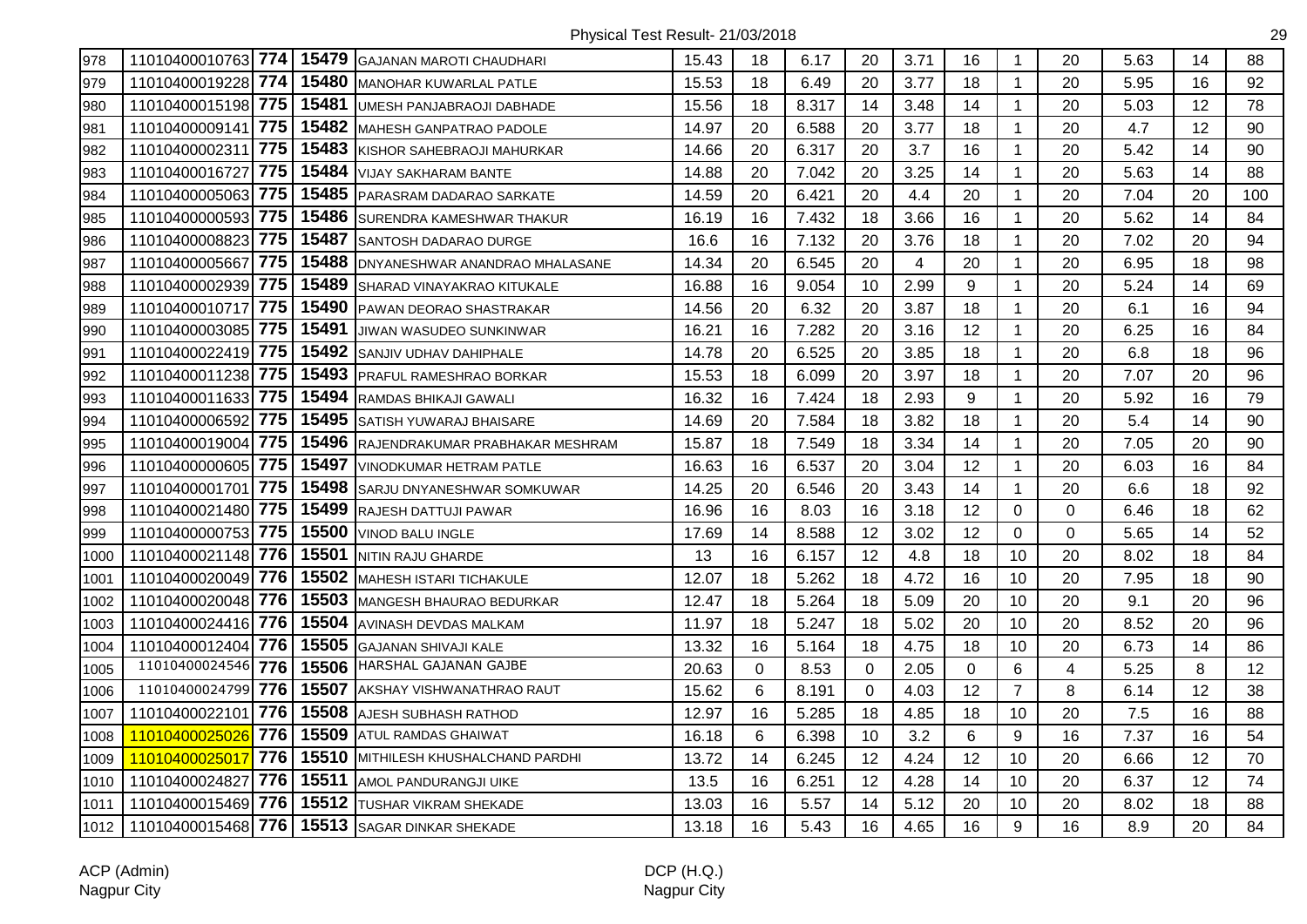Physical Test Result- 21/03/2018

| | | | | | | | | | | | | | | | | |
|---|---|---|---|---|---|---|---|---|---|---|---|---|---|---|---|---|
| 978 | 11010400010763 | 774 | 15479 | GAJANAN MAROTI CHAUDHARI | 15.43 | 18 | 6.17 | 20 | 3.71 | 16 | 1 | 20 | 5.63 | 14 | 88 |
| 979 | 11010400019228 | 774 | 15480 | MANOHAR KUWARLAL PATLE | 15.53 | 18 | 6.49 | 20 | 3.77 | 18 | 1 | 20 | 5.95 | 16 | 92 |
| 980 | 11010400015198 | 775 | 15481 | UMESH PANJABRAOJI DABHADE | 15.56 | 18 | 8.317 | 14 | 3.48 | 14 | 1 | 20 | 5.03 | 12 | 78 |
| 981 | 11010400009141 | 775 | 15482 | MAHESH GANPATRAO PADOLE | 14.97 | 20 | 6.588 | 20 | 3.77 | 18 | 1 | 20 | 4.7 | 12 | 90 |
| 982 | 11010400002311 | 775 | 15483 | KISHOR SAHEBRAOJI MAHURKAR | 14.66 | 20 | 6.317 | 20 | 3.7 | 16 | 1 | 20 | 5.42 | 14 | 90 |
| 983 | 11010400016727 | 775 | 15484 | VIJAY SAKHARAM BANTE | 14.88 | 20 | 7.042 | 20 | 3.25 | 14 | 1 | 20 | 5.63 | 14 | 88 |
| 984 | 11010400005063 | 775 | 15485 | PARASRAM DADARAO SARKATE | 14.59 | 20 | 6.421 | 20 | 4.4 | 20 | 1 | 20 | 7.04 | 20 | 100 |
| 985 | 11010400000593 | 775 | 15486 | SURENDRA KAMESHWAR THAKUR | 16.19 | 16 | 7.432 | 18 | 3.66 | 16 | 1 | 20 | 5.62 | 14 | 84 |
| 986 | 11010400008823 | 775 | 15487 | SANTOSH DADARAO DURGE | 16.6 | 16 | 7.132 | 20 | 3.76 | 18 | 1 | 20 | 7.02 | 20 | 94 |
| 987 | 11010400005667 | 775 | 15488 | DNYANESHWAR ANANDRAO MHALASANE | 14.34 | 20 | 6.545 | 20 | 4 | 20 | 1 | 20 | 6.95 | 18 | 98 |
| 988 | 11010400002939 | 775 | 15489 | SHARAD VINAYAKRAO KITUKALE | 16.88 | 16 | 9.054 | 10 | 2.99 | 9 | 1 | 20 | 5.24 | 14 | 69 |
| 989 | 11010400010717 | 775 | 15490 | PAWAN DEORAO SHASTRAKAR | 14.56 | 20 | 6.32 | 20 | 3.87 | 18 | 1 | 20 | 6.1 | 16 | 94 |
| 990 | 11010400003085 | 775 | 15491 | JIWAN WASUDEO SUNKINWAR | 16.21 | 16 | 7.282 | 20 | 3.16 | 12 | 1 | 20 | 6.25 | 16 | 84 |
| 991 | 11010400022419 | 775 | 15492 | SANJIV UDHAV DAHIPHALE | 14.78 | 20 | 6.525 | 20 | 3.85 | 18 | 1 | 20 | 6.8 | 18 | 96 |
| 992 | 11010400011238 | 775 | 15493 | PRAFUL RAMESHRAO BORKAR | 15.53 | 18 | 6.099 | 20 | 3.97 | 18 | 1 | 20 | 7.07 | 20 | 96 |
| 993 | 11010400011633 | 775 | 15494 | RAMDAS BHIKAJI GAWALI | 16.32 | 16 | 7.424 | 18 | 2.93 | 9 | 1 | 20 | 5.92 | 16 | 79 |
| 994 | 11010400006592 | 775 | 15495 | SATISH YUWARAJ BHAISARE | 14.69 | 20 | 7.584 | 18 | 3.82 | 18 | 1 | 20 | 5.4 | 14 | 90 |
| 995 | 11010400019004 | 775 | 15496 | RAJENDRAKUMAR PRABHAKAR MESHRAM | 15.87 | 18 | 7.549 | 18 | 3.34 | 14 | 1 | 20 | 7.05 | 20 | 90 |
| 996 | 11010400000605 | 775 | 15497 | VINODKUMAR HETRAM PATLE | 16.63 | 16 | 6.537 | 20 | 3.04 | 12 | 1 | 20 | 6.03 | 16 | 84 |
| 997 | 11010400001701 | 775 | 15498 | SARJU DNYANESHWAR SOMKUWAR | 14.25 | 20 | 6.546 | 20 | 3.43 | 14 | 1 | 20 | 6.6 | 18 | 92 |
| 998 | 11010400021480 | 775 | 15499 | RAJESH DATTUJI PAWAR | 16.96 | 16 | 8.03 | 16 | 3.18 | 12 | 0 | 0 | 6.46 | 18 | 62 |
| 999 | 11010400000753 | 775 | 15500 | VINOD BALU INGLE | 17.69 | 14 | 8.588 | 12 | 3.02 | 12 | 0 | 0 | 5.65 | 14 | 52 |
| 1000 | 11010400021148 | 776 | 15501 | NITIN RAJU GHARDE | 13 | 16 | 6.157 | 12 | 4.8 | 18 | 10 | 20 | 8.02 | 18 | 84 |
| 1001 | 11010400020049 | 776 | 15502 | MAHESH ISTARI TICHAKULE | 12.07 | 18 | 5.262 | 18 | 4.72 | 16 | 10 | 20 | 7.95 | 18 | 90 |
| 1002 | 11010400020048 | 776 | 15503 | MANGESH BHAURAO BEDURKAR | 12.47 | 18 | 5.264 | 18 | 5.09 | 20 | 10 | 20 | 9.1 | 20 | 96 |
| 1003 | 11010400024416 | 776 | 15504 | AVINASH DEVDAS MALKAM | 11.97 | 18 | 5.247 | 18 | 5.02 | 20 | 10 | 20 | 8.52 | 20 | 96 |
| 1004 | 11010400012404 | 776 | 15505 | GAJANAN SHIVAJI KALE | 13.32 | 16 | 5.164 | 18 | 4.75 | 18 | 10 | 20 | 6.73 | 14 | 86 |
| 1005 | 11010400024546 | 776 | 15506 | HARSHAL GAJANAN GAJBE | 20.63 | 0 | 8.53 | 0 | 2.05 | 0 | 6 | 4 | 5.25 | 8 | 12 |
| 1006 | 11010400024799 | 776 | 15507 | AKSHAY VISHWANATHRAO RAUT | 15.62 | 6 | 8.191 | 0 | 4.03 | 12 | 7 | 8 | 6.14 | 12 | 38 |
| 1007 | 11010400022101 | 776 | 15508 | AJESH SUBHASH RATHOD | 12.97 | 16 | 5.285 | 18 | 4.85 | 18 | 10 | 20 | 7.5 | 16 | 88 |
| 1008 | 11010400025026 | 776 | 15509 | ATUL RAMDAS GHAIWAT | 16.18 | 6 | 6.398 | 10 | 3.2 | 6 | 9 | 16 | 7.37 | 16 | 54 |
| 1009 | 11010400025017 | 776 | 15510 | MITHILESH KHUSHALCHAND PARDHI | 13.72 | 14 | 6.245 | 12 | 4.24 | 12 | 10 | 20 | 6.66 | 12 | 70 |
| 1010 | 11010400024827 | 776 | 15511 | AMOL PANDURANGJI UIKE | 13.5 | 16 | 6.251 | 12 | 4.28 | 14 | 10 | 20 | 6.37 | 12 | 74 |
| 1011 | 11010400015469 | 776 | 15512 | TUSHAR VIKRAM SHEKADE | 13.03 | 16 | 5.57 | 14 | 5.12 | 20 | 10 | 20 | 8.02 | 18 | 88 |
| 1012 | 11010400015468 | 776 | 15513 | SAGAR DINKAR SHEKADE | 13.18 | 16 | 5.43 | 16 | 4.65 | 16 | 9 | 16 | 8.9 | 20 | 84 |

ACP (Admin)
Nagpur City

DCP (H.Q.)
Nagpur City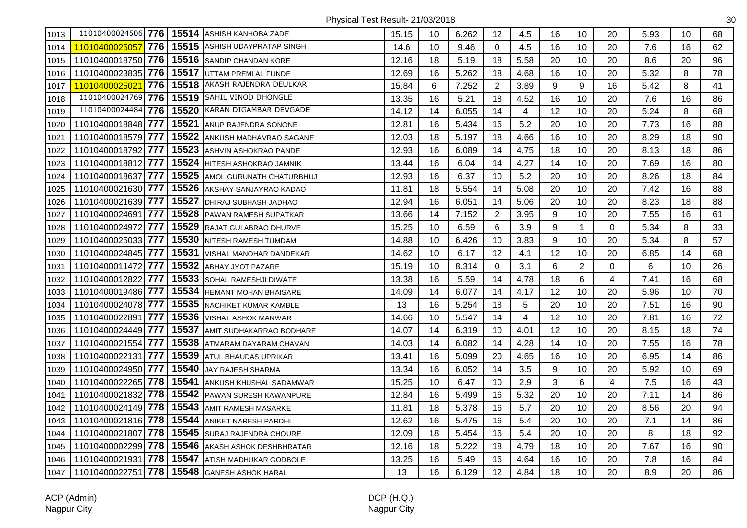Physical Test Result- 21/03/2018

| | | | | | | | | | | | | | | | | |
|---|---|---|---|---|---|---|---|---|---|---|---|---|---|---|---|---|
| 1013 | 11010400024506 | 776 | 15514 | ASHISH KANHOBA ZADE | 15.15 | 10 | 6.262 | 12 | 4.5 | 16 | 10 | 20 | 5.93 | 10 | 68 |
| 1014 | 11010400025057 | 776 | 15515 | ASHISH UDAYPRATAP SINGH | 14.6 | 10 | 9.46 | 0 | 4.5 | 16 | 10 | 20 | 7.6 | 16 | 62 |
| 1015 | 11010400018750 | 776 | 15516 | SANDIP CHANDAN KORE | 12.16 | 18 | 5.19 | 18 | 5.58 | 20 | 10 | 20 | 8.6 | 20 | 96 |
| 1016 | 11010400023835 | 776 | 15517 | UTTAM PREMLAL FUNDE | 12.69 | 16 | 5.262 | 18 | 4.68 | 16 | 10 | 20 | 5.32 | 8 | 78 |
| 1017 | 11010400025021 | 776 | 15518 | AKASH RAJENDRA DEULKAR | 15.84 | 6 | 7.252 | 2 | 3.89 | 9 | 9 | 16 | 5.42 | 8 | 41 |
| 1018 | 11010400024769 | 776 | 15519 | SAHIL VINOD DHONGLE | 13.35 | 16 | 5.21 | 18 | 4.52 | 16 | 10 | 20 | 7.6 | 16 | 86 |
| 1019 | 11010400024484 | 776 | 15520 | KARAN DIGAMBAR DEVGADE | 14.12 | 14 | 6.055 | 14 | 4 | 12 | 10 | 20 | 5.24 | 8 | 68 |
| 1020 | 11010400018848 | 777 | 15521 | ANUP RAJENDRA SONONE | 12.81 | 16 | 5.434 | 16 | 5.2 | 20 | 10 | 20 | 7.73 | 16 | 88 |
| 1021 | 11010400018579 | 777 | 15522 | ANKUSH MADHAVRAO SAGANE | 12.03 | 18 | 5.197 | 18 | 4.66 | 16 | 10 | 20 | 8.29 | 18 | 90 |
| 1022 | 11010400018792 | 777 | 15523 | ASHVIN ASHOKRAO PANDE | 12.93 | 16 | 6.089 | 14 | 4.75 | 18 | 10 | 20 | 8.13 | 18 | 86 |
| 1023 | 11010400018812 | 777 | 15524 | HITESH ASHOKRAO JAMNIK | 13.44 | 16 | 6.04 | 14 | 4.27 | 14 | 10 | 20 | 7.69 | 16 | 80 |
| 1024 | 11010400018637 | 777 | 15525 | AMOL GURUNATH CHATURBHUJ | 12.93 | 16 | 6.37 | 10 | 5.2 | 20 | 10 | 20 | 8.26 | 18 | 84 |
| 1025 | 11010400021630 | 777 | 15526 | AKSHAY SANJAYRAO KADAO | 11.81 | 18 | 5.554 | 14 | 5.08 | 20 | 10 | 20 | 7.42 | 16 | 88 |
| 1026 | 11010400021639 | 777 | 15527 | DHIRAJ SUBHASH JADHAO | 12.94 | 16 | 6.051 | 14 | 5.06 | 20 | 10 | 20 | 8.23 | 18 | 88 |
| 1027 | 11010400024691 | 777 | 15528 | PAWAN RAMESH SUPATKAR | 13.66 | 14 | 7.152 | 2 | 3.95 | 9 | 10 | 20 | 7.55 | 16 | 61 |
| 1028 | 11010400024972 | 777 | 15529 | RAJAT GULABRAO DHURVE | 15.25 | 10 | 6.59 | 6 | 3.9 | 9 | 1 | 0 | 5.34 | 8 | 33 |
| 1029 | 11010400025033 | 777 | 15530 | NITESH RAMESH TUMDAM | 14.88 | 10 | 6.426 | 10 | 3.83 | 9 | 10 | 20 | 5.34 | 8 | 57 |
| 1030 | 11010400024845 | 777 | 15531 | VISHAL MANOHAR DANDEKAR | 14.62 | 10 | 6.17 | 12 | 4.1 | 12 | 10 | 20 | 6.85 | 14 | 68 |
| 1031 | 11010400011472 | 777 | 15532 | ABHAY JYOT PAZARE | 15.19 | 10 | 8.314 | 0 | 3.1 | 6 | 2 | 0 | 6 | 10 | 26 |
| 1032 | 11010400012822 | 777 | 15533 | SOHAL RAMESHJI DIWATE | 13.38 | 16 | 5.59 | 14 | 4.78 | 18 | 6 | 4 | 7.41 | 16 | 68 |
| 1033 | 11010400019486 | 777 | 15534 | HEMANT MOHAN BHAISARE | 14.09 | 14 | 6.077 | 14 | 4.17 | 12 | 10 | 20 | 5.96 | 10 | 70 |
| 1034 | 11010400024078 | 777 | 15535 | NACHIKET KUMAR KAMBLE | 13 | 16 | 5.254 | 18 | 5 | 20 | 10 | 20 | 7.51 | 16 | 90 |
| 1035 | 11010400022891 | 777 | 15536 | VISHAL ASHOK MANWAR | 14.66 | 10 | 5.547 | 14 | 4 | 12 | 10 | 20 | 7.81 | 16 | 72 |
| 1036 | 11010400024449 | 777 | 15537 | AMIT SUDHAKARRAO BODHARE | 14.07 | 14 | 6.319 | 10 | 4.01 | 12 | 10 | 20 | 8.15 | 18 | 74 |
| 1037 | 11010400021554 | 777 | 15538 | ATMARAM DAYARAM CHAVAN | 14.03 | 14 | 6.082 | 14 | 4.28 | 14 | 10 | 20 | 7.55 | 16 | 78 |
| 1038 | 11010400022131 | 777 | 15539 | ATUL BHAUDAS UPRIKAR | 13.41 | 16 | 5.099 | 20 | 4.65 | 16 | 10 | 20 | 6.95 | 14 | 86 |
| 1039 | 11010400024950 | 777 | 15540 | JAY RAJESH SHARMA | 13.34 | 16 | 6.052 | 14 | 3.5 | 9 | 10 | 20 | 5.92 | 10 | 69 |
| 1040 | 11010400022265 | 778 | 15541 | ANKUSH KHUSHAL SADAMWAR | 15.25 | 10 | 6.47 | 10 | 2.9 | 3 | 6 | 4 | 7.5 | 16 | 43 |
| 1041 | 11010400021832 | 778 | 15542 | PAWAN SURESH KAWANPURE | 12.84 | 16 | 5.499 | 16 | 5.32 | 20 | 10 | 20 | 7.11 | 14 | 86 |
| 1042 | 11010400024149 | 778 | 15543 | AMIT RAMESH MASARKE | 11.81 | 18 | 5.378 | 16 | 5.7 | 20 | 10 | 20 | 8.56 | 20 | 94 |
| 1043 | 11010400021816 | 778 | 15544 | ANIKET NARESH PARDHI | 12.62 | 16 | 5.475 | 16 | 5.4 | 20 | 10 | 20 | 7.1 | 14 | 86 |
| 1044 | 11010400021807 | 778 | 15545 | SURAJ RAJENDRA CHOURE | 12.09 | 18 | 5.454 | 16 | 5.4 | 20 | 10 | 20 | 8 | 18 | 92 |
| 1045 | 11010400002299 | 778 | 15546 | AKASH ASHOK DESHBHRATAR | 12.16 | 18 | 5.222 | 18 | 4.79 | 18 | 10 | 20 | 7.67 | 16 | 90 |
| 1046 | 11010400021931 | 778 | 15547 | ATISH MADHUKAR GODBOLE | 13.25 | 16 | 5.49 | 16 | 4.64 | 16 | 10 | 20 | 7.8 | 16 | 84 |
| 1047 | 11010400022751 | 778 | 15548 | GANESH ASHOK HARAL | 13 | 16 | 6.129 | 12 | 4.84 | 18 | 10 | 20 | 8.9 | 20 | 86 |

ACP (Admin)
Nagpur City

DCP (H.Q.)
Nagpur City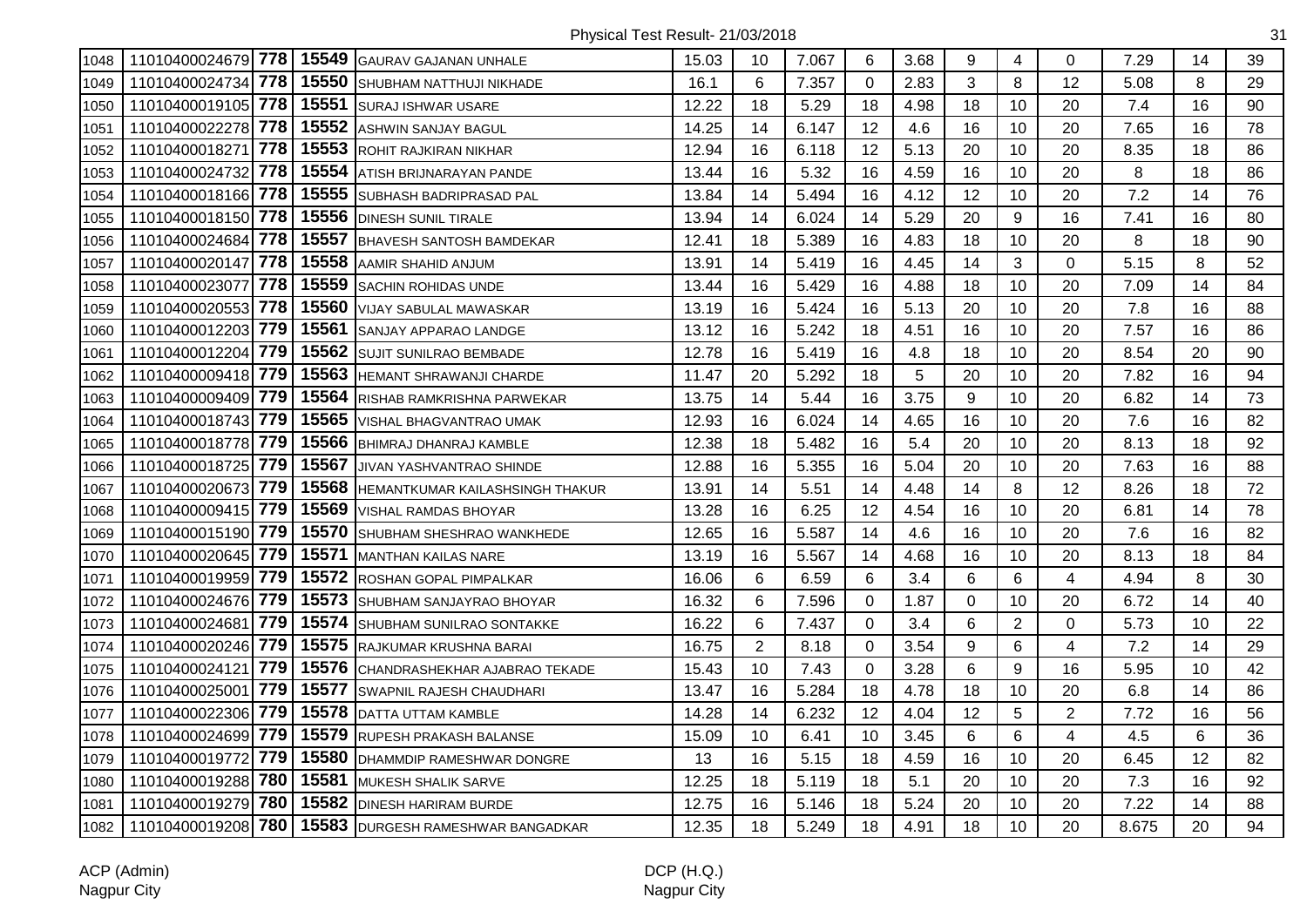Physical Test Result- 21/03/2018

| | | | | | | | | | | | | | | | |
|---|---|---|---|---|---|---|---|---|---|---|---|---|---|---|---|
| 1048 | 11010400024679 | **778** | **15549** | GAURAV GAJANAN UNHALE | 15.03 | 10 | 7.067 | 6 | 3.68 | 9 | 4 | 0 | 7.29 | 14 | 39 |
| 1049 | 11010400024734 | **778** | **15550** | SHUBHAM NATTHUJI NIKHADE | 16.1 | 6 | 7.357 | 0 | 2.83 | 3 | 8 | 12 | 5.08 | 8 | 29 |
| 1050 | 11010400019105 | **778** | **15551** | SURAJ ISHWAR USARE | 12.22 | 18 | 5.29 | 18 | 4.98 | 18 | 10 | 20 | 7.4 | 16 | 90 |
| 1051 | 11010400022278 | **778** | **15552** | ASHWIN SANJAY BAGUL | 14.25 | 14 | 6.147 | 12 | 4.6 | 16 | 10 | 20 | 7.65 | 16 | 78 |
| 1052 | 11010400018271 | **778** | **15553** | ROHIT RAJKIRAN NIKHAR | 12.94 | 16 | 6.118 | 12 | 5.13 | 20 | 10 | 20 | 8.35 | 18 | 86 |
| 1053 | 11010400024732 | **778** | **15554** | ATISH BRIJNARAYAN PANDE | 13.44 | 16 | 5.32 | 16 | 4.59 | 16 | 10 | 20 | 8 | 18 | 86 |
| 1054 | 11010400018166 | **778** | **15555** | SUBHASH BADRIPRASAD PAL | 13.84 | 14 | 5.494 | 16 | 4.12 | 12 | 10 | 20 | 7.2 | 14 | 76 |
| 1055 | 11010400018150 | **778** | **15556** | DINESH SUNIL TIRALE | 13.94 | 14 | 6.024 | 14 | 5.29 | 20 | 9 | 16 | 7.41 | 16 | 80 |
| 1056 | 11010400024684 | **778** | **15557** | BHAVESH SANTOSH BAMDEKAR | 12.41 | 18 | 5.389 | 16 | 4.83 | 18 | 10 | 20 | 8 | 18 | 90 |
| 1057 | 11010400020147 | **778** | **15558** | AAMIR SHAHID ANJUM | 13.91 | 14 | 5.419 | 16 | 4.45 | 14 | 3 | 0 | 5.15 | 8 | 52 |
| 1058 | 11010400023077 | **778** | **15559** | SACHIN ROHIDAS UNDE | 13.44 | 16 | 5.429 | 16 | 4.88 | 18 | 10 | 20 | 7.09 | 14 | 84 |
| 1059 | 11010400020553 | **778** | **15560** | VIJAY SABULAL MAWASKAR | 13.19 | 16 | 5.424 | 16 | 5.13 | 20 | 10 | 20 | 7.8 | 16 | 88 |
| 1060 | 11010400012203 | **779** | **15561** | SANJAY APPARAO LANDGE | 13.12 | 16 | 5.242 | 18 | 4.51 | 16 | 10 | 20 | 7.57 | 16 | 86 |
| 1061 | 11010400012204 | **779** | **15562** | SUJIT SUNILRAO BEMBADE | 12.78 | 16 | 5.419 | 16 | 4.8 | 18 | 10 | 20 | 8.54 | 20 | 90 |
| 1062 | 11010400009418 | **779** | **15563** | HEMANT SHRAWANJI CHARDE | 11.47 | 20 | 5.292 | 18 | 5 | 20 | 10 | 20 | 7.82 | 16 | 94 |
| 1063 | 11010400009409 | **779** | **15564** | RISHAB RAMKRISHNA PARWEKAR | 13.75 | 14 | 5.44 | 16 | 3.75 | 9 | 10 | 20 | 6.82 | 14 | 73 |
| 1064 | 11010400018743 | **779** | **15565** | VISHAL BHAGVANTRAO UMAK | 12.93 | 16 | 6.024 | 14 | 4.65 | 16 | 10 | 20 | 7.6 | 16 | 82 |
| 1065 | 11010400018778 | **779** | **15566** | BHIMRAJ DHANRAJ KAMBLE | 12.38 | 18 | 5.482 | 16 | 5.4 | 20 | 10 | 20 | 8.13 | 18 | 92 |
| 1066 | 11010400018725 | **779** | **15567** | JIVAN YASHVANTRAO SHINDE | 12.88 | 16 | 5.355 | 16 | 5.04 | 20 | 10 | 20 | 7.63 | 16 | 88 |
| 1067 | 11010400020673 | **779** | **15568** | HEMANTKUMAR KAILASHSINGH THAKUR | 13.91 | 14 | 5.51 | 14 | 4.48 | 14 | 8 | 12 | 8.26 | 18 | 72 |
| 1068 | 11010400009415 | **779** | **15569** | VISHAL RAMDAS BHOYAR | 13.28 | 16 | 6.25 | 12 | 4.54 | 16 | 10 | 20 | 6.81 | 14 | 78 |
| 1069 | 11010400015190 | **779** | **15570** | SHUBHAM SHESHRAO WANKHEDE | 12.65 | 16 | 5.587 | 14 | 4.6 | 16 | 10 | 20 | 7.6 | 16 | 82 |
| 1070 | 11010400020645 | **779** | **15571** | MANTHAN KAILAS NARE | 13.19 | 16 | 5.567 | 14 | 4.68 | 16 | 10 | 20 | 8.13 | 18 | 84 |
| 1071 | 11010400019959 | **779** | **15572** | ROSHAN GOPAL PIMPALKAR | 16.06 | 6 | 6.59 | 6 | 3.4 | 6 | 6 | 4 | 4.94 | 8 | 30 |
| 1072 | 11010400024676 | **779** | **15573** | SHUBHAM SANJAYRAO BHOYAR | 16.32 | 6 | 7.596 | 0 | 1.87 | 0 | 10 | 20 | 6.72 | 14 | 40 |
| 1073 | 11010400024681 | **779** | **15574** | SHUBHAM SUNILRAO SONTAKKE | 16.22 | 6 | 7.437 | 0 | 3.4 | 6 | 2 | 0 | 5.73 | 10 | 22 |
| 1074 | 11010400020246 | **779** | **15575** | RAJKUMAR KRUSHNA BARAI | 16.75 | 2 | 8.18 | 0 | 3.54 | 9 | 6 | 4 | 7.2 | 14 | 29 |
| 1075 | 11010400024121 | **779** | **15576** | CHANDRASHEKHAR AJABRAO TEKADE | 15.43 | 10 | 7.43 | 0 | 3.28 | 6 | 9 | 16 | 5.95 | 10 | 42 |
| 1076 | 11010400025001 | **779** | **15577** | SWAPNIL RAJESH CHAUDHARI | 13.47 | 16 | 5.284 | 18 | 4.78 | 18 | 10 | 20 | 6.8 | 14 | 86 |
| 1077 | 11010400022306 | **779** | **15578** | DATTA UTTAM KAMBLE | 14.28 | 14 | 6.232 | 12 | 4.04 | 12 | 5 | 2 | 7.72 | 16 | 56 |
| 1078 | 11010400024699 | **779** | **15579** | RUPESH PRAKASH BALANSE | 15.09 | 10 | 6.41 | 10 | 3.45 | 6 | 6 | 4 | 4.5 | 6 | 36 |
| 1079 | 11010400019772 | **779** | **15580** | DHAMMDIP RAMESHWAR DONGRE | 13 | 16 | 5.15 | 18 | 4.59 | 16 | 10 | 20 | 6.45 | 12 | 82 |
| 1080 | 11010400019288 | **780** | **15581** | MUKESH SHALIK SARVE | 12.25 | 18 | 5.119 | 18 | 5.1 | 20 | 10 | 20 | 7.3 | 16 | 92 |
| 1081 | 11010400019279 | **780** | **15582** | DINESH HARIRAM BURDE | 12.75 | 16 | 5.146 | 18 | 5.24 | 20 | 10 | 20 | 7.22 | 14 | 88 |
| 1082 | 11010400019208 | **780** | **15583** | DURGESH RAMESHWAR BANGADKAR | 12.35 | 18 | 5.249 | 18 | 4.91 | 18 | 10 | 20 | 8.675 | 20 | 94 |

ACP (Admin)
Nagpur City

DCP (H.Q.)
Nagpur City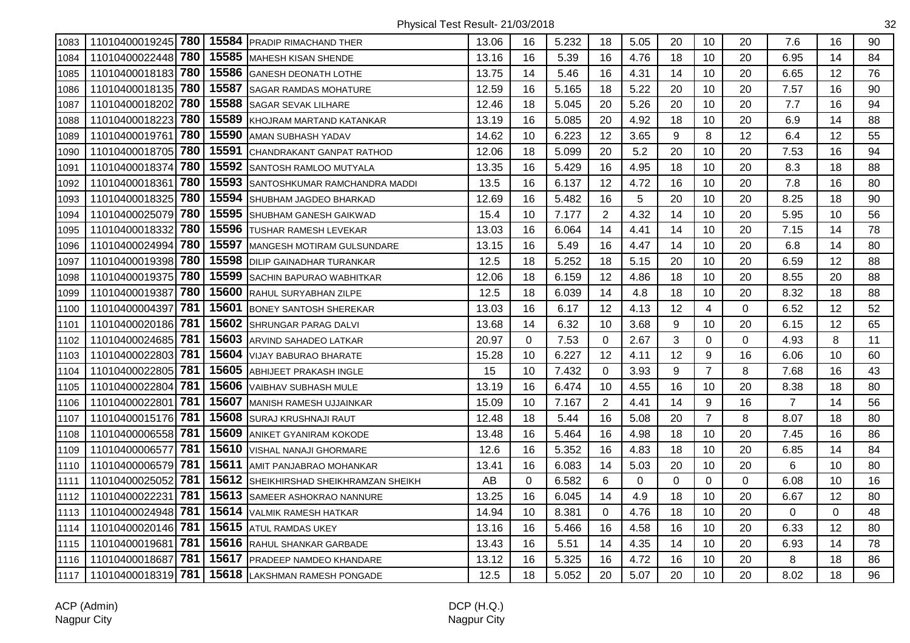Physical Test Result- 21/03/2018

| | | | | | | | | | | | | | | | |
|---|---|---|---|---|---|---|---|---|---|---|---|---|---|---|---|
| 1083 | 11010400019245 | 780 | 15584 | PRADIP RIMACHAND THER | 13.06 | 16 | 5.232 | 18 | 5.05 | 20 | 10 | 20 | 7.6 | 16 | 90 |
| 1084 | 11010400022448 | 780 | 15585 | MAHESH KISAN SHENDE | 13.16 | 16 | 5.39 | 16 | 4.76 | 18 | 10 | 20 | 6.95 | 14 | 84 |
| 1085 | 11010400018183 | 780 | 15586 | GANESH DEONATH LOTHE | 13.75 | 14 | 5.46 | 16 | 4.31 | 14 | 10 | 20 | 6.65 | 12 | 76 |
| 1086 | 11010400018135 | 780 | 15587 | SAGAR RAMDAS MOHATURE | 12.59 | 16 | 5.165 | 18 | 5.22 | 20 | 10 | 20 | 7.57 | 16 | 90 |
| 1087 | 11010400018202 | 780 | 15588 | SAGAR SEVAK LILHARE | 12.46 | 18 | 5.045 | 20 | 5.26 | 20 | 10 | 20 | 7.7 | 16 | 94 |
| 1088 | 11010400018223 | 780 | 15589 | KHOJRAM MARTAND KATANKAR | 13.19 | 16 | 5.085 | 20 | 4.92 | 18 | 10 | 20 | 6.9 | 14 | 88 |
| 1089 | 11010400019761 | 780 | 15590 | AMAN SUBHASH YADAV | 14.62 | 10 | 6.223 | 12 | 3.65 | 9 | 8 | 12 | 6.4 | 12 | 55 |
| 1090 | 11010400018705 | 780 | 15591 | CHANDRAKANT GANPAT RATHOD | 12.06 | 18 | 5.099 | 20 | 5.2 | 20 | 10 | 20 | 7.53 | 16 | 94 |
| 1091 | 11010400018374 | 780 | 15592 | SANTOSH RAMLOO MUTYALA | 13.35 | 16 | 5.429 | 16 | 4.95 | 18 | 10 | 20 | 8.3 | 18 | 88 |
| 1092 | 11010400018361 | 780 | 15593 | SANTOSHKUMAR RAMCHANDRA MADDI | 13.5 | 16 | 6.137 | 12 | 4.72 | 16 | 10 | 20 | 7.8 | 16 | 80 |
| 1093 | 11010400018325 | 780 | 15594 | SHUBHAM JAGDEO BHARKAD | 12.69 | 16 | 5.482 | 16 | 5 | 20 | 10 | 20 | 8.25 | 18 | 90 |
| 1094 | 11010400025079 | 780 | 15595 | SHUBHAM GANESH GAIKWAD | 15.4 | 10 | 7.177 | 2 | 4.32 | 14 | 10 | 20 | 5.95 | 10 | 56 |
| 1095 | 11010400018332 | 780 | 15596 | TUSHAR RAMESH LEVEKAR | 13.03 | 16 | 6.064 | 14 | 4.41 | 14 | 10 | 20 | 7.15 | 14 | 78 |
| 1096 | 11010400024994 | 780 | 15597 | MANGESH MOTIRAM GULSUNDARE | 13.15 | 16 | 5.49 | 16 | 4.47 | 14 | 10 | 20 | 6.8 | 14 | 80 |
| 1097 | 11010400019398 | 780 | 15598 | DILIP GAINADHAR TURANKAR | 12.5 | 18 | 5.252 | 18 | 5.15 | 20 | 10 | 20 | 6.59 | 12 | 88 |
| 1098 | 11010400019375 | 780 | 15599 | SACHIN BAPURAO WABHITKAR | 12.06 | 18 | 6.159 | 12 | 4.86 | 18 | 10 | 20 | 8.55 | 20 | 88 |
| 1099 | 11010400019387 | 780 | 15600 | RAHUL SURYABHAN ZILPE | 12.5 | 18 | 6.039 | 14 | 4.8 | 18 | 10 | 20 | 8.32 | 18 | 88 |
| 1100 | 11010400004397 | 781 | 15601 | BONEY SANTOSH SHEREKAR | 13.03 | 16 | 6.17 | 12 | 4.13 | 12 | 4 | 0 | 6.52 | 12 | 52 |
| 1101 | 11010400020186 | 781 | 15602 | SHRUNGAR PARAG DALVI | 13.68 | 14 | 6.32 | 10 | 3.68 | 9 | 10 | 20 | 6.15 | 12 | 65 |
| 1102 | 11010400024685 | 781 | 15603 | ARVIND SAHADEO LATKAR | 20.97 | 0 | 7.53 | 0 | 2.67 | 3 | 0 | 0 | 4.93 | 8 | 11 |
| 1103 | 11010400022803 | 781 | 15604 | VIJAY BABURAO BHARATE | 15.28 | 10 | 6.227 | 12 | 4.11 | 12 | 9 | 16 | 6.06 | 10 | 60 |
| 1104 | 11010400022805 | 781 | 15605 | ABHIJEET PRAKASH INGLE | 15 | 10 | 7.432 | 0 | 3.93 | 9 | 7 | 8 | 7.68 | 16 | 43 |
| 1105 | 11010400022804 | 781 | 15606 | VAIBHAV SUBHASH MULE | 13.19 | 16 | 6.474 | 10 | 4.55 | 16 | 10 | 20 | 8.38 | 18 | 80 |
| 1106 | 11010400022801 | 781 | 15607 | MANISH RAMESH UJJAINKAR | 15.09 | 10 | 7.167 | 2 | 4.41 | 14 | 9 | 16 | 7 | 14 | 56 |
| 1107 | 11010400015176 | 781 | 15608 | SURAJ KRUSHNAJI RAUT | 12.48 | 18 | 5.44 | 16 | 5.08 | 20 | 7 | 8 | 8.07 | 18 | 80 |
| 1108 | 11010400006558 | 781 | 15609 | ANIKET GYANIRAM KOKODE | 13.48 | 16 | 5.464 | 16 | 4.98 | 18 | 10 | 20 | 7.45 | 16 | 86 |
| 1109 | 11010400006577 | 781 | 15610 | VISHAL NANAJI GHORMARE | 12.6 | 16 | 5.352 | 16 | 4.83 | 18 | 10 | 20 | 6.85 | 14 | 84 |
| 1110 | 11010400006579 | 781 | 15611 | AMIT PANJABRAO MOHANKAR | 13.41 | 16 | 6.083 | 14 | 5.03 | 20 | 10 | 20 | 6 | 10 | 80 |
| 1111 | 11010400025052 | 781 | 15612 | SHEIKHIRSHAD SHEIKHRAMZAN SHEIKH | AB | 0 | 6.582 | 6 | 0 | 0 | 0 | 0 | 6.08 | 10 | 16 |
| 1112 | 11010400022231 | 781 | 15613 | SAMEER ASHOKRAO NANNURE | 13.25 | 16 | 6.045 | 14 | 4.9 | 18 | 10 | 20 | 6.67 | 12 | 80 |
| 1113 | 11010400024948 | 781 | 15614 | VALMIK RAMESH HATKAR | 14.94 | 10 | 8.381 | 0 | 4.76 | 18 | 10 | 20 | 0 | 0 | 48 |
| 1114 | 11010400020146 | 781 | 15615 | ATUL RAMDAS UKEY | 13.16 | 16 | 5.466 | 16 | 4.58 | 16 | 10 | 20 | 6.33 | 12 | 80 |
| 1115 | 11010400019681 | 781 | 15616 | RAHUL SHANKAR GARBADE | 13.43 | 16 | 5.51 | 14 | 4.35 | 14 | 10 | 20 | 6.93 | 14 | 78 |
| 1116 | 11010400018687 | 781 | 15617 | PRADEEP NAMDEO KHANDARE | 13.12 | 16 | 5.325 | 16 | 4.72 | 16 | 10 | 20 | 8 | 18 | 86 |
| 1117 | 11010400018319 | 781 | 15618 | LAKSHMAN RAMESH PONGADE | 12.5 | 18 | 5.052 | 20 | 5.07 | 20 | 10 | 20 | 8.02 | 18 | 96 |

ACP (Admin)
Nagpur City

DCP (H.Q.)
Nagpur City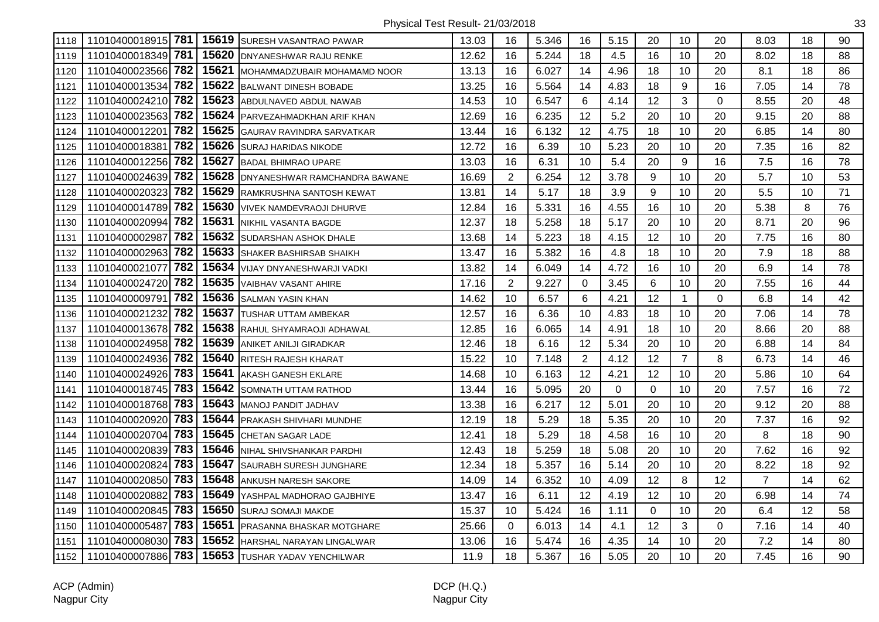Physical Test Result- 21/03/2018

| | | | | | | | | | | | | | | | |
|---|---|---|---|---|---|---|---|---|---|---|---|---|---|---|---|
| 1118 | 11010400018915 | 781 | 15619 | SURESH VASANTRAO PAWAR | 13.03 | 16 | 5.346 | 16 | 5.15 | 20 | 10 | 20 | 8.03 | 18 | 90 |
| 1119 | 11010400018349 | 781 | 15620 | DNYANESHWAR RAJU RENKE | 12.62 | 16 | 5.244 | 18 | 4.5 | 16 | 10 | 20 | 8.02 | 18 | 88 |
| 1120 | 11010400023566 | 782 | 15621 | MOHAMMADZUBAIR MOHAMAMD NOOR | 13.13 | 16 | 6.027 | 14 | 4.96 | 18 | 10 | 20 | 8.1 | 18 | 86 |
| 1121 | 11010400013534 | 782 | 15622 | BALWANT DINESH BOBADE | 13.25 | 16 | 5.564 | 14 | 4.83 | 18 | 9 | 16 | 7.05 | 14 | 78 |
| 1122 | 11010400024210 | 782 | 15623 | ABDULNAVED ABDUL NAWAB | 14.53 | 10 | 6.547 | 6 | 4.14 | 12 | 3 | 0 | 8.55 | 20 | 48 |
| 1123 | 11010400023563 | 782 | 15624 | PARVEZAHMADKHAN ARIF KHAN | 12.69 | 16 | 6.235 | 12 | 5.2 | 20 | 10 | 20 | 9.15 | 20 | 88 |
| 1124 | 11010400012201 | 782 | 15625 | GAURAV RAVINDRA SARVATKAR | 13.44 | 16 | 6.132 | 12 | 4.75 | 18 | 10 | 20 | 6.85 | 14 | 80 |
| 1125 | 11010400018381 | 782 | 15626 | SURAJ HARIDAS NIKODE | 12.72 | 16 | 6.39 | 10 | 5.23 | 20 | 10 | 20 | 7.35 | 16 | 82 |
| 1126 | 11010400012256 | 782 | 15627 | BADAL BHIMRAO UPARE | 13.03 | 16 | 6.31 | 10 | 5.4 | 20 | 9 | 16 | 7.5 | 16 | 78 |
| 1127 | 11010400024639 | 782 | 15628 | DNYANESHWAR RAMCHANDRA BAWANE | 16.69 | 2 | 6.254 | 12 | 3.78 | 9 | 10 | 20 | 5.7 | 10 | 53 |
| 1128 | 11010400020323 | 782 | 15629 | RAMKRUSHNA SANTOSH KEWAT | 13.81 | 14 | 5.17 | 18 | 3.9 | 9 | 10 | 20 | 5.5 | 10 | 71 |
| 1129 | 11010400014789 | 782 | 15630 | VIVEK NAMDEVRAOJI DHURVE | 12.84 | 16 | 5.331 | 16 | 4.55 | 16 | 10 | 20 | 5.38 | 8 | 76 |
| 1130 | 11010400020994 | 782 | 15631 | NIKHIL VASANTA BAGDE | 12.37 | 18 | 5.258 | 18 | 5.17 | 20 | 10 | 20 | 8.71 | 20 | 96 |
| 1131 | 11010400002987 | 782 | 15632 | SUDARSHAN ASHOK DHALE | 13.68 | 14 | 5.223 | 18 | 4.15 | 12 | 10 | 20 | 7.75 | 16 | 80 |
| 1132 | 11010400002963 | 782 | 15633 | SHAKER BASHIRSAB SHAIKH | 13.47 | 16 | 5.382 | 16 | 4.8 | 18 | 10 | 20 | 7.9 | 18 | 88 |
| 1133 | 11010400021077 | 782 | 15634 | VIJAY DNYANESHWARJI VADKI | 13.82 | 14 | 6.049 | 14 | 4.72 | 16 | 10 | 20 | 6.9 | 14 | 78 |
| 1134 | 11010400024720 | 782 | 15635 | VAIBHAV VASANT AHIRE | 17.16 | 2 | 9.227 | 0 | 3.45 | 6 | 10 | 20 | 7.55 | 16 | 44 |
| 1135 | 11010400009791 | 782 | 15636 | SALMAN YASIN KHAN | 14.62 | 10 | 6.57 | 6 | 4.21 | 12 | 1 | 0 | 6.8 | 14 | 42 |
| 1136 | 11010400021232 | 782 | 15637 | TUSHAR UTTAM AMBEKAR | 12.57 | 16 | 6.36 | 10 | 4.83 | 18 | 10 | 20 | 7.06 | 14 | 78 |
| 1137 | 11010400013678 | 782 | 15638 | RAHUL SHYAMRAOJI ADHAWAL | 12.85 | 16 | 6.065 | 14 | 4.91 | 18 | 10 | 20 | 8.66 | 20 | 88 |
| 1138 | 11010400024958 | 782 | 15639 | ANIKET ANILJI GIRADKAR | 12.46 | 18 | 6.16 | 12 | 5.34 | 20 | 10 | 20 | 6.88 | 14 | 84 |
| 1139 | 11010400024936 | 782 | 15640 | RITESH RAJESH KHARAT | 15.22 | 10 | 7.148 | 2 | 4.12 | 12 | 7 | 8 | 6.73 | 14 | 46 |
| 1140 | 11010400024926 | 783 | 15641 | AKASH GANESH EKLARE | 14.68 | 10 | 6.163 | 12 | 4.21 | 12 | 10 | 20 | 5.86 | 10 | 64 |
| 1141 | 11010400018745 | 783 | 15642 | SOMNATH UTTAM RATHOD | 13.44 | 16 | 5.095 | 20 | 0 | 0 | 10 | 20 | 7.57 | 16 | 72 |
| 1142 | 11010400018768 | 783 | 15643 | MANOJ PANDIT JADHAV | 13.38 | 16 | 6.217 | 12 | 5.01 | 20 | 10 | 20 | 9.12 | 20 | 88 |
| 1143 | 11010400020920 | 783 | 15644 | PRAKASH SHIVHARI MUNDHE | 12.19 | 18 | 5.29 | 18 | 5.35 | 20 | 10 | 20 | 7.37 | 16 | 92 |
| 1144 | 11010400020704 | 783 | 15645 | CHETAN SAGAR LADE | 12.41 | 18 | 5.29 | 18 | 4.58 | 16 | 10 | 20 | 8 | 18 | 90 |
| 1145 | 11010400020839 | 783 | 15646 | NIHAL SHIVSHANKAR PARDHI | 12.43 | 18 | 5.259 | 18 | 5.08 | 20 | 10 | 20 | 7.62 | 16 | 92 |
| 1146 | 11010400020824 | 783 | 15647 | SAURABH SURESH JUNGHARE | 12.34 | 18 | 5.357 | 16 | 5.14 | 20 | 10 | 20 | 8.22 | 18 | 92 |
| 1147 | 11010400020850 | 783 | 15648 | ANKUSH NARESH SAKORE | 14.09 | 14 | 6.352 | 10 | 4.09 | 12 | 8 | 12 | 7 | 14 | 62 |
| 1148 | 11010400020882 | 783 | 15649 | YASHPAL MADHORAO GAJBHIYE | 13.47 | 16 | 6.11 | 12 | 4.19 | 12 | 10 | 20 | 6.98 | 14 | 74 |
| 1149 | 11010400020845 | 783 | 15650 | SURAJ SOMAJI MAKDE | 15.37 | 10 | 5.424 | 16 | 1.11 | 0 | 10 | 20 | 6.4 | 12 | 58 |
| 1150 | 11010400005487 | 783 | 15651 | PRASANNA BHASKAR MOTGHARE | 25.66 | 0 | 6.013 | 14 | 4.1 | 12 | 3 | 0 | 7.16 | 14 | 40 |
| 1151 | 11010400008030 | 783 | 15652 | HARSHAL NARAYAN LINGALWAR | 13.06 | 16 | 5.474 | 16 | 4.35 | 14 | 10 | 20 | 7.2 | 14 | 80 |
| 1152 | 11010400007886 | 783 | 15653 | TUSHAR YADAV YENCHILWAR | 11.9 | 18 | 5.367 | 16 | 5.05 | 20 | 10 | 20 | 7.45 | 16 | 90 |

ACP (Admin)
Nagpur City

DCP (H.Q.)
Nagpur City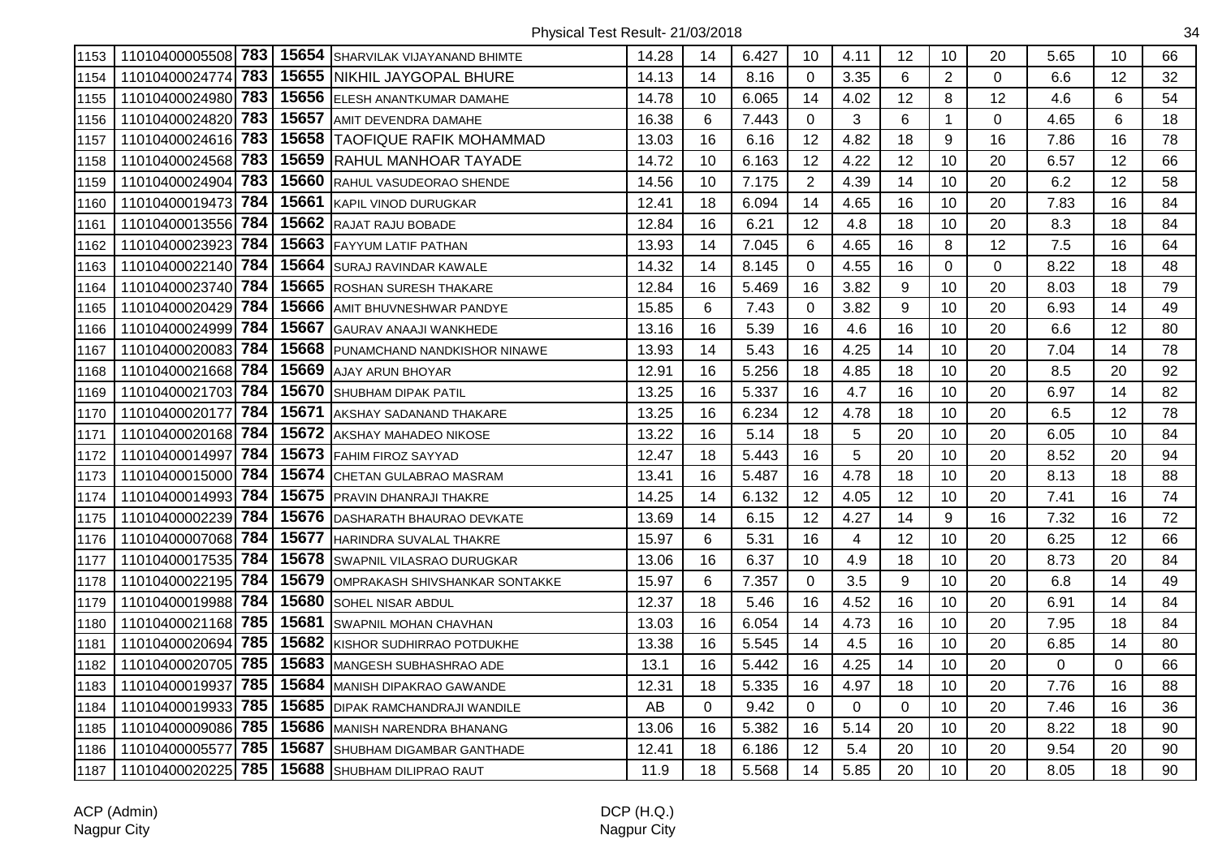Physical Test Result- 21/03/2018

| | | | | | | | | | | | | | | | |
|---|---|---|---|---|---|---|---|---|---|---|---|---|---|---|---|
| 1153 | 11010400005508 | **783** | **15654** | SHARVILAK VIJAYANAND BHIMTE | 14.28 | 14 | 6.427 | 10 | 4.11 | 12 | 10 | 20 | 5.65 | 10 | 66 |
| 1154 | 11010400024774 | **783** | **15655** | NIKHIL JAYGOPAL BHURE | 14.13 | 14 | 8.16 | 0 | 3.35 | 6 | 2 | 0 | 6.6 | 12 | 32 |
| 1155 | 11010400024980 | **783** | **15656** | ELESH ANANTKUMAR DAMAHE | 14.78 | 10 | 6.065 | 14 | 4.02 | 12 | 8 | 12 | 4.6 | 6 | 54 |
| 1156 | 11010400024820 | **783** | **15657** | AMIT DEVENDRA DAMAHE | 16.38 | 6 | 7.443 | 0 | 3 | 6 | 1 | 0 | 4.65 | 6 | 18 |
| 1157 | 11010400024616 | **783** | **15658** | TAOFIQUE RAFIK MOHAMMAD | 13.03 | 16 | 6.16 | 12 | 4.82 | 18 | 9 | 16 | 7.86 | 16 | 78 |
| 1158 | 11010400024568 | **783** | **15659** | RAHUL MANHOAR TAYADE | 14.72 | 10 | 6.163 | 12 | 4.22 | 12 | 10 | 20 | 6.57 | 12 | 66 |
| 1159 | 11010400024904 | **783** | **15660** | RAHUL VASUDEORAO SHENDE | 14.56 | 10 | 7.175 | 2 | 4.39 | 14 | 10 | 20 | 6.2 | 12 | 58 |
| 1160 | 11010400019473 | **784** | **15661** | KAPIL VINOD DURUGKAR | 12.41 | 18 | 6.094 | 14 | 4.65 | 16 | 10 | 20 | 7.83 | 16 | 84 |
| 1161 | 11010400013556 | **784** | **15662** | RAJAT RAJU BOBADE | 12.84 | 16 | 6.21 | 12 | 4.8 | 18 | 10 | 20 | 8.3 | 18 | 84 |
| 1162 | 11010400023923 | **784** | **15663** | FAYYUM LATIF PATHAN | 13.93 | 14 | 7.045 | 6 | 4.65 | 16 | 8 | 12 | 7.5 | 16 | 64 |
| 1163 | 11010400022140 | **784** | **15664** | SURAJ RAVINDAR KAWALE | 14.32 | 14 | 8.145 | 0 | 4.55 | 16 | 0 | 0 | 8.22 | 18 | 48 |
| 1164 | 11010400023740 | **784** | **15665** | ROSHAN SURESH THAKARE | 12.84 | 16 | 5.469 | 16 | 3.82 | 9 | 10 | 20 | 8.03 | 18 | 79 |
| 1165 | 11010400020429 | **784** | **15666** | AMIT BHUVNESHWAR PANDYE | 15.85 | 6 | 7.43 | 0 | 3.82 | 9 | 10 | 20 | 6.93 | 14 | 49 |
| 1166 | 11010400024999 | **784** | **15667** | GAURAV ANAAJI WANKHEDE | 13.16 | 16 | 5.39 | 16 | 4.6 | 16 | 10 | 20 | 6.6 | 12 | 80 |
| 1167 | 11010400020083 | **784** | **15668** | PUNAMCHAND NANDKISHOR NINAWE | 13.93 | 14 | 5.43 | 16 | 4.25 | 14 | 10 | 20 | 7.04 | 14 | 78 |
| 1168 | 11010400021668 | **784** | **15669** | AJAY ARUN BHOYAR | 12.91 | 16 | 5.256 | 18 | 4.85 | 18 | 10 | 20 | 8.5 | 20 | 92 |
| 1169 | 11010400021703 | **784** | **15670** | SHUBHAM DIPAK PATIL | 13.25 | 16 | 5.337 | 16 | 4.7 | 16 | 10 | 20 | 6.97 | 14 | 82 |
| 1170 | 11010400020177 | **784** | **15671** | AKSHAY SADANAND THAKARE | 13.25 | 16 | 6.234 | 12 | 4.78 | 18 | 10 | 20 | 6.5 | 12 | 78 |
| 1171 | 11010400020168 | **784** | **15672** | AKSHAY MAHADEO NIKOSE | 13.22 | 16 | 5.14 | 18 | 5 | 20 | 10 | 20 | 6.05 | 10 | 84 |
| 1172 | 11010400014997 | **784** | **15673** | FAHIM FIROZ SAYYAD | 12.47 | 18 | 5.443 | 16 | 5 | 20 | 10 | 20 | 8.52 | 20 | 94 |
| 1173 | 11010400015000 | **784** | **15674** | CHETAN GULABRAO MASRAM | 13.41 | 16 | 5.487 | 16 | 4.78 | 18 | 10 | 20 | 8.13 | 18 | 88 |
| 1174 | 11010400014993 | **784** | **15675** | PRAVIN DHANRAJI THAKRE | 14.25 | 14 | 6.132 | 12 | 4.05 | 12 | 10 | 20 | 7.41 | 16 | 74 |
| 1175 | 11010400002239 | **784** | **15676** | DASHARATH BHAURAO DEVKATE | 13.69 | 14 | 6.15 | 12 | 4.27 | 14 | 9 | 16 | 7.32 | 16 | 72 |
| 1176 | 11010400007068 | **784** | **15677** | HARINDRA SUVALAL THAKRE | 15.97 | 6 | 5.31 | 16 | 4 | 12 | 10 | 20 | 6.25 | 12 | 66 |
| 1177 | 11010400017535 | **784** | **15678** | SWAPNIL VILASRAO DURUGKAR | 13.06 | 16 | 6.37 | 10 | 4.9 | 18 | 10 | 20 | 8.73 | 20 | 84 |
| 1178 | 11010400022195 | **784** | **15679** | OMPRAKASH SHIVSHANKAR SONTAKKE | 15.97 | 6 | 7.357 | 0 | 3.5 | 9 | 10 | 20 | 6.8 | 14 | 49 |
| 1179 | 11010400019988 | **784** | **15680** | SOHEL NISAR ABDUL | 12.37 | 18 | 5.46 | 16 | 4.52 | 16 | 10 | 20 | 6.91 | 14 | 84 |
| 1180 | 11010400021168 | **785** | **15681** | SWAPNIL MOHAN CHAVHAN | 13.03 | 16 | 6.054 | 14 | 4.73 | 16 | 10 | 20 | 7.95 | 18 | 84 |
| 1181 | 11010400020694 | **785** | **15682** | KISHOR SUDHIRRAO POTDUKHE | 13.38 | 16 | 5.545 | 14 | 4.5 | 16 | 10 | 20 | 6.85 | 14 | 80 |
| 1182 | 11010400020705 | **785** | **15683** | MANGESH SUBHASHRAO ADE | 13.1 | 16 | 5.442 | 16 | 4.25 | 14 | 10 | 20 | 0 | 0 | 66 |
| 1183 | 11010400019937 | **785** | **15684** | MANISH DIPAKRAO GAWANDE | 12.31 | 18 | 5.335 | 16 | 4.97 | 18 | 10 | 20 | 7.76 | 16 | 88 |
| 1184 | 11010400019933 | **785** | **15685** | DIPAK RAMCHANDRAJI WANDILE | AB | 0 | 9.42 | 0 | 0 | 0 | 10 | 20 | 7.46 | 16 | 36 |
| 1185 | 11010400009086 | **785** | **15686** | MANISH NARENDRA BHANANG | 13.06 | 16 | 5.382 | 16 | 5.14 | 20 | 10 | 20 | 8.22 | 18 | 90 |
| 1186 | 11010400005577 | **785** | **15687** | SHUBHAM DIGAMBAR GANTHADE | 12.41 | 18 | 6.186 | 12 | 5.4 | 20 | 10 | 20 | 9.54 | 20 | 90 |
| 1187 | 11010400020225 | **785** | **15688** | SHUBHAM DILIPRAO RAUT | 11.9 | 18 | 5.568 | 14 | 5.85 | 20 | 10 | 20 | 8.05 | 18 | 90 |

ACP (Admin)
Nagpur City

DCP (H.Q.)
Nagpur City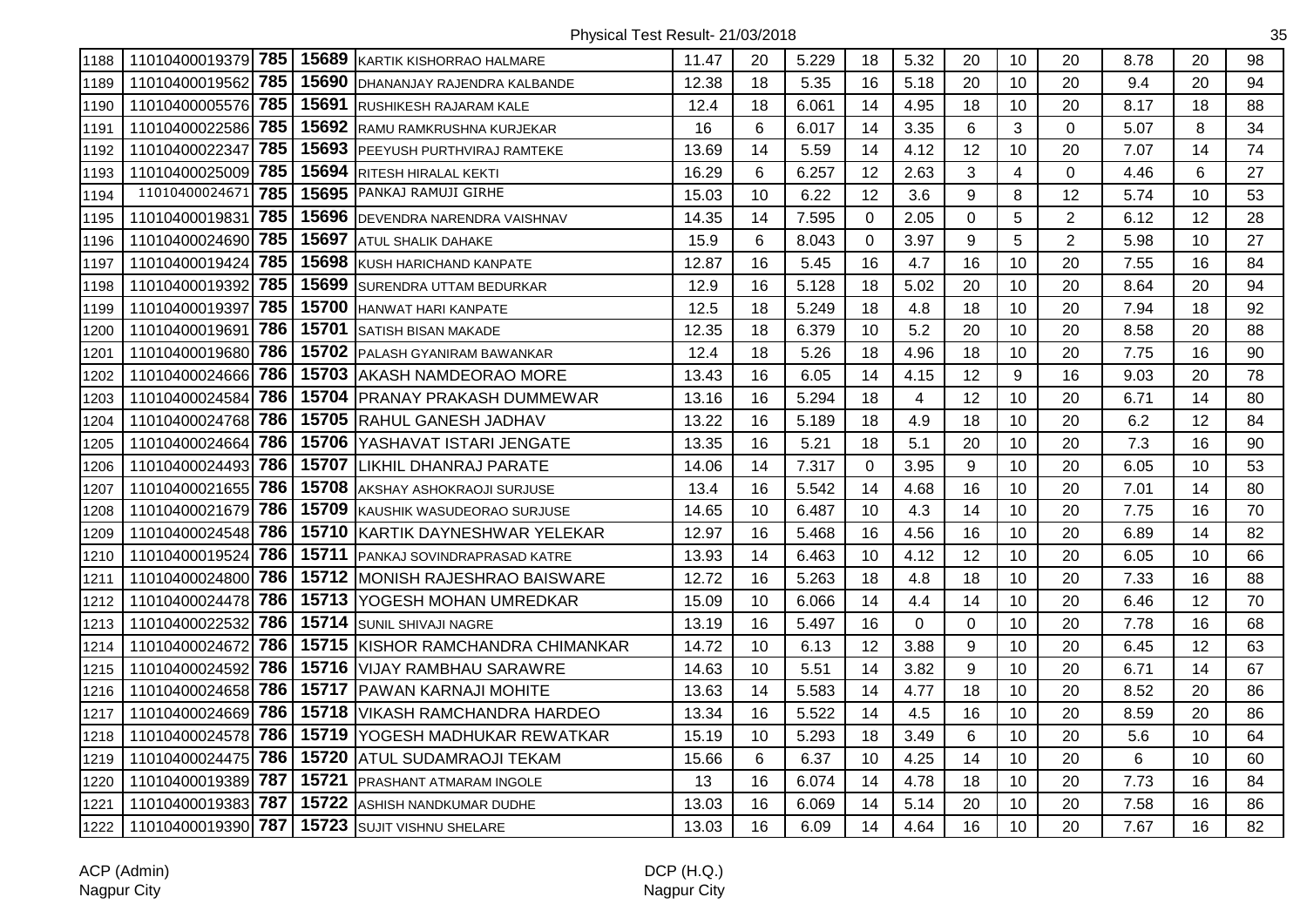Physical Test Result- 21/03/2018

| | | | | | | | | | | | | | | | |
|---|---|---|---|---|---|---|---|---|---|---|---|---|---|---|---|
| 1188 | 11010400019379 | 785 | 15689 | KARTIK KISHORRAO HALMARE | 11.47 | 20 | 5.229 | 18 | 5.32 | 20 | 10 | 20 | 8.78 | 20 | 98 |
| 1189 | 11010400019562 | 785 | 15690 | DHANANJAY RAJENDRA KALBANDE | 12.38 | 18 | 5.35 | 16 | 5.18 | 20 | 10 | 20 | 9.4 | 20 | 94 |
| 1190 | 11010400005576 | 785 | 15691 | RUSHIKESH RAJARAM KALE | 12.4 | 18 | 6.061 | 14 | 4.95 | 18 | 10 | 20 | 8.17 | 18 | 88 |
| 1191 | 11010400022586 | 785 | 15692 | RAMU RAMKRUSHNA KURJEKAR | 16 | 6 | 6.017 | 14 | 3.35 | 6 | 3 | 0 | 5.07 | 8 | 34 |
| 1192 | 11010400022347 | 785 | 15693 | PEEYUSH PURTHVIRAJ RAMTEKE | 13.69 | 14 | 5.59 | 14 | 4.12 | 12 | 10 | 20 | 7.07 | 14 | 74 |
| 1193 | 11010400025009 | 785 | 15694 | RITESH HIRALAL KEKTI | 16.29 | 6 | 6.257 | 12 | 2.63 | 3 | 4 | 0 | 4.46 | 6 | 27 |
| 1194 | 11010400024671 | 785 | 15695 | PANKAJ RAMUJI GIRHE | 15.03 | 10 | 6.22 | 12 | 3.6 | 9 | 8 | 12 | 5.74 | 10 | 53 |
| 1195 | 11010400019831 | 785 | 15696 | DEVENDRA NARENDRA VAISHNAV | 14.35 | 14 | 7.595 | 0 | 2.05 | 0 | 5 | 2 | 6.12 | 12 | 28 |
| 1196 | 11010400024690 | 785 | 15697 | ATUL SHALIK DAHAKE | 15.9 | 6 | 8.043 | 0 | 3.97 | 9 | 5 | 2 | 5.98 | 10 | 27 |
| 1197 | 11010400019424 | 785 | 15698 | KUSH HARICHAND KANPATE | 12.87 | 16 | 5.45 | 16 | 4.7 | 16 | 10 | 20 | 7.55 | 16 | 84 |
| 1198 | 11010400019392 | 785 | 15699 | SURENDRA UTTAM BEDURKAR | 12.9 | 16 | 5.128 | 18 | 5.02 | 20 | 10 | 20 | 8.64 | 20 | 94 |
| 1199 | 11010400019397 | 785 | 15700 | HANWAT HARI KANPATE | 12.5 | 18 | 5.249 | 18 | 4.8 | 18 | 10 | 20 | 7.94 | 18 | 92 |
| 1200 | 11010400019691 | 786 | 15701 | SATISH BISAN MAKADE | 12.35 | 18 | 6.379 | 10 | 5.2 | 20 | 10 | 20 | 8.58 | 20 | 88 |
| 1201 | 11010400019680 | 786 | 15702 | PALASH GYANIRAM BAWANKAR | 12.4 | 18 | 5.26 | 18 | 4.96 | 18 | 10 | 20 | 7.75 | 16 | 90 |
| 1202 | 11010400024666 | 786 | 15703 | AKASH NAMDEORAO MORE | 13.43 | 16 | 6.05 | 14 | 4.15 | 12 | 9 | 16 | 9.03 | 20 | 78 |
| 1203 | 11010400024584 | 786 | 15704 | PRANAY PRAKASH DUMMEWAR | 13.16 | 16 | 5.294 | 18 | 4 | 12 | 10 | 20 | 6.71 | 14 | 80 |
| 1204 | 11010400024768 | 786 | 15705 | RAHUL GANESH JADHAV | 13.22 | 16 | 5.189 | 18 | 4.9 | 18 | 10 | 20 | 6.2 | 12 | 84 |
| 1205 | 11010400024664 | 786 | 15706 | YASHAVAT ISTARI JENGATE | 13.35 | 16 | 5.21 | 18 | 5.1 | 20 | 10 | 20 | 7.3 | 16 | 90 |
| 1206 | 11010400024493 | 786 | 15707 | LIKHIL DHANRAJ PARATE | 14.06 | 14 | 7.317 | 0 | 3.95 | 9 | 10 | 20 | 6.05 | 10 | 53 |
| 1207 | 11010400021655 | 786 | 15708 | AKSHAY ASHOKRAOJI SURJUSE | 13.4 | 16 | 5.542 | 14 | 4.68 | 16 | 10 | 20 | 7.01 | 14 | 80 |
| 1208 | 11010400021679 | 786 | 15709 | KAUSHIK WASUDEORAO SURJUSE | 14.65 | 10 | 6.487 | 10 | 4.3 | 14 | 10 | 20 | 7.75 | 16 | 70 |
| 1209 | 11010400024548 | 786 | 15710 | KARTIK DAYNESHWAR YELEKAR | 12.97 | 16 | 5.468 | 16 | 4.56 | 16 | 10 | 20 | 6.89 | 14 | 82 |
| 1210 | 11010400019524 | 786 | 15711 | PANKAJ SOVINDRAPRASAD KATRE | 13.93 | 14 | 6.463 | 10 | 4.12 | 12 | 10 | 20 | 6.05 | 10 | 66 |
| 1211 | 11010400024800 | 786 | 15712 | MONISH RAJESHRAO BAISWARE | 12.72 | 16 | 5.263 | 18 | 4.8 | 18 | 10 | 20 | 7.33 | 16 | 88 |
| 1212 | 11010400024478 | 786 | 15713 | YOGESH MOHAN UMREDKAR | 15.09 | 10 | 6.066 | 14 | 4.4 | 14 | 10 | 20 | 6.46 | 12 | 70 |
| 1213 | 11010400022532 | 786 | 15714 | SUNIL SHIVAJI NAGRE | 13.19 | 16 | 5.497 | 16 | 0 | 0 | 10 | 20 | 7.78 | 16 | 68 |
| 1214 | 11010400024672 | 786 | 15715 | KISHOR RAMCHANDRA CHIMANKAR | 14.72 | 10 | 6.13 | 12 | 3.88 | 9 | 10 | 20 | 6.45 | 12 | 63 |
| 1215 | 11010400024592 | 786 | 15716 | VIJAY RAMBHAU SARAWRE | 14.63 | 10 | 5.51 | 14 | 3.82 | 9 | 10 | 20 | 6.71 | 14 | 67 |
| 1216 | 11010400024658 | 786 | 15717 | PAWAN KARNAJI MOHITE | 13.63 | 14 | 5.583 | 14 | 4.77 | 18 | 10 | 20 | 8.52 | 20 | 86 |
| 1217 | 11010400024669 | 786 | 15718 | VIKASH RAMCHANDRA HARDEO | 13.34 | 16 | 5.522 | 14 | 4.5 | 16 | 10 | 20 | 8.59 | 20 | 86 |
| 1218 | 11010400024578 | 786 | 15719 | YOGESH MADHUKAR REWATKAR | 15.19 | 10 | 5.293 | 18 | 3.49 | 6 | 10 | 20 | 5.6 | 10 | 64 |
| 1219 | 11010400024475 | 786 | 15720 | ATUL SUDAMRAOJI TEKAM | 15.66 | 6 | 6.37 | 10 | 4.25 | 14 | 10 | 20 | 6 | 10 | 60 |
| 1220 | 11010400019389 | 787 | 15721 | PRASHANT ATMARAM INGOLE | 13 | 16 | 6.074 | 14 | 4.78 | 18 | 10 | 20 | 7.73 | 16 | 84 |
| 1221 | 11010400019383 | 787 | 15722 | ASHISH NANDKUMAR DUDHE | 13.03 | 16 | 6.069 | 14 | 5.14 | 20 | 10 | 20 | 7.58 | 16 | 86 |
| 1222 | 11010400019390 | 787 | 15723 | SUJIT VISHNU SHELARE | 13.03 | 16 | 6.09 | 14 | 4.64 | 16 | 10 | 20 | 7.67 | 16 | 82 |

ACP (Admin)
Nagpur City

DCP (H.Q.)
Nagpur City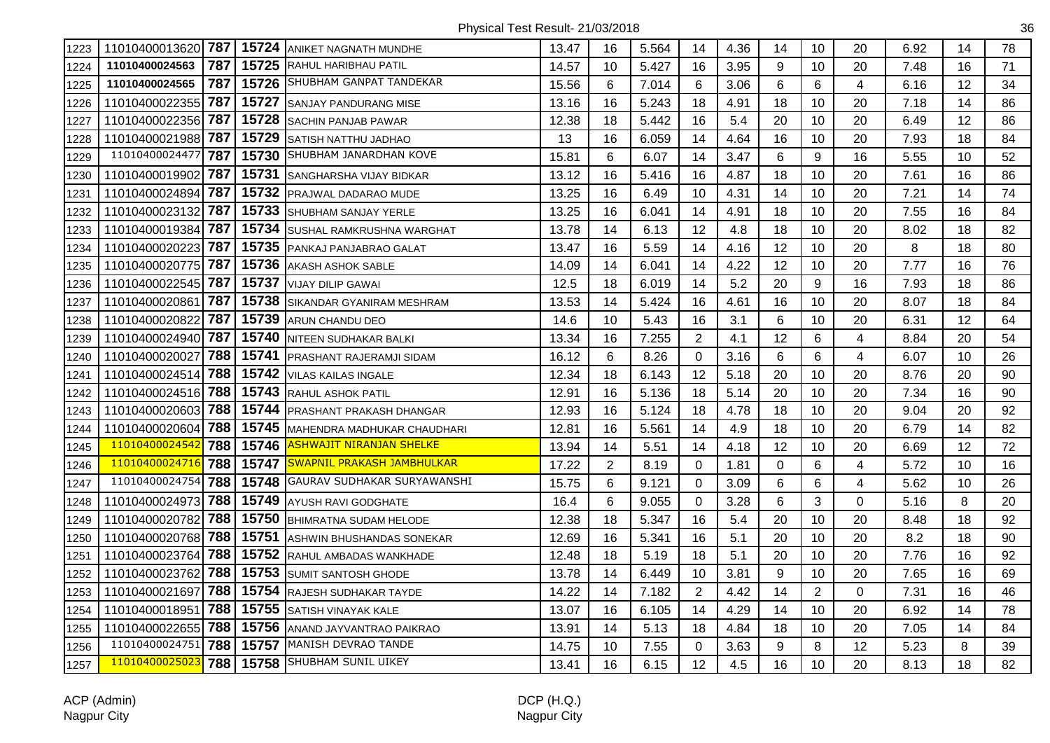# Physical Test Result- 21/03/2018

| | | | | | | | | | | | | | | |
|---|---|---|---|---|---|---|---|---|---|---|---|---|---|---|
| 1223 | 11010400013620 | 787 | 15724 | ANIKET NAGNATH MUNDHE | 13.47 | 16 | 5.564 | 14 | 4.36 | 14 | 10 | 20 | 6.92 | 14 | 78 |
| 1224 | 11010400024563 | 787 | 15725 | RAHUL HARIBHAU PATIL | 14.57 | 10 | 5.427 | 16 | 3.95 | 9 | 10 | 20 | 7.48 | 16 | 71 |
| 1225 | 11010400024565 | 787 | 15726 | SHUBHAM GANPAT TANDEKAR | 15.56 | 6 | 7.014 | 6 | 3.06 | 6 | 6 | 4 | 6.16 | 12 | 34 |
| 1226 | 11010400022355 | 787 | 15727 | SANJAY PANDURANG MISE | 13.16 | 16 | 5.243 | 18 | 4.91 | 18 | 10 | 20 | 7.18 | 14 | 86 |
| 1227 | 11010400022356 | 787 | 15728 | SACHIN PANJAB PAWAR | 12.38 | 18 | 5.442 | 16 | 5.4 | 20 | 10 | 20 | 6.49 | 12 | 86 |
| 1228 | 11010400021988 | 787 | 15729 | SATISH NATTHU JADHAO | 13 | 16 | 6.059 | 14 | 4.64 | 16 | 10 | 20 | 7.93 | 18 | 84 |
| 1229 | 11010400024477 | 787 | 15730 | SHUBHAM JANARDHAN KOVE | 15.81 | 6 | 6.07 | 14 | 3.47 | 6 | 9 | 16 | 5.55 | 10 | 52 |
| 1230 | 11010400019902 | 787 | 15731 | SANGHARSHA VIJAY BIDKAR | 13.12 | 16 | 5.416 | 16 | 4.87 | 18 | 10 | 20 | 7.61 | 16 | 86 |
| 1231 | 11010400024894 | 787 | 15732 | PRAJWAL DADARAO MUDE | 13.25 | 16 | 6.49 | 10 | 4.31 | 14 | 10 | 20 | 7.21 | 14 | 74 |
| 1232 | 11010400023132 | 787 | 15733 | SHUBHAM SANJAY YERLE | 13.25 | 16 | 6.041 | 14 | 4.91 | 18 | 10 | 20 | 7.55 | 16 | 84 |
| 1233 | 11010400019384 | 787 | 15734 | SUSHAL RAMKRUSHNA WARGHAT | 13.78 | 14 | 6.13 | 12 | 4.8 | 18 | 10 | 20 | 8.02 | 18 | 82 |
| 1234 | 11010400020223 | 787 | 15735 | PANKAJ PANJABRAO GALAT | 13.47 | 16 | 5.59 | 14 | 4.16 | 12 | 10 | 20 | 8 | 18 | 80 |
| 1235 | 11010400020775 | 787 | 15736 | AKASH ASHOK SABLE | 14.09 | 14 | 6.041 | 14 | 4.22 | 12 | 10 | 20 | 7.77 | 16 | 76 |
| 1236 | 11010400022545 | 787 | 15737 | VIJAY DILIP GAWAI | 12.5 | 18 | 6.019 | 14 | 5.2 | 20 | 9 | 16 | 7.93 | 18 | 86 |
| 1237 | 11010400020861 | 787 | 15738 | SIKANDAR GYANIRAM MESHRAM | 13.53 | 14 | 5.424 | 16 | 4.61 | 16 | 10 | 20 | 8.07 | 18 | 84 |
| 1238 | 11010400020822 | 787 | 15739 | ARUN CHANDU DEO | 14.6 | 10 | 5.43 | 16 | 3.1 | 6 | 10 | 20 | 6.31 | 12 | 64 |
| 1239 | 11010400024940 | 787 | 15740 | NITEEN SUDHAKAR BALKI | 13.34 | 16 | 7.255 | 2 | 4.1 | 12 | 6 | 4 | 8.84 | 20 | 54 |
| 1240 | 11010400020027 | 788 | 15741 | PRASHANT RAJERAMJI SIDAM | 16.12 | 6 | 8.26 | 0 | 3.16 | 6 | 6 | 4 | 6.07 | 10 | 26 |
| 1241 | 11010400024514 | 788 | 15742 | VILAS KAILAS INGALE | 12.34 | 18 | 6.143 | 12 | 5.18 | 20 | 10 | 20 | 8.76 | 20 | 90 |
| 1242 | 11010400024516 | 788 | 15743 | RAHUL ASHOK PATIL | 12.91 | 16 | 5.136 | 18 | 5.14 | 20 | 10 | 20 | 7.34 | 16 | 90 |
| 1243 | 11010400020603 | 788 | 15744 | PRASHANT PRAKASH DHANGAR | 12.93 | 16 | 5.124 | 18 | 4.78 | 18 | 10 | 20 | 9.04 | 20 | 92 |
| 1244 | 11010400020604 | 788 | 15745 | MAHENDRA MADHUKAR CHAUDHARI | 12.81 | 16 | 5.561 | 14 | 4.9 | 18 | 10 | 20 | 6.79 | 14 | 82 |
| 1245 | 11010400024542 | 788 | 15746 | ASHWAJIT NIRANJAN SHELKE | 13.94 | 14 | 5.51 | 14 | 4.18 | 12 | 10 | 20 | 6.69 | 12 | 72 |
| 1246 | 11010400024716 | 788 | 15747 | SWAPNIL PRAKASH JAMBHULKAR | 17.22 | 2 | 8.19 | 0 | 1.81 | 0 | 6 | 4 | 5.72 | 10 | 16 |
| 1247 | 11010400024754 | 788 | 15748 | GAURAV SUDHAKAR SURYAWANSHI | 15.75 | 6 | 9.121 | 0 | 3.09 | 6 | 6 | 4 | 5.62 | 10 | 26 |
| 1248 | 11010400024973 | 788 | 15749 | AYUSH RAVI GODGHATE | 16.4 | 6 | 9.055 | 0 | 3.28 | 6 | 3 | 0 | 5.16 | 8 | 20 |
| 1249 | 11010400020782 | 788 | 15750 | BHIMRATNA SUDAM HELODE | 12.38 | 18 | 5.347 | 16 | 5.4 | 20 | 10 | 20 | 8.48 | 18 | 92 |
| 1250 | 11010400020768 | 788 | 15751 | ASHWIN BHUSHANDAS SONEKAR | 12.69 | 16 | 5.341 | 16 | 5.1 | 20 | 10 | 20 | 8.2 | 18 | 90 |
| 1251 | 11010400023764 | 788 | 15752 | RAHUL AMBADAS WANKHADE | 12.48 | 18 | 5.19 | 18 | 5.1 | 20 | 10 | 20 | 7.76 | 16 | 92 |
| 1252 | 11010400023762 | 788 | 15753 | SUMIT SANTOSH GHODE | 13.78 | 14 | 6.449 | 10 | 3.81 | 9 | 10 | 20 | 7.65 | 16 | 69 |
| 1253 | 11010400021697 | 788 | 15754 | RAJESH SUDHAKAR TAYDE | 14.22 | 14 | 7.182 | 2 | 4.42 | 14 | 2 | 0 | 7.31 | 16 | 46 |
| 1254 | 11010400018951 | 788 | 15755 | SATISH VINAYAK KALE | 13.07 | 16 | 6.105 | 14 | 4.29 | 14 | 10 | 20 | 6.92 | 14 | 78 |
| 1255 | 11010400022655 | 788 | 15756 | ANAND JAYVANTRAO PAIKRAO | 13.91 | 14 | 5.13 | 18 | 4.84 | 18 | 10 | 20 | 7.05 | 14 | 84 |
| 1256 | 11010400024751 | 788 | 15757 | MANISH DEVRAO TANDE | 14.75 | 10 | 7.55 | 0 | 3.63 | 9 | 8 | 12 | 5.23 | 8 | 39 |
| 1257 | 11010400025023 | 788 | 15758 | SHUBHAM SUNIL UIKEY | 13.41 | 16 | 6.15 | 12 | 4.5 | 16 | 10 | 20 | 8.13 | 18 | 82 |

ACP (Admin)
Nagpur City

DCP (H.Q.)
Nagpur City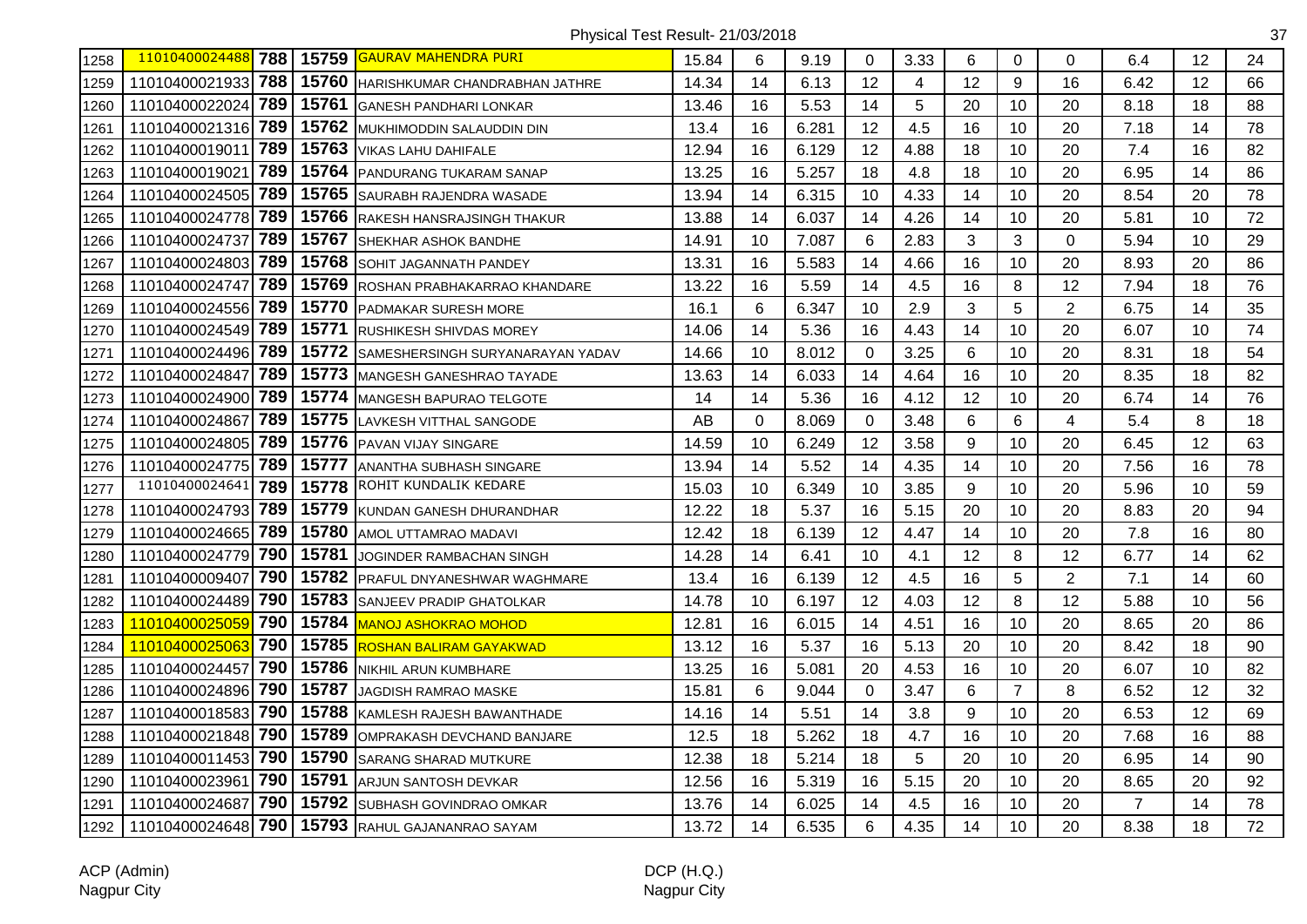Physical Test Result- 21/03/2018

| | | | | | | | | | | | | | | | |
|---|---|---|---|---|---|---|---|---|---|---|---|---|---|---|---|
| 1258 | 11010400024488 | 788 | 15759 | GAURAV MAHENDRA PURI | 15.84 | 6 | 9.19 | 0 | 3.33 | 6 | 0 | 0 | 6.4 | 12 | 24 |
| 1259 | 11010400021933 | 788 | 15760 | HARISHKUMAR CHANDRABHAN JATHRE | 14.34 | 14 | 6.13 | 12 | 4 | 12 | 9 | 16 | 6.42 | 12 | 66 |
| 1260 | 11010400022024 | 789 | 15761 | GANESH PANDHARI LONKAR | 13.46 | 16 | 5.53 | 14 | 5 | 20 | 10 | 20 | 8.18 | 18 | 88 |
| 1261 | 11010400021316 | 789 | 15762 | MUKHIMODDIN SALAUDDIN DIN | 13.4 | 16 | 6.281 | 12 | 4.5 | 16 | 10 | 20 | 7.18 | 14 | 78 |
| 1262 | 11010400019011 | 789 | 15763 | VIKAS LAHU DAHIFALE | 12.94 | 16 | 6.129 | 12 | 4.88 | 18 | 10 | 20 | 7.4 | 16 | 82 |
| 1263 | 11010400019021 | 789 | 15764 | PANDURANG TUKARAM SANAP | 13.25 | 16 | 5.257 | 18 | 4.8 | 18 | 10 | 20 | 6.95 | 14 | 86 |
| 1264 | 11010400024505 | 789 | 15765 | SAURABH RAJENDRA WASADE | 13.94 | 14 | 6.315 | 10 | 4.33 | 14 | 10 | 20 | 8.54 | 20 | 78 |
| 1265 | 11010400024778 | 789 | 15766 | RAKESH HANSRAJSINGH THAKUR | 13.88 | 14 | 6.037 | 14 | 4.26 | 14 | 10 | 20 | 5.81 | 10 | 72 |
| 1266 | 11010400024737 | 789 | 15767 | SHEKHAR ASHOK BANDHE | 14.91 | 10 | 7.087 | 6 | 2.83 | 3 | 3 | 0 | 5.94 | 10 | 29 |
| 1267 | 11010400024803 | 789 | 15768 | SOHIT JAGANNATH PANDEY | 13.31 | 16 | 5.583 | 14 | 4.66 | 16 | 10 | 20 | 8.93 | 20 | 86 |
| 1268 | 11010400024747 | 789 | 15769 | ROSHAN PRABHAKARRAO KHANDARE | 13.22 | 16 | 5.59 | 14 | 4.5 | 16 | 8 | 12 | 7.94 | 18 | 76 |
| 1269 | 11010400024556 | 789 | 15770 | PADMAKAR SURESH MORE | 16.1 | 6 | 6.347 | 10 | 2.9 | 3 | 5 | 2 | 6.75 | 14 | 35 |
| 1270 | 11010400024549 | 789 | 15771 | RUSHIKESH SHIVDAS MOREY | 14.06 | 14 | 5.36 | 16 | 4.43 | 14 | 10 | 20 | 6.07 | 10 | 74 |
| 1271 | 11010400024496 | 789 | 15772 | SAMESHERSINGH SURYANARAYAN YADAV | 14.66 | 10 | 8.012 | 0 | 3.25 | 6 | 10 | 20 | 8.31 | 18 | 54 |
| 1272 | 11010400024847 | 789 | 15773 | MANGESH GANESHRAO TAYADE | 13.63 | 14 | 6.033 | 14 | 4.64 | 16 | 10 | 20 | 8.35 | 18 | 82 |
| 1273 | 11010400024900 | 789 | 15774 | MANGESH BAPURAO TELGOTE | 14 | 14 | 5.36 | 16 | 4.12 | 12 | 10 | 20 | 6.74 | 14 | 76 |
| 1274 | 11010400024867 | 789 | 15775 | LAVKESH VITTHAL SANGODE | AB | 0 | 8.069 | 0 | 3.48 | 6 | 6 | 4 | 5.4 | 8 | 18 |
| 1275 | 11010400024805 | 789 | 15776 | PAVAN VIJAY SINGARE | 14.59 | 10 | 6.249 | 12 | 3.58 | 9 | 10 | 20 | 6.45 | 12 | 63 |
| 1276 | 11010400024775 | 789 | 15777 | ANANTHA SUBHASH SINGARE | 13.94 | 14 | 5.52 | 14 | 4.35 | 14 | 10 | 20 | 7.56 | 16 | 78 |
| 1277 | 11010400024641 | 789 | 15778 | ROHIT KUNDALIK KEDARE | 15.03 | 10 | 6.349 | 10 | 3.85 | 9 | 10 | 20 | 5.96 | 10 | 59 |
| 1278 | 11010400024793 | 789 | 15779 | KUNDAN GANESH DHURANDHAR | 12.22 | 18 | 5.37 | 16 | 5.15 | 20 | 10 | 20 | 8.83 | 20 | 94 |
| 1279 | 11010400024665 | 789 | 15780 | AMOL UTTAMRAO MADAVI | 12.42 | 18 | 6.139 | 12 | 4.47 | 14 | 10 | 20 | 7.8 | 16 | 80 |
| 1280 | 11010400024779 | 790 | 15781 | JOGINDER RAMBACHAN SINGH | 14.28 | 14 | 6.41 | 10 | 4.1 | 12 | 8 | 12 | 6.77 | 14 | 62 |
| 1281 | 11010400009407 | 790 | 15782 | PRAFUL DNYANESHWAR WAGHMARE | 13.4 | 16 | 6.139 | 12 | 4.5 | 16 | 5 | 2 | 7.1 | 14 | 60 |
| 1282 | 11010400024489 | 790 | 15783 | SANJEEV PRADIP GHATOLKAR | 14.78 | 10 | 6.197 | 12 | 4.03 | 12 | 8 | 12 | 5.88 | 10 | 56 |
| 1283 | 11010400025059 | 790 | 15784 | MANOJ ASHOKRAO MOHOD | 12.81 | 16 | 6.015 | 14 | 4.51 | 16 | 10 | 20 | 8.65 | 20 | 86 |
| 1284 | 11010400025063 | 790 | 15785 | ROSHAN BALIRAM GAYAKWAD | 13.12 | 16 | 5.37 | 16 | 5.13 | 20 | 10 | 20 | 8.42 | 18 | 90 |
| 1285 | 11010400024457 | 790 | 15786 | NIKHIL ARUN KUMBHARE | 13.25 | 16 | 5.081 | 20 | 4.53 | 16 | 10 | 20 | 6.07 | 10 | 82 |
| 1286 | 11010400024896 | 790 | 15787 | JAGDISH RAMRAO MASKE | 15.81 | 6 | 9.044 | 0 | 3.47 | 6 | 7 | 8 | 6.52 | 12 | 32 |
| 1287 | 11010400018583 | 790 | 15788 | KAMLESH RAJESH BAWANTHADE | 14.16 | 14 | 5.51 | 14 | 3.8 | 9 | 10 | 20 | 6.53 | 12 | 69 |
| 1288 | 11010400021848 | 790 | 15789 | OMPRAKASH DEVCHAND BANJARE | 12.5 | 18 | 5.262 | 18 | 4.7 | 16 | 10 | 20 | 7.68 | 16 | 88 |
| 1289 | 11010400011453 | 790 | 15790 | SARANG SHARAD MUTKURE | 12.38 | 18 | 5.214 | 18 | 5 | 20 | 10 | 20 | 6.95 | 14 | 90 |
| 1290 | 11010400023961 | 790 | 15791 | ARJUN SANTOSH DEVKAR | 12.56 | 16 | 5.319 | 16 | 5.15 | 20 | 10 | 20 | 8.65 | 20 | 92 |
| 1291 | 11010400024687 | 790 | 15792 | SUBHASH GOVINDRAO OMKAR | 13.76 | 14 | 6.025 | 14 | 4.5 | 16 | 10 | 20 | 7 | 14 | 78 |
| 1292 | 11010400024648 | 790 | 15793 | RAHUL GAJANANRAO SAYAM | 13.72 | 14 | 6.535 | 6 | 4.35 | 14 | 10 | 20 | 8.38 | 18 | 72 |

ACP (Admin)
Nagpur City

DCP (H.Q.)
Nagpur City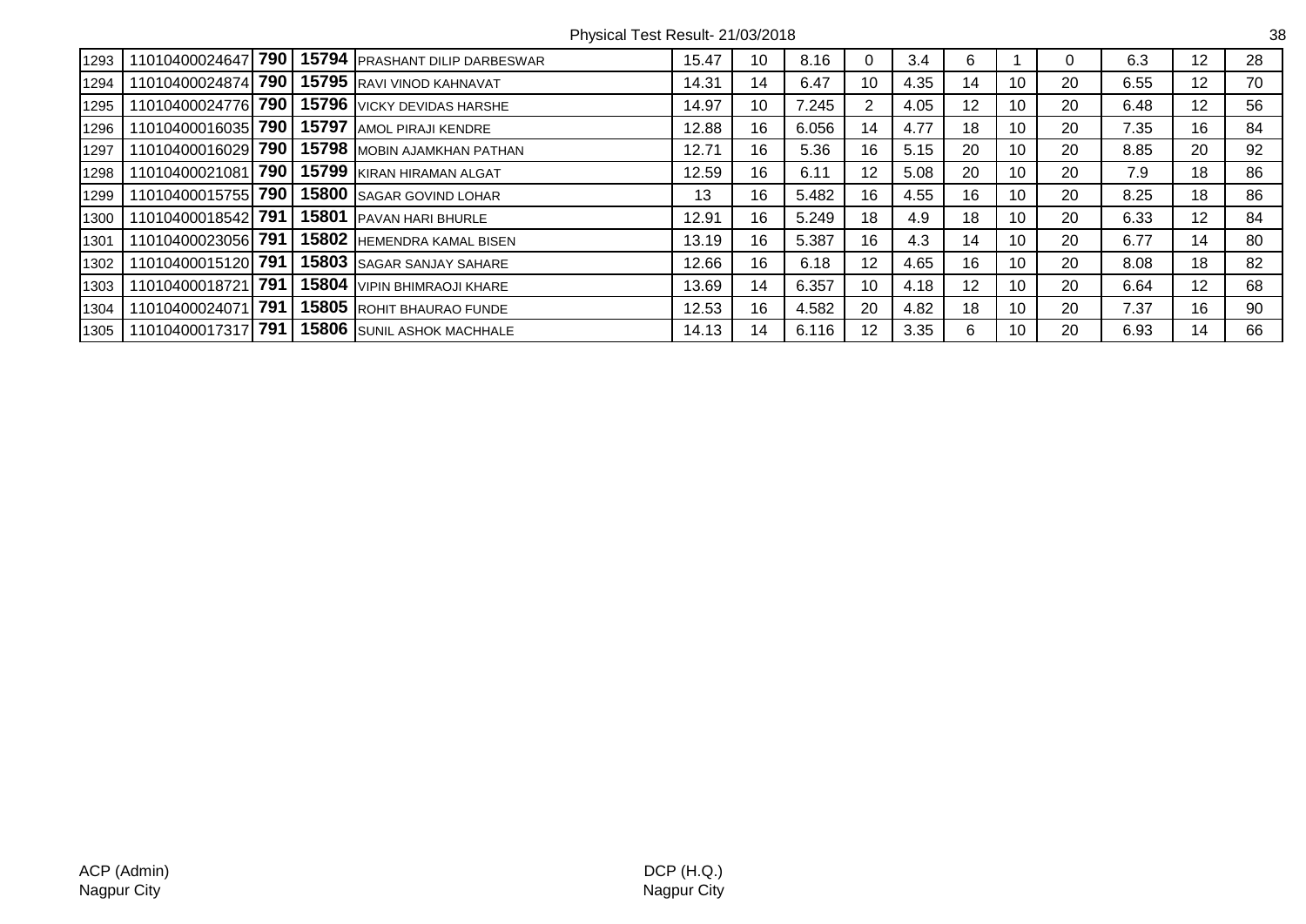Physical Test Result- 21/03/2018

| | | | | | | | | | | | | | | | |
|---|---|---|---|---|---|---|---|---|---|---|---|---|---|---|---|
| 1293 | 11010400024647 | **790** | **15794** | PRASHANT DILIP DARBESWAR | 15.47 | 10 | 8.16 | 0 | 3.4 | 6 | 1 | 0 | 6.3 | 12 | 28 |
| 1294 | 11010400024874 | **790** | **15795** | RAVI VINOD KAHNAVAT | 14.31 | 14 | 6.47 | 10 | 4.35 | 14 | 10 | 20 | 6.55 | 12 | 70 |
| 1295 | 11010400024776 | **790** | **15796** | VICKY DEVIDAS HARSHE | 14.97 | 10 | 7.245 | 2 | 4.05 | 12 | 10 | 20 | 6.48 | 12 | 56 |
| 1296 | 11010400016035 | **790** | **15797** | AMOL PIRAJI KENDRE | 12.88 | 16 | 6.056 | 14 | 4.77 | 18 | 10 | 20 | 7.35 | 16 | 84 |
| 1297 | 11010400016029 | **790** | **15798** | MOBIN AJAMKHAN PATHAN | 12.71 | 16 | 5.36 | 16 | 5.15 | 20 | 10 | 20 | 8.85 | 20 | 92 |
| 1298 | 11010400021081 | **790** | **15799** | KIRAN HIRAMAN ALGAT | 12.59 | 16 | 6.11 | 12 | 5.08 | 20 | 10 | 20 | 7.9 | 18 | 86 |
| 1299 | 11010400015755 | **790** | **15800** | SAGAR GOVIND LOHAR | 13 | 16 | 5.482 | 16 | 4.55 | 16 | 10 | 20 | 8.25 | 18 | 86 |
| 1300 | 11010400018542 | **791** | **15801** | PAVAN HARI BHURLE | 12.91 | 16 | 5.249 | 18 | 4.9 | 18 | 10 | 20 | 6.33 | 12 | 84 |
| 1301 | 11010400023056 | **791** | **15802** | HEMENDRA KAMAL BISEN | 13.19 | 16 | 5.387 | 16 | 4.3 | 14 | 10 | 20 | 6.77 | 14 | 80 |
| 1302 | 11010400015120 | **791** | **15803** | SAGAR SANJAY SAHARE | 12.66 | 16 | 6.18 | 12 | 4.65 | 16 | 10 | 20 | 8.08 | 18 | 82 |
| 1303 | 11010400018721 | **791** | **15804** | VIPIN BHIMRAOJI KHARE | 13.69 | 14 | 6.357 | 10 | 4.18 | 12 | 10 | 20 | 6.64 | 12 | 68 |
| 1304 | 11010400024071 | **791** | **15805** | ROHIT BHAURAO FUNDE | 12.53 | 16 | 4.582 | 20 | 4.82 | 18 | 10 | 20 | 7.37 | 16 | 90 |
| 1305 | 11010400017317 | **791** | **15806** | SUNIL ASHOK MACHHALE | 14.13 | 14 | 6.116 | 12 | 3.35 | 6 | 10 | 20 | 6.93 | 14 | 66 |

ACP (Admin)
Nagpur City

DCP (H.Q.)
Nagpur City